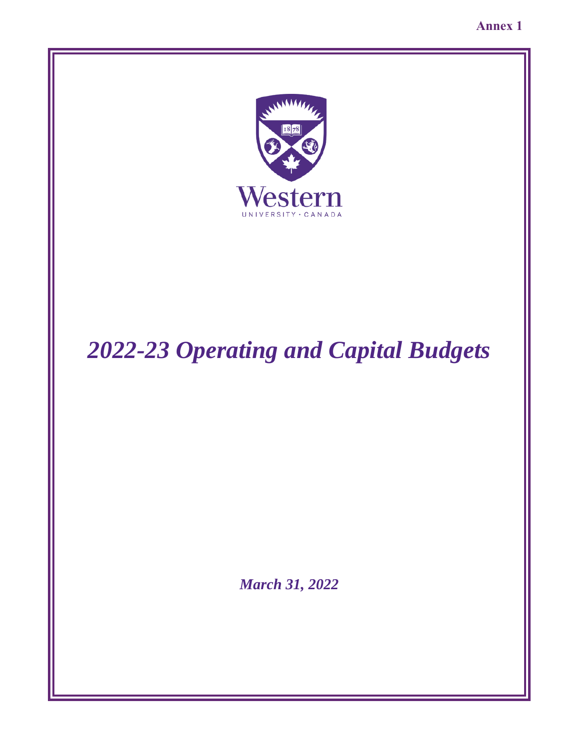Annex 1

Western
UNIVERSITY · CANADA

# *2022-23 Operating and Capital Budgets*

*March 31, 2022*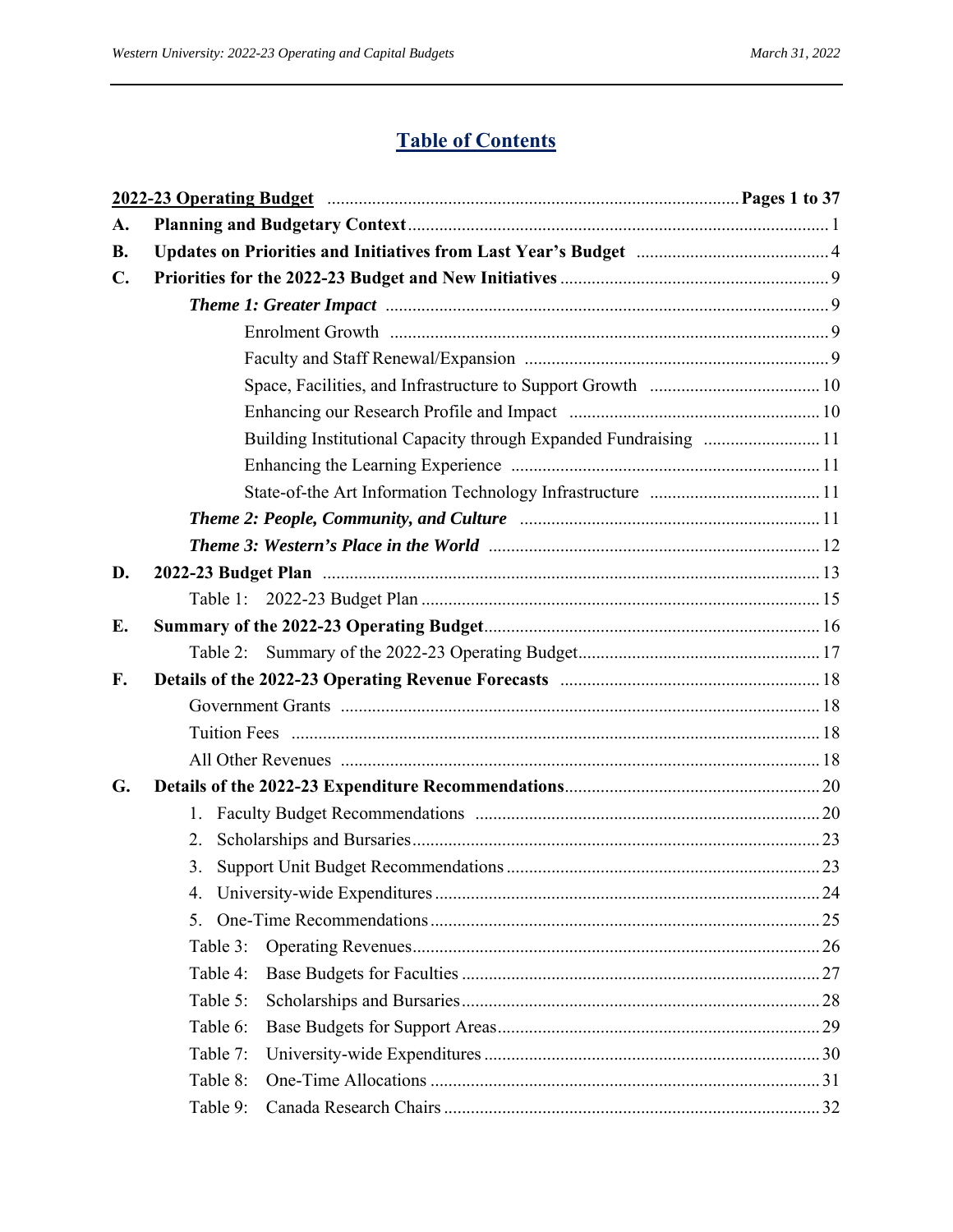# Table of Contents

**2022-23 Operating Budget** ........ **Pages 1 to 37**

**A. Planning and Budgetary Context** ........ 1

**B. Updates on Priorities and Initiatives from Last Year's Budget** ........ 4

**C. Priorities for the 2022-23 Budget and New Initiatives** ........ 9

- ***Theme 1: Greater Impact*** ........ 9
  - Enrolment Growth ........ 9
  - Faculty and Staff Renewal/Expansion ........ 9
  - Space, Facilities, and Infrastructure to Support Growth ........ 10
  - Enhancing our Research Profile and Impact ........ 10
  - Building Institutional Capacity through Expanded Fundraising ........ 11
  - Enhancing the Learning Experience ........ 11
  - State-of-the Art Information Technology Infrastructure ........ 11
- ***Theme 2: People, Community, and Culture*** ........ 11
- ***Theme 3: Western's Place in the World*** ........ 12

**D. 2022-23 Budget Plan** ........ 13

- Table 1: 2022-23 Budget Plan ........ 15

**E. Summary of the 2022-23 Operating Budget** ........ 16

- Table 2: Summary of the 2022-23 Operating Budget ........ 17

**F. Details of the 2022-23 Operating Revenue Forecasts** ........ 18

- Government Grants ........ 18
- Tuition Fees ........ 18
- All Other Revenues ........ 18

**G. Details of the 2022-23 Expenditure Recommendations** ........ 20

1. Faculty Budget Recommendations ........ 20
2. Scholarships and Bursaries ........ 23
3. Support Unit Budget Recommendations ........ 23
4. University-wide Expenditures ........ 24
5. One-Time Recommendations ........ 25

- Table 3: Operating Revenues ........ 26
- Table 4: Base Budgets for Faculties ........ 27
- Table 5: Scholarships and Bursaries ........ 28
- Table 6: Base Budgets for Support Areas ........ 29
- Table 7: University-wide Expenditures ........ 30
- Table 8: One-Time Allocations ........ 31
- Table 9: Canada Research Chairs ........ 32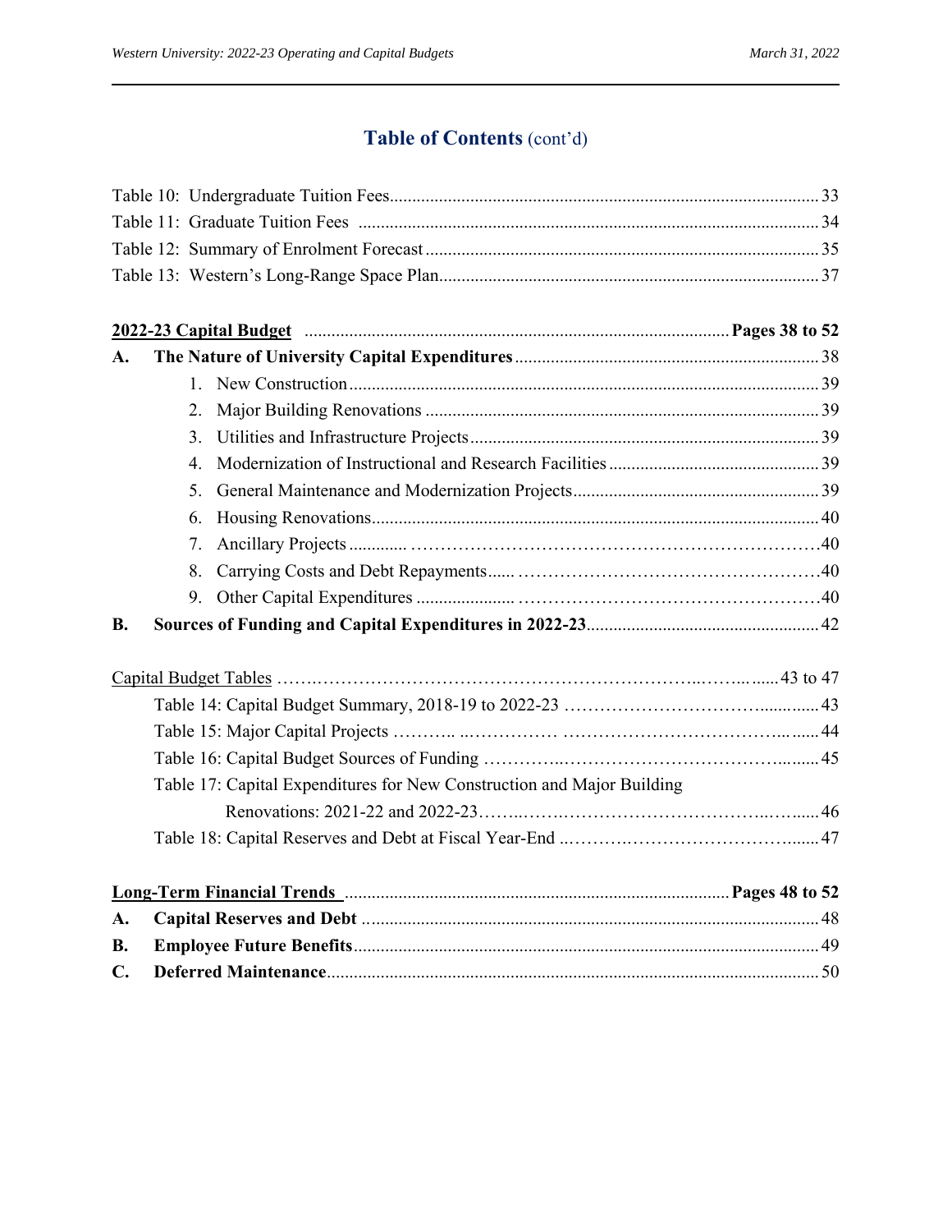## Table of Contents (cont'd)

Table 10: Undergraduate Tuition Fees ........ 33
Table 11: Graduate Tuition Fees ........ 34
Table 12: Summary of Enrolment Forecast ........ 35
Table 13: Western's Long-Range Space Plan ........ 37

**2022-23 Capital Budget** ........ **Pages 38 to 52**

**A. The Nature of University Capital Expenditures** ........ 38

1. New Construction ........ 39
2. Major Building Renovations ........ 39
3. Utilities and Infrastructure Projects ........ 39
4. Modernization of Instructional and Research Facilities ........ 39
5. General Maintenance and Modernization Projects ........ 39
6. Housing Renovations ........ 40
7. Ancillary Projects ........ 40
8. Carrying Costs and Debt Repayments ........ 40
9. Other Capital Expenditures ........ 40

**B. Sources of Funding and Capital Expenditures in 2022-23** ........ 42

Capital Budget Tables ........ 43 to 47

- Table 14: Capital Budget Summary, 2018-19 to 2022-23 ........ 43
- Table 15: Major Capital Projects ........ 44
- Table 16: Capital Budget Sources of Funding ........ 45
- Table 17: Capital Expenditures for New Construction and Major Building Renovations: 2021-22 and 2022-23 ........ 46
- Table 18: Capital Reserves and Debt at Fiscal Year-End ........ 47

**Long-Term Financial Trends** ........ **Pages 48 to 52**

**A. Capital Reserves and Debt** ........ 48

**B. Employee Future Benefits** ........ 49

**C. Deferred Maintenance** ........ 50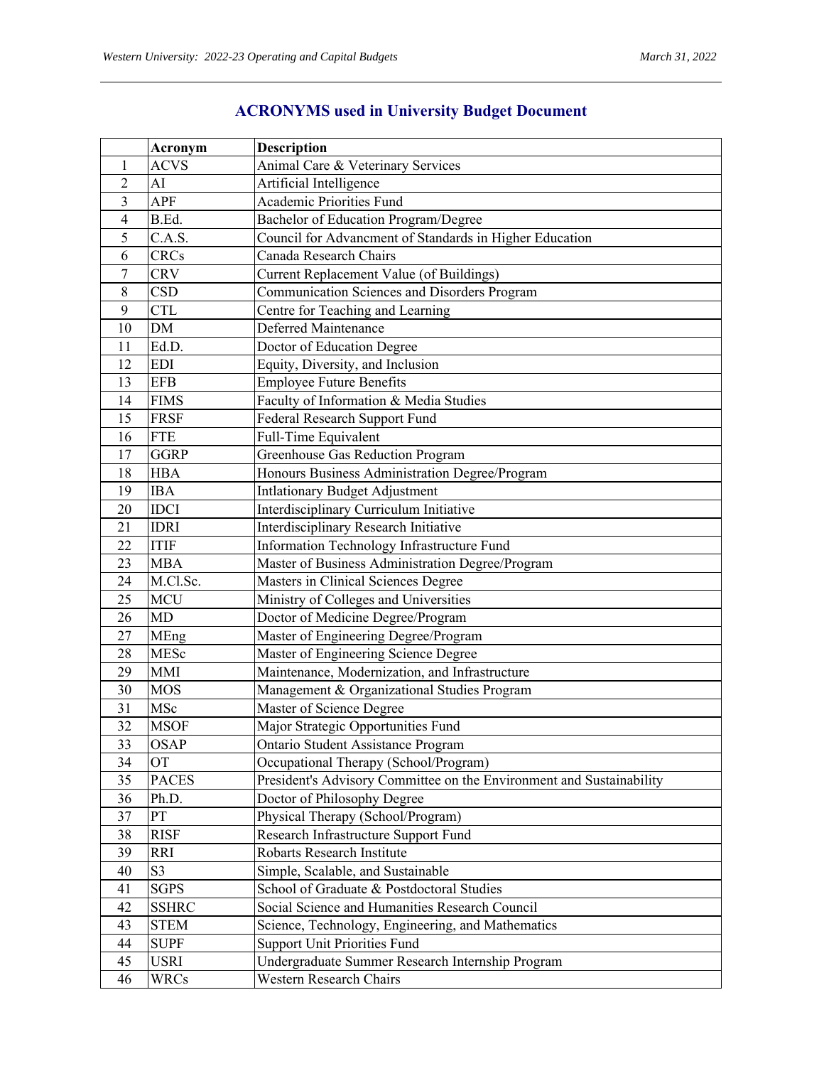## ACRONYMS used in University Budget Document

| | Acronym | Description |
|---|---|---|
| 1 | ACVS | Animal Care & Veterinary Services |
| 2 | AI | Artificial Intelligence |
| 3 | APF | Academic Priorities Fund |
| 4 | B.Ed. | Bachelor of Education Program/Degree |
| 5 | C.A.S. | Council for Advancment of Standards in Higher Education |
| 6 | CRCs | Canada Research Chairs |
| 7 | CRV | Current Replacement Value (of Buildings) |
| 8 | CSD | Communication Sciences and Disorders Program |
| 9 | CTL | Centre for Teaching and Learning |
| 10 | DM | Deferred Maintenance |
| 11 | Ed.D. | Doctor of Education Degree |
| 12 | EDI | Equity, Diversity, and Inclusion |
| 13 | EFB | Employee Future Benefits |
| 14 | FIMS | Faculty of Information & Media Studies |
| 15 | FRSF | Federal Research Support Fund |
| 16 | FTE | Full-Time Equivalent |
| 17 | GGRP | Greenhouse Gas Reduction Program |
| 18 | HBA | Honours Business Administration Degree/Program |
| 19 | IBA | Intlationary Budget Adjustment |
| 20 | IDCI | Interdisciplinary Curriculum Initiative |
| 21 | IDRI | Interdisciplinary Research Initiative |
| 22 | ITIF | Information Technology Infrastructure Fund |
| 23 | MBA | Master of Business Administration Degree/Program |
| 24 | M.Cl.Sc. | Masters in Clinical Sciences Degree |
| 25 | MCU | Ministry of Colleges and Universities |
| 26 | MD | Doctor of Medicine Degree/Program |
| 27 | MEng | Master of Engineering Degree/Program |
| 28 | MESc | Master of Engineering Science Degree |
| 29 | MMI | Maintenance, Modernization, and Infrastructure |
| 30 | MOS | Management & Organizational Studies Program |
| 31 | MSc | Master of Science Degree |
| 32 | MSOF | Major Strategic Opportunities Fund |
| 33 | OSAP | Ontario Student Assistance Program |
| 34 | OT | Occupational Therapy (School/Program) |
| 35 | PACES | President's Advisory Committee on the Environment and Sustainability |
| 36 | Ph.D. | Doctor of Philosophy Degree |
| 37 | PT | Physical Therapy (School/Program) |
| 38 | RISF | Research Infrastructure Support Fund |
| 39 | RRI | Robarts Research Institute |
| 40 | S3 | Simple, Scalable, and Sustainable |
| 41 | SGPS | School of Graduate & Postdoctoral Studies |
| 42 | SSHRC | Social Science and Humanities Research Council |
| 43 | STEM | Science, Technology, Engineering, and Mathematics |
| 44 | SUPF | Support Unit Priorities Fund |
| 45 | USRI | Undergraduate Summer Research Internship Program |
| 46 | WRCs | Western Research Chairs |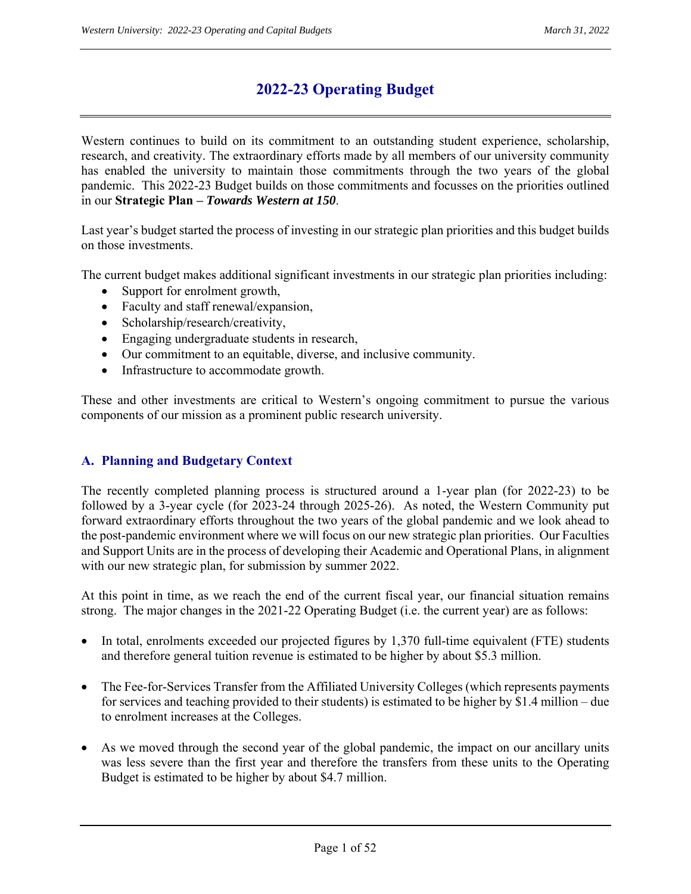# 2022-23 Operating Budget

Western continues to build on its commitment to an outstanding student experience, scholarship, research, and creativity. The extraordinary efforts made by all members of our university community has enabled the university to maintain those commitments through the two years of the global pandemic. This 2022-23 Budget builds on those commitments and focusses on the priorities outlined in our **Strategic Plan –** ***Towards Western at 150***.

Last year's budget started the process of investing in our strategic plan priorities and this budget builds on those investments.

The current budget makes additional significant investments in our strategic plan priorities including:

- Support for enrolment growth,
- Faculty and staff renewal/expansion,
- Scholarship/research/creativity,
- Engaging undergraduate students in research,
- Our commitment to an equitable, diverse, and inclusive community.
- Infrastructure to accommodate growth.

These and other investments are critical to Western's ongoing commitment to pursue the various components of our mission as a prominent public research university.

## A. Planning and Budgetary Context

The recently completed planning process is structured around a 1-year plan (for 2022-23) to be followed by a 3-year cycle (for 2023-24 through 2025-26). As noted, the Western Community put forward extraordinary efforts throughout the two years of the global pandemic and we look ahead to the post-pandemic environment where we will focus on our new strategic plan priorities. Our Faculties and Support Units are in the process of developing their Academic and Operational Plans, in alignment with our new strategic plan, for submission by summer 2022.

At this point in time, as we reach the end of the current fiscal year, our financial situation remains strong. The major changes in the 2021-22 Operating Budget (i.e. the current year) are as follows:

- In total, enrolments exceeded our projected figures by 1,370 full-time equivalent (FTE) students and therefore general tuition revenue is estimated to be higher by about $5.3 million.

- The Fee-for-Services Transfer from the Affiliated University Colleges (which represents payments for services and teaching provided to their students) is estimated to be higher by $1.4 million – due to enrolment increases at the Colleges.

- As we moved through the second year of the global pandemic, the impact on our ancillary units was less severe than the first year and therefore the transfers from these units to the Operating Budget is estimated to be higher by about $4.7 million.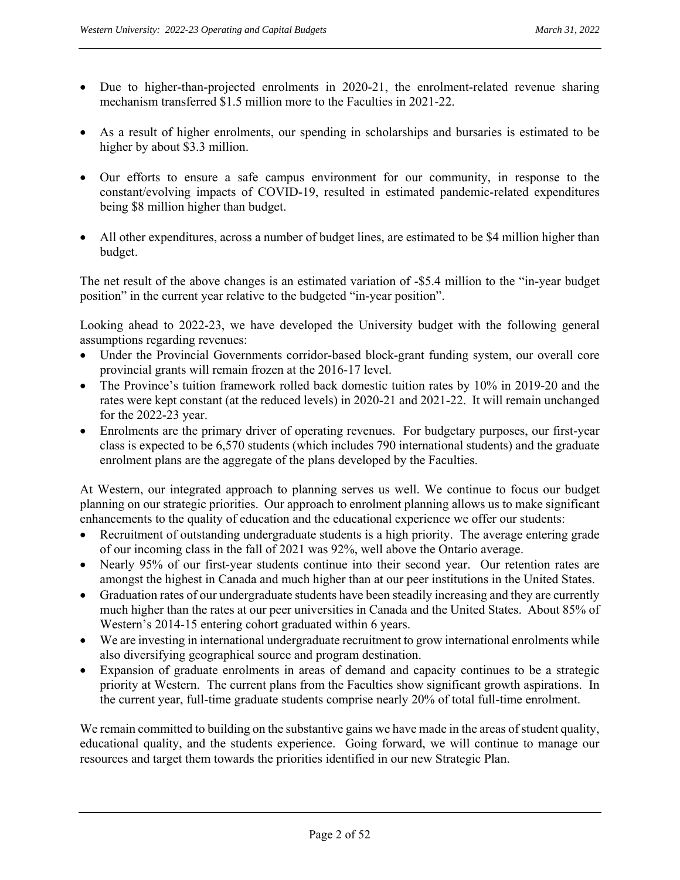- Due to higher-than-projected enrolments in 2020-21, the enrolment-related revenue sharing mechanism transferred $1.5 million more to the Faculties in 2021-22.

- As a result of higher enrolments, our spending in scholarships and bursaries is estimated to be higher by about $3.3 million.

- Our efforts to ensure a safe campus environment for our community, in response to the constant/evolving impacts of COVID-19, resulted in estimated pandemic-related expenditures being $8 million higher than budget.

- All other expenditures, across a number of budget lines, are estimated to be $4 million higher than budget.

The net result of the above changes is an estimated variation of -$5.4 million to the "in-year budget position" in the current year relative to the budgeted "in-year position".

Looking ahead to 2022-23, we have developed the University budget with the following general assumptions regarding revenues:

- Under the Provincial Governments corridor-based block-grant funding system, our overall core provincial grants will remain frozen at the 2016-17 level.
- The Province's tuition framework rolled back domestic tuition rates by 10% in 2019-20 and the rates were kept constant (at the reduced levels) in 2020-21 and 2021-22. It will remain unchanged for the 2022-23 year.
- Enrolments are the primary driver of operating revenues. For budgetary purposes, our first-year class is expected to be 6,570 students (which includes 790 international students) and the graduate enrolment plans are the aggregate of the plans developed by the Faculties.

At Western, our integrated approach to planning serves us well. We continue to focus our budget planning on our strategic priorities. Our approach to enrolment planning allows us to make significant enhancements to the quality of education and the educational experience we offer our students:

- Recruitment of outstanding undergraduate students is a high priority. The average entering grade of our incoming class in the fall of 2021 was 92%, well above the Ontario average.
- Nearly 95% of our first-year students continue into their second year. Our retention rates are amongst the highest in Canada and much higher than at our peer institutions in the United States.
- Graduation rates of our undergraduate students have been steadily increasing and they are currently much higher than the rates at our peer universities in Canada and the United States. About 85% of Western's 2014-15 entering cohort graduated within 6 years.
- We are investing in international undergraduate recruitment to grow international enrolments while also diversifying geographical source and program destination.
- Expansion of graduate enrolments in areas of demand and capacity continues to be a strategic priority at Western. The current plans from the Faculties show significant growth aspirations. In the current year, full-time graduate students comprise nearly 20% of total full-time enrolment.

We remain committed to building on the substantive gains we have made in the areas of student quality, educational quality, and the students experience. Going forward, we will continue to manage our resources and target them towards the priorities identified in our new Strategic Plan.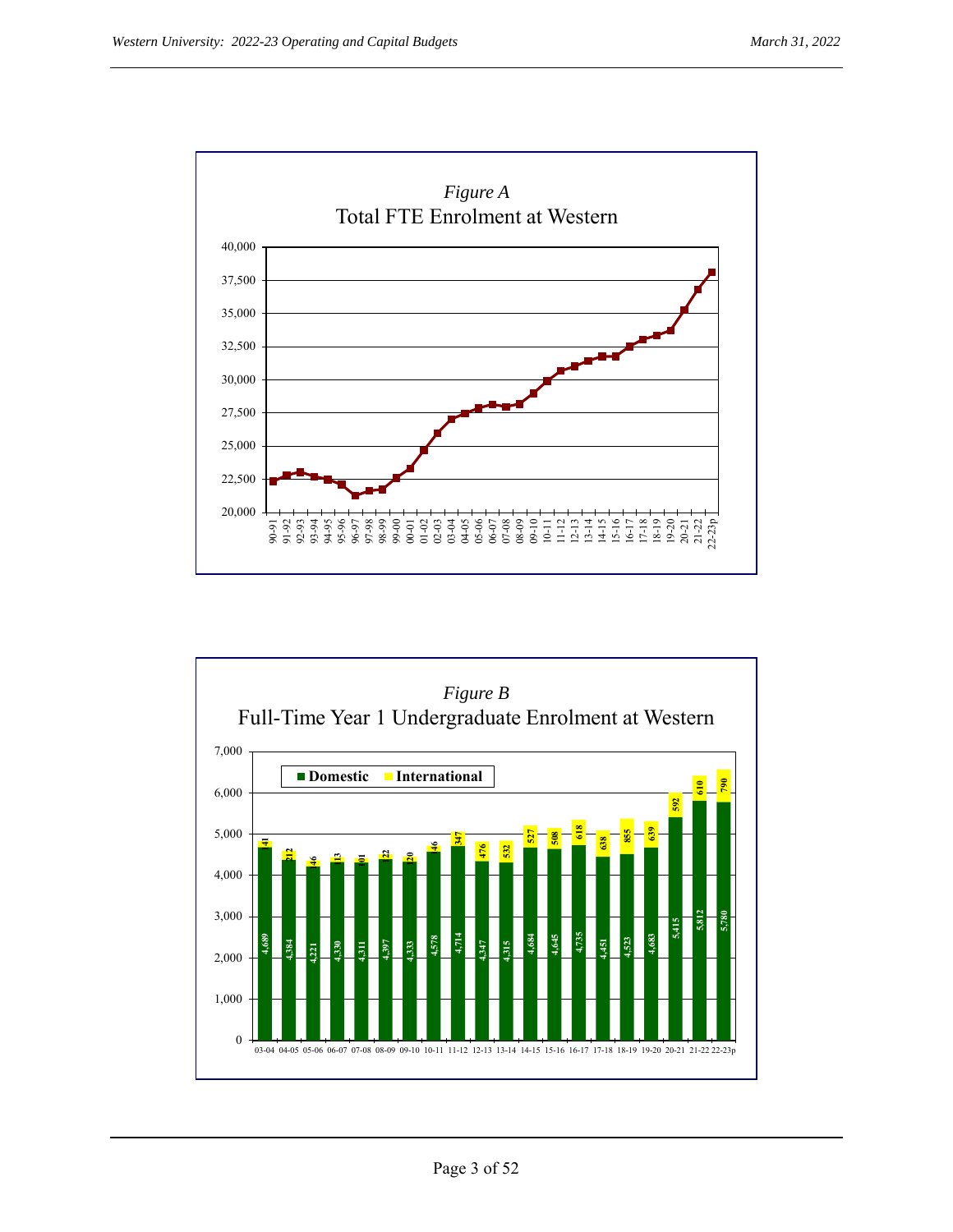*Figure A*

Total FTE Enrolment at Western

*Figure B*

Full-Time Year 1 Undergraduate Enrolment at Western

| Year | Domestic | International |
|---|---|---|
| 03-04 | 4,689 | 41 |
| 04-05 | 4,384 | 212 |
| 05-06 | 4,221 | 46 |
| 06-07 | 4,330 | 13 |
| 07-08 | 4,311 | 101 |
| 08-09 | 4,397 | 22 |
| 09-10 | 4,333 | 120 |
| 10-11 | 4,578 | 146 |
| 11-12 | 4,714 | 347 |
| 12-13 | 4,347 | 476 |
| 13-14 | 4,315 | 532 |
| 14-15 | 4,684 | 527 |
| 15-16 | 4,645 | 508 |
| 16-17 | 4,735 | 618 |
| 17-18 | 4,451 | 638 |
| 18-19 | 4,523 | 855 |
| 19-20 | 4,683 | 639 |
| 20-21 | 5,415 | 592 |
| 21-22 | 5,812 | 610 |
| 22-23p | 5,780 | 790 |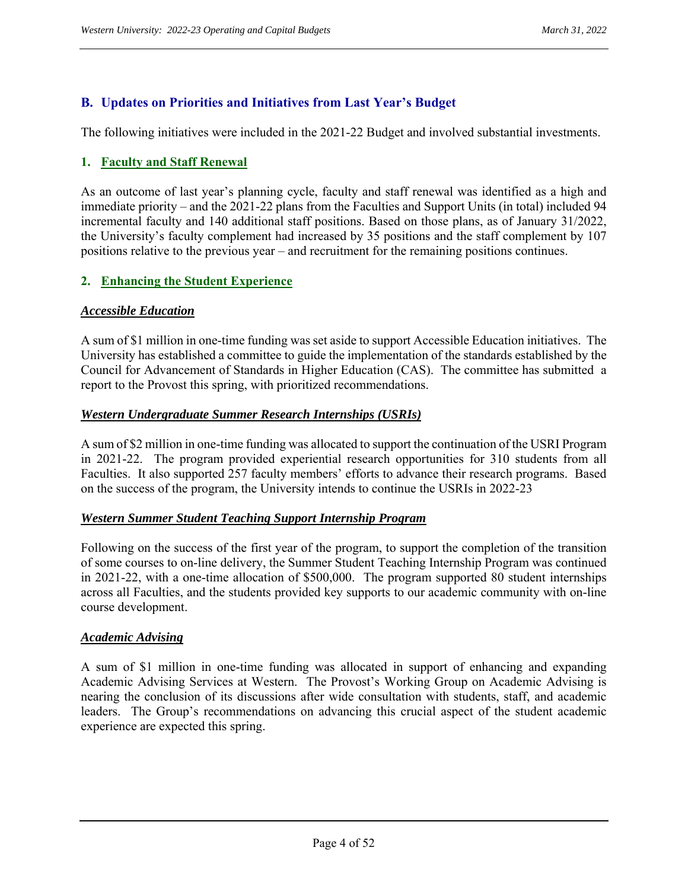## B. Updates on Priorities and Initiatives from Last Year's Budget

The following initiatives were included in the 2021-22 Budget and involved substantial investments.

### 1. Faculty and Staff Renewal

As an outcome of last year's planning cycle, faculty and staff renewal was identified as a high and immediate priority – and the 2021-22 plans from the Faculties and Support Units (in total) included 94 incremental faculty and 140 additional staff positions. Based on those plans, as of January 31/2022, the University's faculty complement had increased by 35 positions and the staff complement by 107 positions relative to the previous year – and recruitment for the remaining positions continues.

### 2. Enhancing the Student Experience

#### ***Accessible Education***

A sum of $1 million in one-time funding was set aside to support Accessible Education initiatives. The University has established a committee to guide the implementation of the standards established by the Council for Advancement of Standards in Higher Education (CAS). The committee has submitted a report to the Provost this spring, with prioritized recommendations.

#### ***Western Undergraduate Summer Research Internships (USRIs)***

A sum of $2 million in one-time funding was allocated to support the continuation of the USRI Program in 2021-22. The program provided experiential research opportunities for 310 students from all Faculties. It also supported 257 faculty members' efforts to advance their research programs. Based on the success of the program, the University intends to continue the USRIs in 2022-23

#### ***Western Summer Student Teaching Support Internship Program***

Following on the success of the first year of the program, to support the completion of the transition of some courses to on-line delivery, the Summer Student Teaching Internship Program was continued in 2021-22, with a one-time allocation of $500,000. The program supported 80 student internships across all Faculties, and the students provided key supports to our academic community with on-line course development.

#### ***Academic Advising***

A sum of $1 million in one-time funding was allocated in support of enhancing and expanding Academic Advising Services at Western. The Provost's Working Group on Academic Advising is nearing the conclusion of its discussions after wide consultation with students, staff, and academic leaders. The Group's recommendations on advancing this crucial aspect of the student academic experience are expected this spring.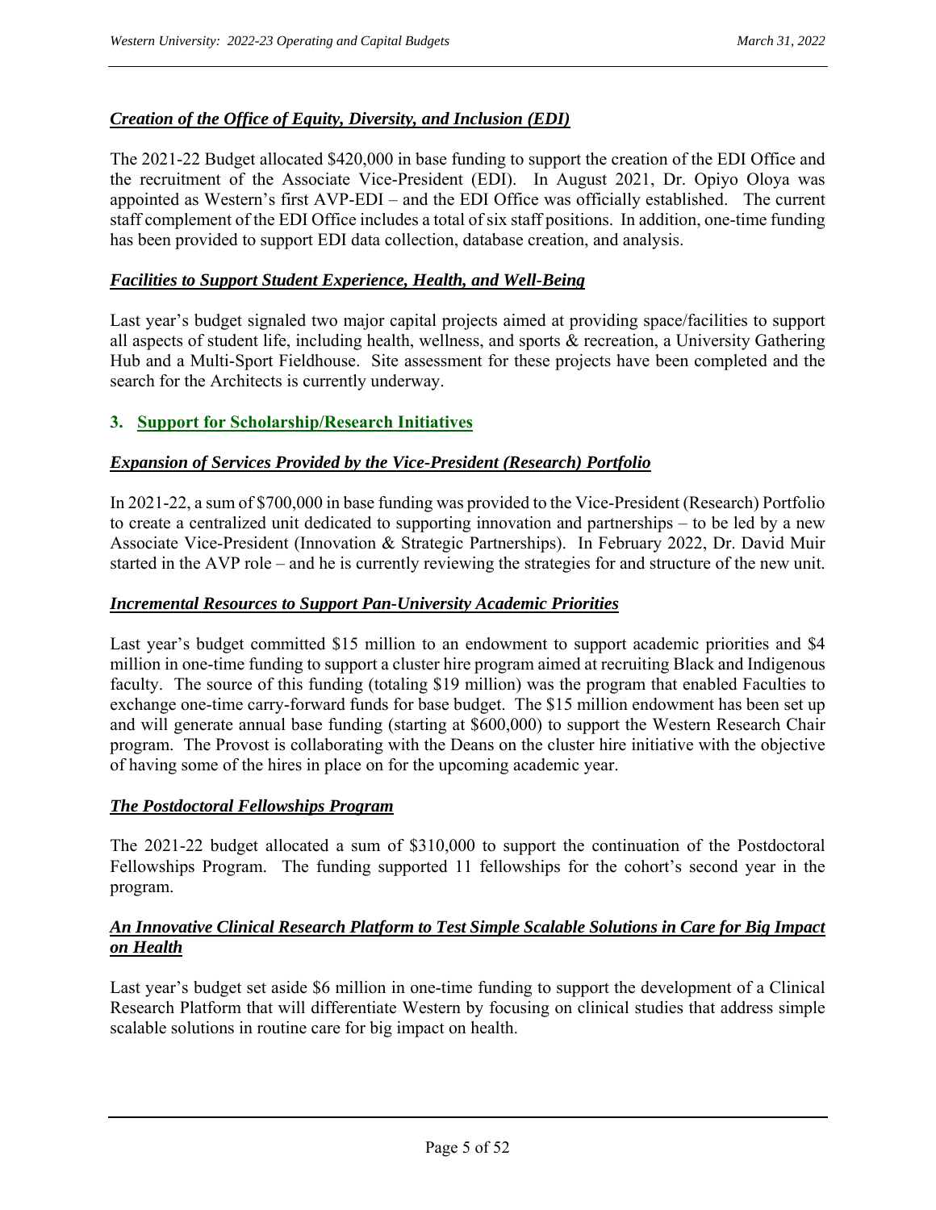### ***Creation of the Office of Equity, Diversity, and Inclusion (EDI)***

The 2021-22 Budget allocated $420,000 in base funding to support the creation of the EDI Office and the recruitment of the Associate Vice-President (EDI). In August 2021, Dr. Opiyo Oloya was appointed as Western's first AVP-EDI – and the EDI Office was officially established. The current staff complement of the EDI Office includes a total of six staff positions. In addition, one-time funding has been provided to support EDI data collection, database creation, and analysis.

### ***Facilities to Support Student Experience, Health, and Well-Being***

Last year's budget signaled two major capital projects aimed at providing space/facilities to support all aspects of student life, including health, wellness, and sports & recreation, a University Gathering Hub and a Multi-Sport Fieldhouse. Site assessment for these projects have been completed and the search for the Architects is currently underway.

## **3. Support for Scholarship/Research Initiatives**

### ***Expansion of Services Provided by the Vice-President (Research) Portfolio***

In 2021-22, a sum of $700,000 in base funding was provided to the Vice-President (Research) Portfolio to create a centralized unit dedicated to supporting innovation and partnerships – to be led by a new Associate Vice-President (Innovation & Strategic Partnerships). In February 2022, Dr. David Muir started in the AVP role – and he is currently reviewing the strategies for and structure of the new unit.

### ***Incremental Resources to Support Pan-University Academic Priorities***

Last year's budget committed $15 million to an endowment to support academic priorities and $4 million in one-time funding to support a cluster hire program aimed at recruiting Black and Indigenous faculty. The source of this funding (totaling $19 million) was the program that enabled Faculties to exchange one-time carry-forward funds for base budget. The $15 million endowment has been set up and will generate annual base funding (starting at $600,000) to support the Western Research Chair program. The Provost is collaborating with the Deans on the cluster hire initiative with the objective of having some of the hires in place on for the upcoming academic year.

### ***The Postdoctoral Fellowships Program***

The 2021-22 budget allocated a sum of $310,000 to support the continuation of the Postdoctoral Fellowships Program. The funding supported 11 fellowships for the cohort's second year in the program.

### ***An Innovative Clinical Research Platform to Test Simple Scalable Solutions in Care for Big Impact on Health***

Last year's budget set aside $6 million in one-time funding to support the development of a Clinical Research Platform that will differentiate Western by focusing on clinical studies that address simple scalable solutions in routine care for big impact on health.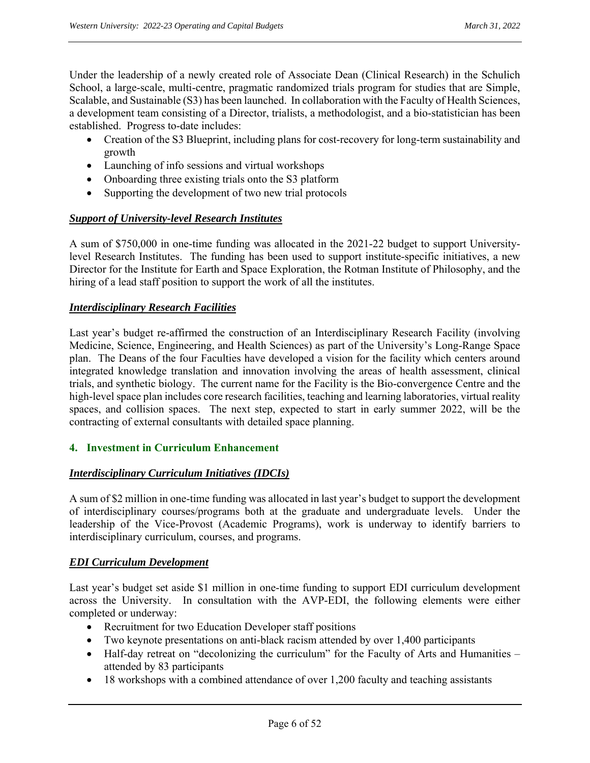Under the leadership of a newly created role of Associate Dean (Clinical Research) in the Schulich School, a large-scale, multi-centre, pragmatic randomized trials program for studies that are Simple, Scalable, and Sustainable (S3) has been launched. In collaboration with the Faculty of Health Sciences, a development team consisting of a Director, trialists, a methodologist, and a bio-statistician has been established. Progress to-date includes:

- Creation of the S3 Blueprint, including plans for cost-recovery for long-term sustainability and growth
- Launching of info sessions and virtual workshops
- Onboarding three existing trials onto the S3 platform
- Supporting the development of two new trial protocols

***Support of University-level Research Institutes***

A sum of $750,000 in one-time funding was allocated in the 2021-22 budget to support University-level Research Institutes. The funding has been used to support institute-specific initiatives, a new Director for the Institute for Earth and Space Exploration, the Rotman Institute of Philosophy, and the hiring of a lead staff position to support the work of all the institutes.

***Interdisciplinary Research Facilities***

Last year's budget re-affirmed the construction of an Interdisciplinary Research Facility (involving Medicine, Science, Engineering, and Health Sciences) as part of the University's Long-Range Space plan. The Deans of the four Faculties have developed a vision for the facility which centers around integrated knowledge translation and innovation involving the areas of health assessment, clinical trials, and synthetic biology. The current name for the Facility is the Bio-convergence Centre and the high-level space plan includes core research facilities, teaching and learning laboratories, virtual reality spaces, and collision spaces. The next step, expected to start in early summer 2022, will be the contracting of external consultants with detailed space planning.

## 4. Investment in Curriculum Enhancement

***Interdisciplinary Curriculum Initiatives (IDCIs)***

A sum of $2 million in one-time funding was allocated in last year's budget to support the development of interdisciplinary courses/programs both at the graduate and undergraduate levels. Under the leadership of the Vice-Provost (Academic Programs), work is underway to identify barriers to interdisciplinary curriculum, courses, and programs.

***EDI Curriculum Development***

Last year's budget set aside $1 million in one-time funding to support EDI curriculum development across the University. In consultation with the AVP-EDI, the following elements were either completed or underway:

- Recruitment for two Education Developer staff positions
- Two keynote presentations on anti-black racism attended by over 1,400 participants
- Half-day retreat on "decolonizing the curriculum" for the Faculty of Arts and Humanities – attended by 83 participants
- 18 workshops with a combined attendance of over 1,200 faculty and teaching assistants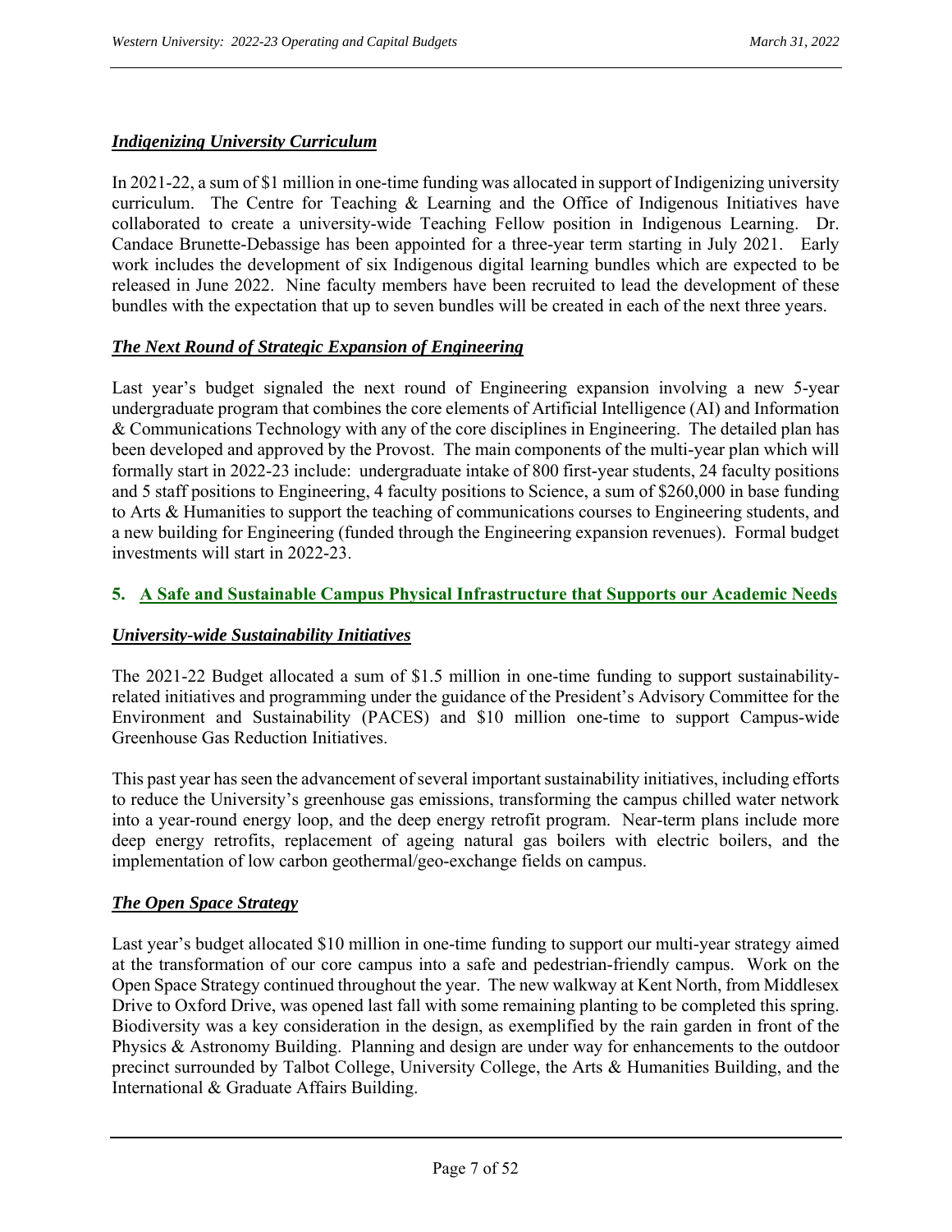### *Indigenizing University Curriculum*

In 2021-22, a sum of $1 million in one-time funding was allocated in support of Indigenizing university curriculum. The Centre for Teaching & Learning and the Office of Indigenous Initiatives have collaborated to create a university-wide Teaching Fellow position in Indigenous Learning. Dr. Candace Brunette-Debassige has been appointed for a three-year term starting in July 2021. Early work includes the development of six Indigenous digital learning bundles which are expected to be released in June 2022. Nine faculty members have been recruited to lead the development of these bundles with the expectation that up to seven bundles will be created in each of the next three years.

### *The Next Round of Strategic Expansion of Engineering*

Last year's budget signaled the next round of Engineering expansion involving a new 5-year undergraduate program that combines the core elements of Artificial Intelligence (AI) and Information & Communications Technology with any of the core disciplines in Engineering. The detailed plan has been developed and approved by the Provost. The main components of the multi-year plan which will formally start in 2022-23 include: undergraduate intake of 800 first-year students, 24 faculty positions and 5 staff positions to Engineering, 4 faculty positions to Science, a sum of $260,000 in base funding to Arts & Humanities to support the teaching of communications courses to Engineering students, and a new building for Engineering (funded through the Engineering expansion revenues). Formal budget investments will start in 2022-23.

## 5. A Safe and Sustainable Campus Physical Infrastructure that Supports our Academic Needs

### *University-wide Sustainability Initiatives*

The 2021-22 Budget allocated a sum of $1.5 million in one-time funding to support sustainability-related initiatives and programming under the guidance of the President's Advisory Committee for the Environment and Sustainability (PACES) and $10 million one-time to support Campus-wide Greenhouse Gas Reduction Initiatives.

This past year has seen the advancement of several important sustainability initiatives, including efforts to reduce the University's greenhouse gas emissions, transforming the campus chilled water network into a year-round energy loop, and the deep energy retrofit program. Near-term plans include more deep energy retrofits, replacement of ageing natural gas boilers with electric boilers, and the implementation of low carbon geothermal/geo-exchange fields on campus.

### *The Open Space Strategy*

Last year's budget allocated $10 million in one-time funding to support our multi-year strategy aimed at the transformation of our core campus into a safe and pedestrian-friendly campus. Work on the Open Space Strategy continued throughout the year. The new walkway at Kent North, from Middlesex Drive to Oxford Drive, was opened last fall with some remaining planting to be completed this spring. Biodiversity was a key consideration in the design, as exemplified by the rain garden in front of the Physics & Astronomy Building. Planning and design are under way for enhancements to the outdoor precinct surrounded by Talbot College, University College, the Arts & Humanities Building, and the International & Graduate Affairs Building.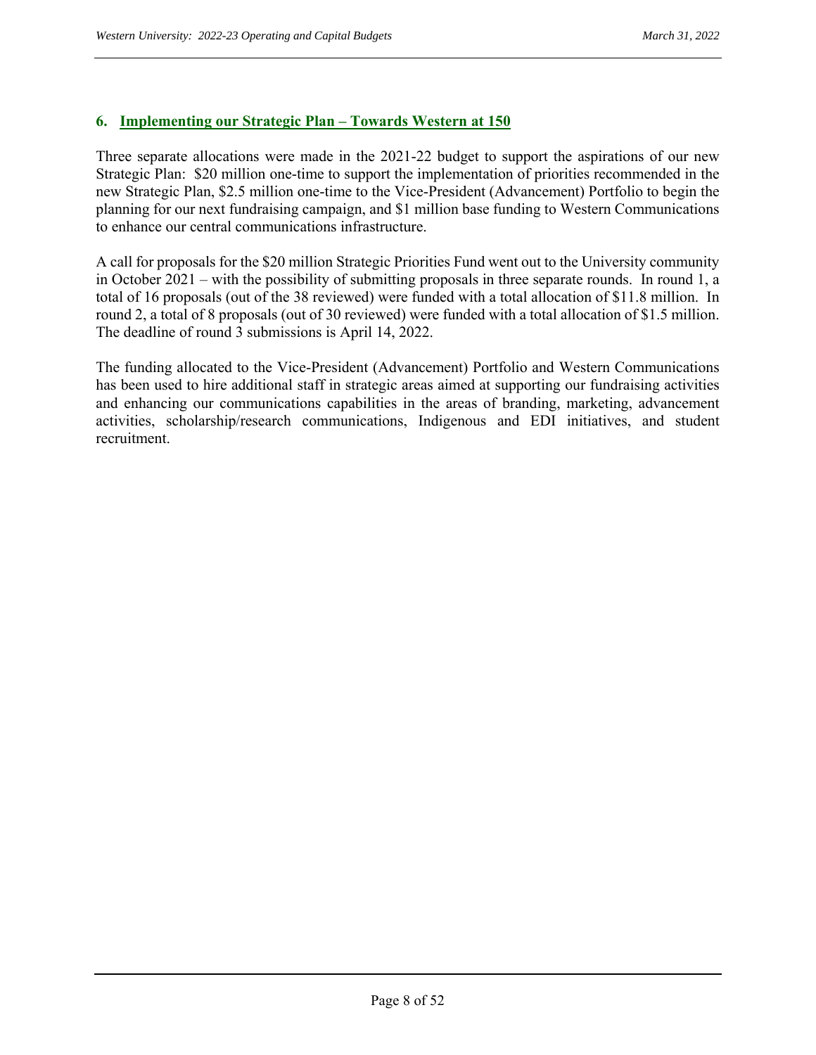## 6. Implementing our Strategic Plan – Towards Western at 150

Three separate allocations were made in the 2021-22 budget to support the aspirations of our new Strategic Plan: $20 million one-time to support the implementation of priorities recommended in the new Strategic Plan, $2.5 million one-time to the Vice-President (Advancement) Portfolio to begin the planning for our next fundraising campaign, and $1 million base funding to Western Communications to enhance our central communications infrastructure.

A call for proposals for the $20 million Strategic Priorities Fund went out to the University community in October 2021 – with the possibility of submitting proposals in three separate rounds. In round 1, a total of 16 proposals (out of the 38 reviewed) were funded with a total allocation of $11.8 million. In round 2, a total of 8 proposals (out of 30 reviewed) were funded with a total allocation of $1.5 million. The deadline of round 3 submissions is April 14, 2022.

The funding allocated to the Vice-President (Advancement) Portfolio and Western Communications has been used to hire additional staff in strategic areas aimed at supporting our fundraising activities and enhancing our communications capabilities in the areas of branding, marketing, advancement activities, scholarship/research communications, Indigenous and EDI initiatives, and student recruitment.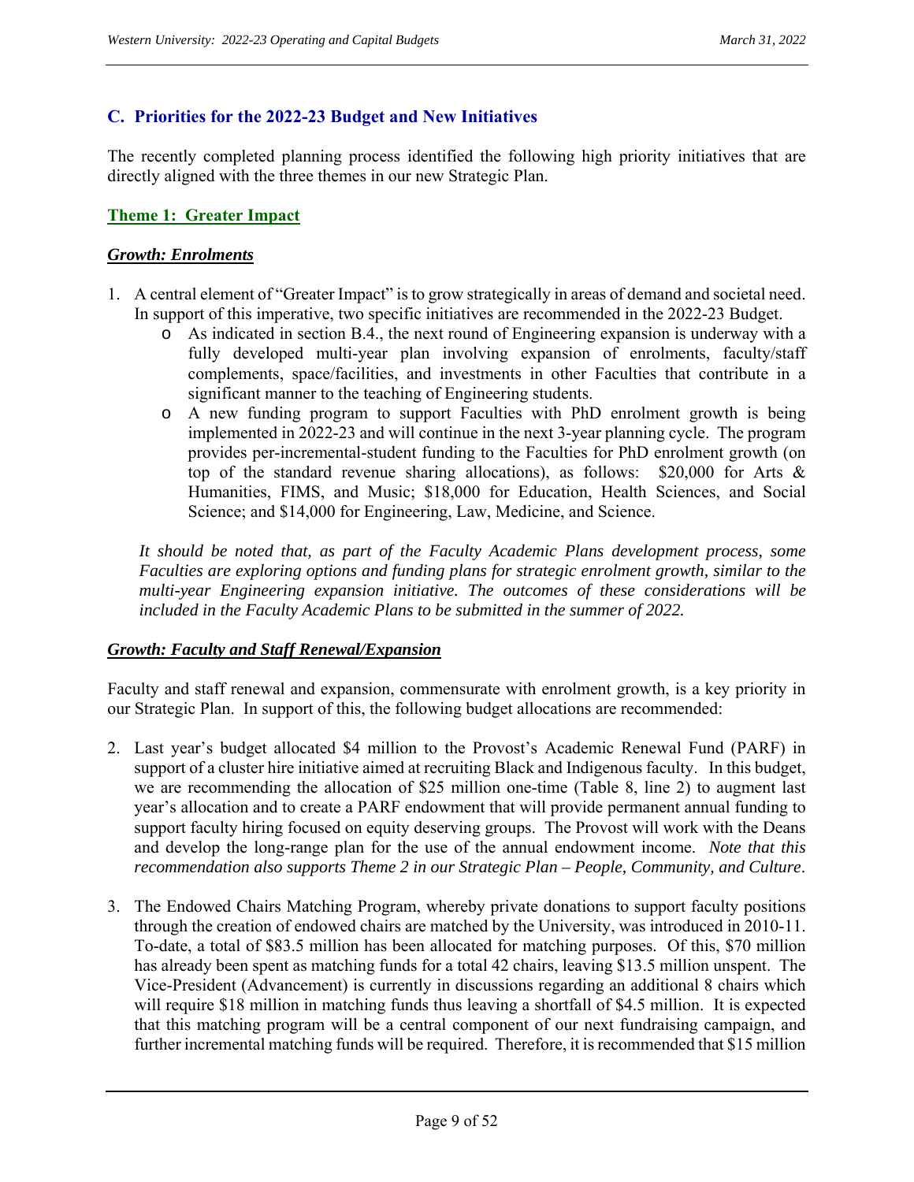## C. Priorities for the 2022-23 Budget and New Initiatives

The recently completed planning process identified the following high priority initiatives that are directly aligned with the three themes in our new Strategic Plan.

### Theme 1: Greater Impact

***Growth: Enrolments***

1. A central element of "Greater Impact" is to grow strategically in areas of demand and societal need. In support of this imperative, two specific initiatives are recommended in the 2022-23 Budget.
   - As indicated in section B.4., the next round of Engineering expansion is underway with a fully developed multi-year plan involving expansion of enrolments, faculty/staff complements, space/facilities, and investments in other Faculties that contribute in a significant manner to the teaching of Engineering students.
   - A new funding program to support Faculties with PhD enrolment growth is being implemented in 2022-23 and will continue in the next 3-year planning cycle. The program provides per-incremental-student funding to the Faculties for PhD enrolment growth (on top of the standard revenue sharing allocations), as follows: $20,000 for Arts & Humanities, FIMS, and Music; $18,000 for Education, Health Sciences, and Social Science; and $14,000 for Engineering, Law, Medicine, and Science.

   *It should be noted that, as part of the Faculty Academic Plans development process, some Faculties are exploring options and funding plans for strategic enrolment growth, similar to the multi-year Engineering expansion initiative. The outcomes of these considerations will be included in the Faculty Academic Plans to be submitted in the summer of 2022.*

***Growth: Faculty and Staff Renewal/Expansion***

Faculty and staff renewal and expansion, commensurate with enrolment growth, is a key priority in our Strategic Plan. In support of this, the following budget allocations are recommended:

2. Last year's budget allocated $4 million to the Provost's Academic Renewal Fund (PARF) in support of a cluster hire initiative aimed at recruiting Black and Indigenous faculty. In this budget, we are recommending the allocation of $25 million one-time (Table 8, line 2) to augment last year's allocation and to create a PARF endowment that will provide permanent annual funding to support faculty hiring focused on equity deserving groups. The Provost will work with the Deans and develop the long-range plan for the use of the annual endowment income. *Note that this recommendation also supports Theme 2 in our Strategic Plan – People, Community, and Culture*.

3. The Endowed Chairs Matching Program, whereby private donations to support faculty positions through the creation of endowed chairs are matched by the University, was introduced in 2010-11. To-date, a total of $83.5 million has been allocated for matching purposes. Of this, $70 million has already been spent as matching funds for a total 42 chairs, leaving $13.5 million unspent. The Vice-President (Advancement) is currently in discussions regarding an additional 8 chairs which will require $18 million in matching funds thus leaving a shortfall of $4.5 million. It is expected that this matching program will be a central component of our next fundraising campaign, and further incremental matching funds will be required. Therefore, it is recommended that $15 million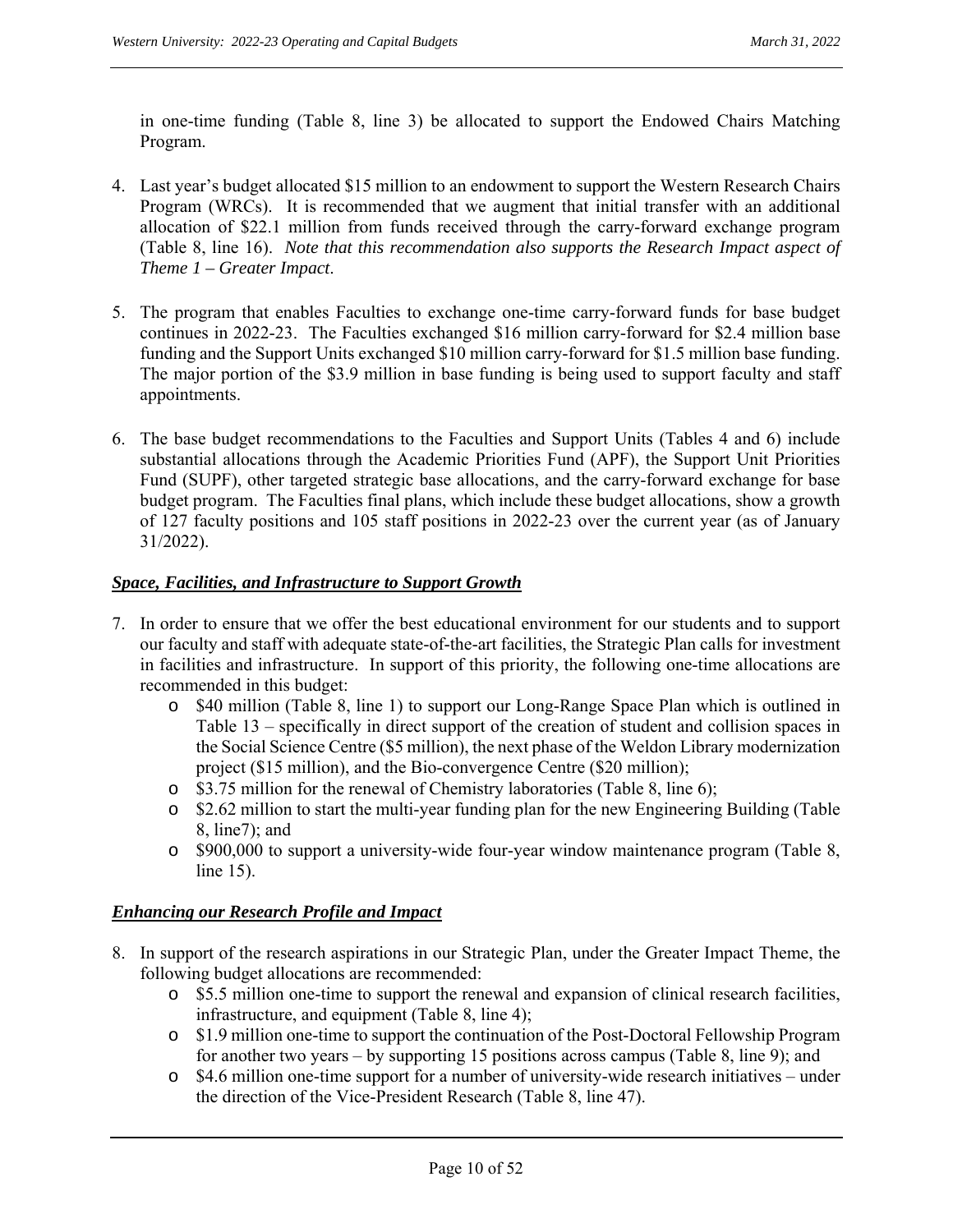in one-time funding (Table 8, line 3) be allocated to support the Endowed Chairs Matching Program.

4. Last year's budget allocated $15 million to an endowment to support the Western Research Chairs Program (WRCs). It is recommended that we augment that initial transfer with an additional allocation of $22.1 million from funds received through the carry-forward exchange program (Table 8, line 16). *Note that this recommendation also supports the Research Impact aspect of Theme 1 – Greater Impact*.

5. The program that enables Faculties to exchange one-time carry-forward funds for base budget continues in 2022-23. The Faculties exchanged $16 million carry-forward for $2.4 million base funding and the Support Units exchanged $10 million carry-forward for $1.5 million base funding. The major portion of the $3.9 million in base funding is being used to support faculty and staff appointments.

6. The base budget recommendations to the Faculties and Support Units (Tables 4 and 6) include substantial allocations through the Academic Priorities Fund (APF), the Support Unit Priorities Fund (SUPF), other targeted strategic base allocations, and the carry-forward exchange for base budget program. The Faculties final plans, which include these budget allocations, show a growth of 127 faculty positions and 105 staff positions in 2022-23 over the current year (as of January 31/2022).

***Space, Facilities, and Infrastructure to Support Growth***

7. In order to ensure that we offer the best educational environment for our students and to support our faculty and staff with adequate state-of-the-art facilities, the Strategic Plan calls for investment in facilities and infrastructure. In support of this priority, the following one-time allocations are recommended in this budget:
   - $40 million (Table 8, line 1) to support our Long-Range Space Plan which is outlined in Table 13 – specifically in direct support of the creation of student and collision spaces in the Social Science Centre ($5 million), the next phase of the Weldon Library modernization project ($15 million), and the Bio-convergence Centre ($20 million);
   - $3.75 million for the renewal of Chemistry laboratories (Table 8, line 6);
   - $2.62 million to start the multi-year funding plan for the new Engineering Building (Table 8, line7); and
   - $900,000 to support a university-wide four-year window maintenance program (Table 8, line 15).

***Enhancing our Research Profile and Impact***

8. In support of the research aspirations in our Strategic Plan, under the Greater Impact Theme, the following budget allocations are recommended:
   - $5.5 million one-time to support the renewal and expansion of clinical research facilities, infrastructure, and equipment (Table 8, line 4);
   - $1.9 million one-time to support the continuation of the Post-Doctoral Fellowship Program for another two years – by supporting 15 positions across campus (Table 8, line 9); and
   - $4.6 million one-time support for a number of university-wide research initiatives – under the direction of the Vice-President Research (Table 8, line 47).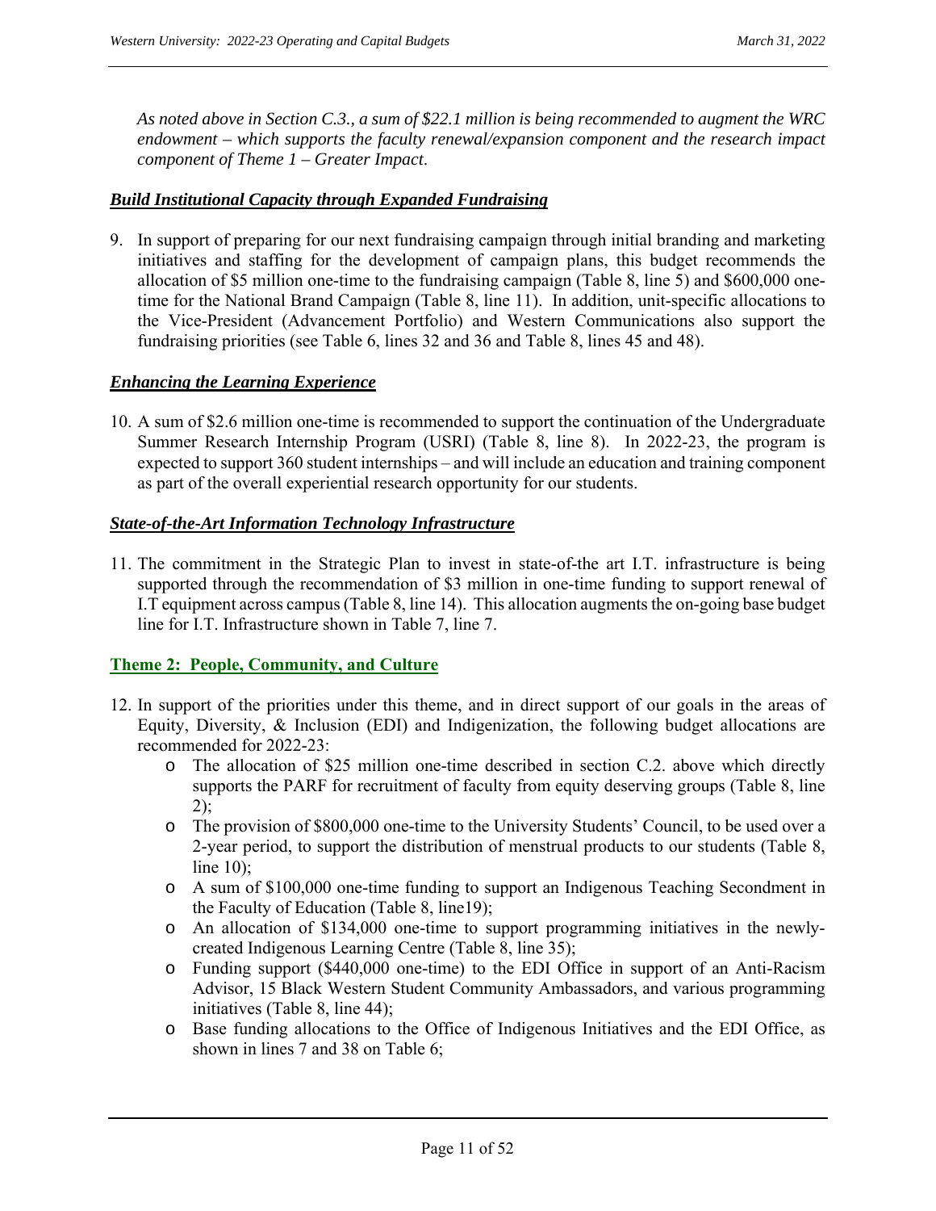*As noted above in Section C.3., a sum of $22.1 million is being recommended to augment the WRC endowment – which supports the faculty renewal/expansion component and the research impact component of Theme 1 – Greater Impact.*

***Build Institutional Capacity through Expanded Fundraising***

9. In support of preparing for our next fundraising campaign through initial branding and marketing initiatives and staffing for the development of campaign plans, this budget recommends the allocation of $5 million one-time to the fundraising campaign (Table 8, line 5) and $600,000 one-time for the National Brand Campaign (Table 8, line 11). In addition, unit-specific allocations to the Vice-President (Advancement Portfolio) and Western Communications also support the fundraising priorities (see Table 6, lines 32 and 36 and Table 8, lines 45 and 48).

***Enhancing the Learning Experience***

10. A sum of $2.6 million one-time is recommended to support the continuation of the Undergraduate Summer Research Internship Program (USRI) (Table 8, line 8). In 2022-23, the program is expected to support 360 student internships – and will include an education and training component as part of the overall experiential research opportunity for our students.

***State-of-the-Art Information Technology Infrastructure***

11. The commitment in the Strategic Plan to invest in state-of-the art I.T. infrastructure is being supported through the recommendation of $3 million in one-time funding to support renewal of I.T equipment across campus (Table 8, line 14). This allocation augments the on-going base budget line for I.T. Infrastructure shown in Table 7, line 7.

**Theme 2: People, Community, and Culture**

12. In support of the priorities under this theme, and in direct support of our goals in the areas of Equity, Diversity, & Inclusion (EDI) and Indigenization, the following budget allocations are recommended for 2022-23:
    - The allocation of $25 million one-time described in section C.2. above which directly supports the PARF for recruitment of faculty from equity deserving groups (Table 8, line 2);
    - The provision of $800,000 one-time to the University Students' Council, to be used over a 2-year period, to support the distribution of menstrual products to our students (Table 8, line 10);
    - A sum of $100,000 one-time funding to support an Indigenous Teaching Secondment in the Faculty of Education (Table 8, line19);
    - An allocation of $134,000 one-time to support programming initiatives in the newly-created Indigenous Learning Centre (Table 8, line 35);
    - Funding support ($440,000 one-time) to the EDI Office in support of an Anti-Racism Advisor, 15 Black Western Student Community Ambassadors, and various programming initiatives (Table 8, line 44);
    - Base funding allocations to the Office of Indigenous Initiatives and the EDI Office, as shown in lines 7 and 38 on Table 6;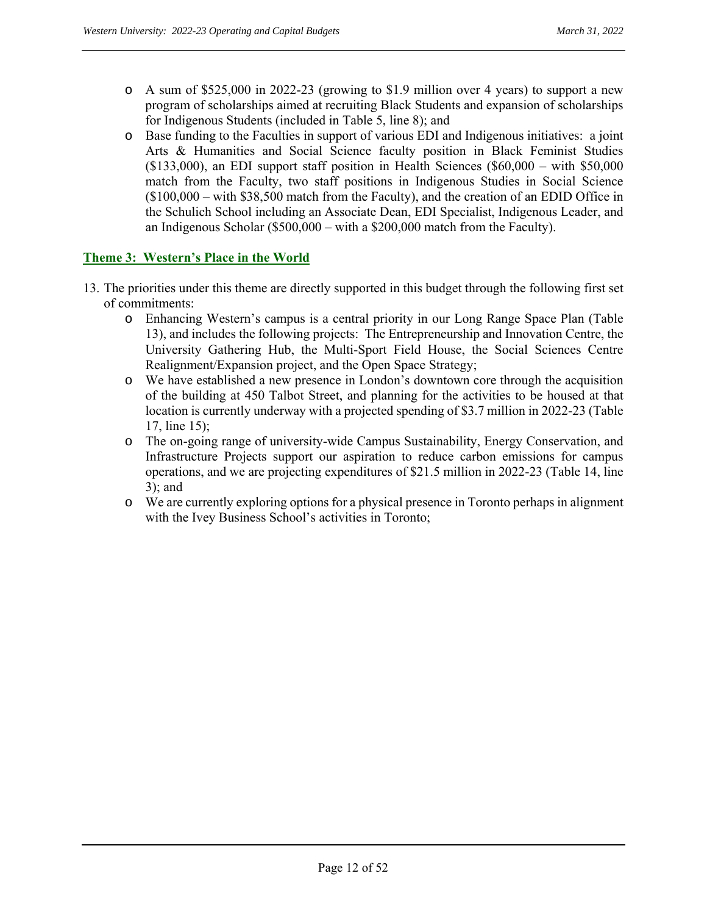- A sum of $525,000 in 2022-23 (growing to $1.9 million over 4 years) to support a new program of scholarships aimed at recruiting Black Students and expansion of scholarships for Indigenous Students (included in Table 5, line 8); and
- Base funding to the Faculties in support of various EDI and Indigenous initiatives: a joint Arts & Humanities and Social Science faculty position in Black Feminist Studies ($133,000), an EDI support staff position in Health Sciences ($60,000 – with $50,000 match from the Faculty, two staff positions in Indigenous Studies in Social Science ($100,000 – with $38,500 match from the Faculty), and the creation of an EDID Office in the Schulich School including an Associate Dean, EDI Specialist, Indigenous Leader, and an Indigenous Scholar ($500,000 – with a $200,000 match from the Faculty).

### Theme 3: Western's Place in the World

13. The priorities under this theme are directly supported in this budget through the following first set of commitments:
    - Enhancing Western's campus is a central priority in our Long Range Space Plan (Table 13), and includes the following projects: The Entrepreneurship and Innovation Centre, the University Gathering Hub, the Multi-Sport Field House, the Social Sciences Centre Realignment/Expansion project, and the Open Space Strategy;
    - We have established a new presence in London's downtown core through the acquisition of the building at 450 Talbot Street, and planning for the activities to be housed at that location is currently underway with a projected spending of $3.7 million in 2022-23 (Table 17, line 15);
    - The on-going range of university-wide Campus Sustainability, Energy Conservation, and Infrastructure Projects support our aspiration to reduce carbon emissions for campus operations, and we are projecting expenditures of $21.5 million in 2022-23 (Table 14, line 3); and
    - We are currently exploring options for a physical presence in Toronto perhaps in alignment with the Ivey Business School's activities in Toronto;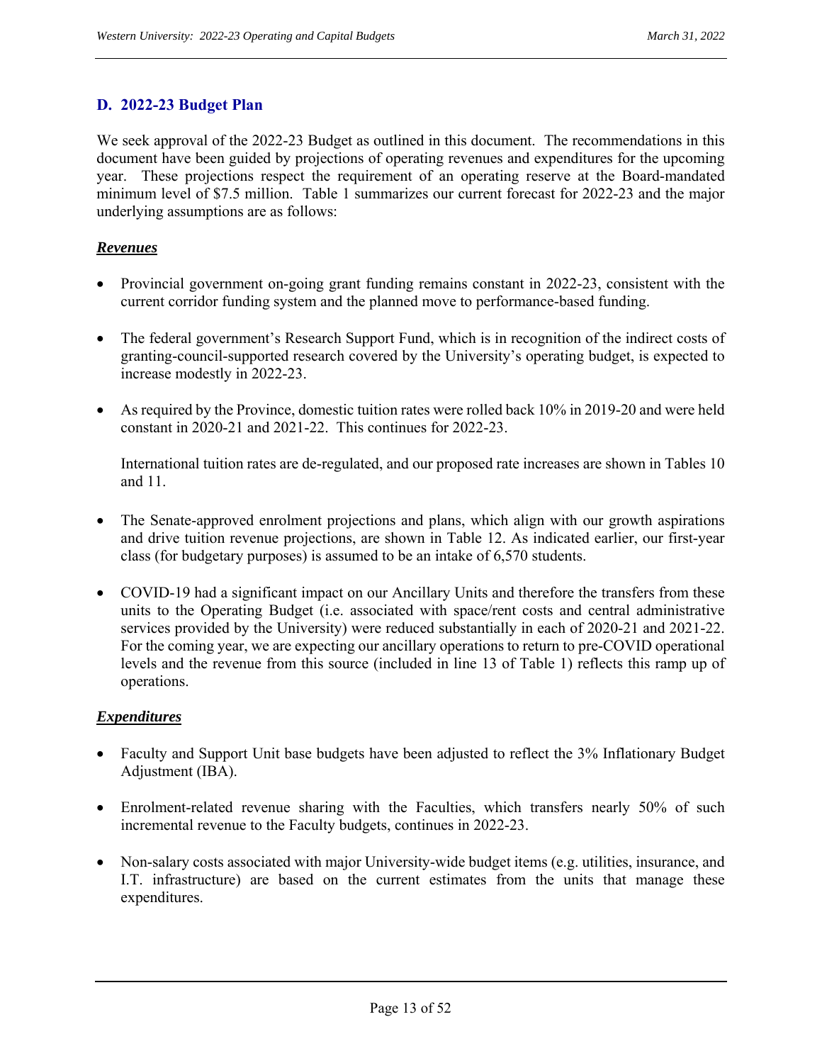## D. 2022-23 Budget Plan

We seek approval of the 2022-23 Budget as outlined in this document. The recommendations in this document have been guided by projections of operating revenues and expenditures for the upcoming year. These projections respect the requirement of an operating reserve at the Board-mandated minimum level of $7.5 million. Table 1 summarizes our current forecast for 2022-23 and the major underlying assumptions are as follows:

***Revenues***

- Provincial government on-going grant funding remains constant in 2022-23, consistent with the current corridor funding system and the planned move to performance-based funding.

- The federal government's Research Support Fund, which is in recognition of the indirect costs of granting-council-supported research covered by the University's operating budget, is expected to increase modestly in 2022-23.

- As required by the Province, domestic tuition rates were rolled back 10% in 2019-20 and were held constant in 2020-21 and 2021-22. This continues for 2022-23.

  International tuition rates are de-regulated, and our proposed rate increases are shown in Tables 10 and 11.

- The Senate-approved enrolment projections and plans, which align with our growth aspirations and drive tuition revenue projections, are shown in Table 12. As indicated earlier, our first-year class (for budgetary purposes) is assumed to be an intake of 6,570 students.

- COVID-19 had a significant impact on our Ancillary Units and therefore the transfers from these units to the Operating Budget (i.e. associated with space/rent costs and central administrative services provided by the University) were reduced substantially in each of 2020-21 and 2021-22. For the coming year, we are expecting our ancillary operations to return to pre-COVID operational levels and the revenue from this source (included in line 13 of Table 1) reflects this ramp up of operations.

***Expenditures***

- Faculty and Support Unit base budgets have been adjusted to reflect the 3% Inflationary Budget Adjustment (IBA).

- Enrolment-related revenue sharing with the Faculties, which transfers nearly 50% of such incremental revenue to the Faculty budgets, continues in 2022-23.

- Non-salary costs associated with major University-wide budget items (e.g. utilities, insurance, and I.T. infrastructure) are based on the current estimates from the units that manage these expenditures.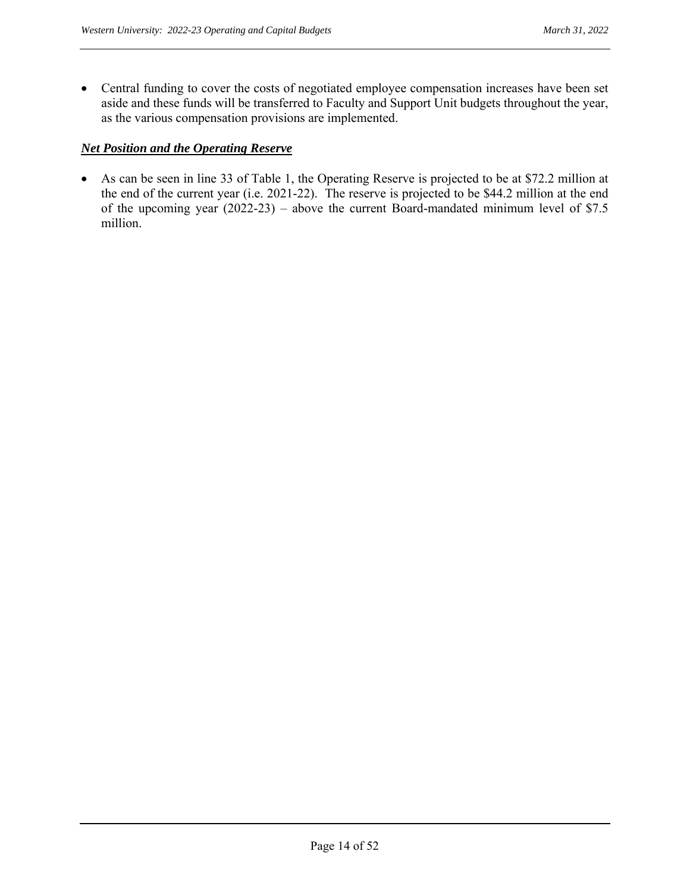- Central funding to cover the costs of negotiated employee compensation increases have been set aside and these funds will be transferred to Faculty and Support Unit budgets throughout the year, as the various compensation provisions are implemented.

***Net Position and the Operating Reserve***

- As can be seen in line 33 of Table 1, the Operating Reserve is projected to be at $72.2 million at the end of the current year (i.e. 2021-22). The reserve is projected to be $44.2 million at the end of the upcoming year (2022-23) – above the current Board-mandated minimum level of $7.5 million.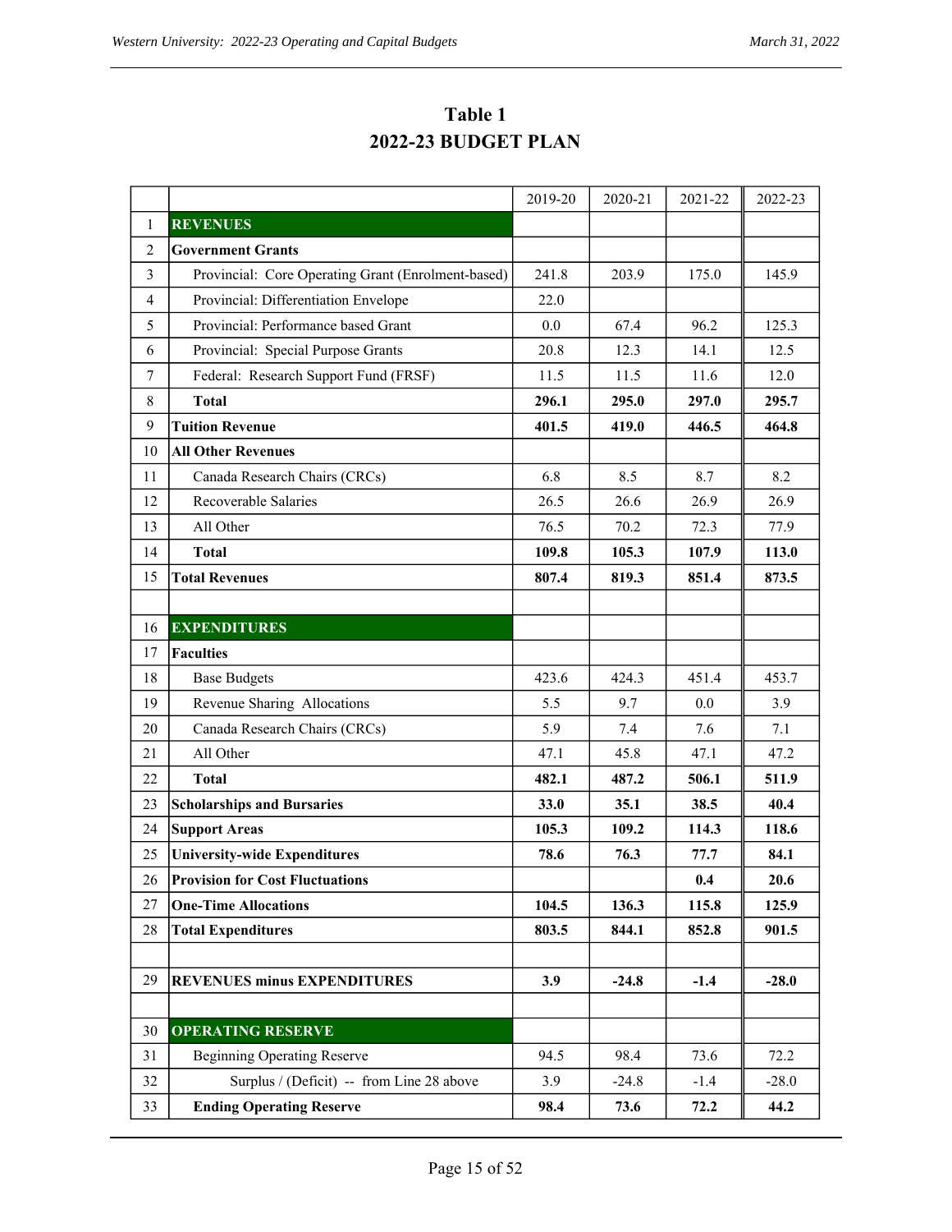# Table 1
# 2022-23 BUDGET PLAN

| | | 2019-20 | 2020-21 | 2021-22 | 2022-23 |
|---|---|---|---|---|---|
| 1 | **REVENUES** | | | | |
| 2 | **Government Grants** | | | | |
| 3 | Provincial: Core Operating Grant (Enrolment-based) | 241.8 | 203.9 | 175.0 | 145.9 |
| 4 | Provincial: Differentiation Envelope | 22.0 | | | |
| 5 | Provincial: Performance based Grant | 0.0 | 67.4 | 96.2 | 125.3 |
| 6 | Provincial: Special Purpose Grants | 20.8 | 12.3 | 14.1 | 12.5 |
| 7 | Federal: Research Support Fund (FRSF) | 11.5 | 11.5 | 11.6 | 12.0 |
| 8 | **Total** | **296.1** | **295.0** | **297.0** | **295.7** |
| 9 | **Tuition Revenue** | **401.5** | **419.0** | **446.5** | **464.8** |
| 10 | **All Other Revenues** | | | | |
| 11 | Canada Research Chairs (CRCs) | 6.8 | 8.5 | 8.7 | 8.2 |
| 12 | Recoverable Salaries | 26.5 | 26.6 | 26.9 | 26.9 |
| 13 | All Other | 76.5 | 70.2 | 72.3 | 77.9 |
| 14 | **Total** | **109.8** | **105.3** | **107.9** | **113.0** |
| 15 | **Total Revenues** | **807.4** | **819.3** | **851.4** | **873.5** |
| | | | | | |
| 16 | **EXPENDITURES** | | | | |
| 17 | **Faculties** | | | | |
| 18 | Base Budgets | 423.6 | 424.3 | 451.4 | 453.7 |
| 19 | Revenue Sharing Allocations | 5.5 | 9.7 | 0.0 | 3.9 |
| 20 | Canada Research Chairs (CRCs) | 5.9 | 7.4 | 7.6 | 7.1 |
| 21 | All Other | 47.1 | 45.8 | 47.1 | 47.2 |
| 22 | **Total** | **482.1** | **487.2** | **506.1** | **511.9** |
| 23 | **Scholarships and Bursaries** | **33.0** | **35.1** | **38.5** | **40.4** |
| 24 | **Support Areas** | **105.3** | **109.2** | **114.3** | **118.6** |
| 25 | **University-wide Expenditures** | **78.6** | **76.3** | **77.7** | **84.1** |
| 26 | **Provision for Cost Fluctuations** | | | **0.4** | **20.6** |
| 27 | **One-Time Allocations** | **104.5** | **136.3** | **115.8** | **125.9** |
| 28 | **Total Expenditures** | **803.5** | **844.1** | **852.8** | **901.5** |
| | | | | | |
| 29 | **REVENUES minus EXPENDITURES** | **3.9** | **-24.8** | **-1.4** | **-28.0** |
| | | | | | |
| 30 | **OPERATING RESERVE** | | | | |
| 31 | Beginning Operating Reserve | 94.5 | 98.4 | 73.6 | 72.2 |
| 32 | Surplus / (Deficit) -- from Line 28 above | 3.9 | -24.8 | -1.4 | -28.0 |
| 33 | **Ending Operating Reserve** | **98.4** | **73.6** | **72.2** | **44.2** |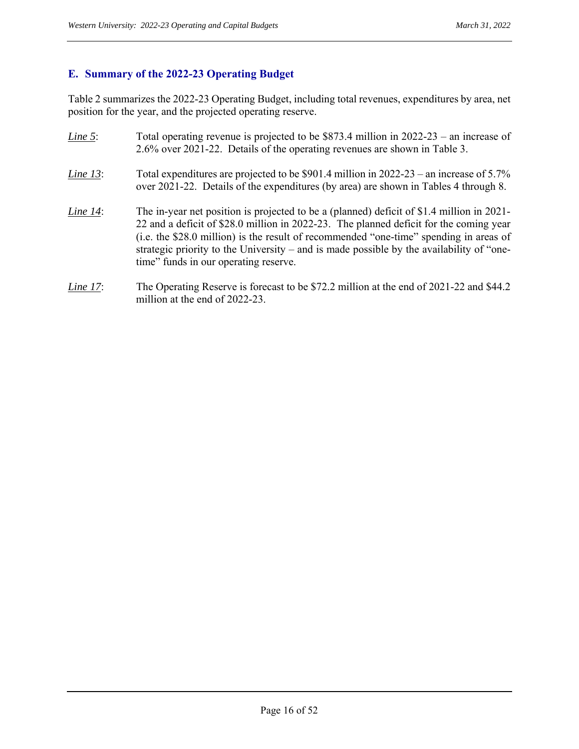## E. Summary of the 2022-23 Operating Budget

Table 2 summarizes the 2022-23 Operating Budget, including total revenues, expenditures by area, net position for the year, and the projected operating reserve.

*Line 5*: Total operating revenue is projected to be $873.4 million in 2022-23 – an increase of 2.6% over 2021-22. Details of the operating revenues are shown in Table 3.

*Line 13*: Total expenditures are projected to be $901.4 million in 2022-23 – an increase of 5.7% over 2021-22. Details of the expenditures (by area) are shown in Tables 4 through 8.

*Line 14*: The in-year net position is projected to be a (planned) deficit of $1.4 million in 2021-22 and a deficit of $28.0 million in 2022-23. The planned deficit for the coming year (i.e. the $28.0 million) is the result of recommended "one-time" spending in areas of strategic priority to the University – and is made possible by the availability of "one-time" funds in our operating reserve.

*Line 17*: The Operating Reserve is forecast to be $72.2 million at the end of 2021-22 and $44.2 million at the end of 2022-23.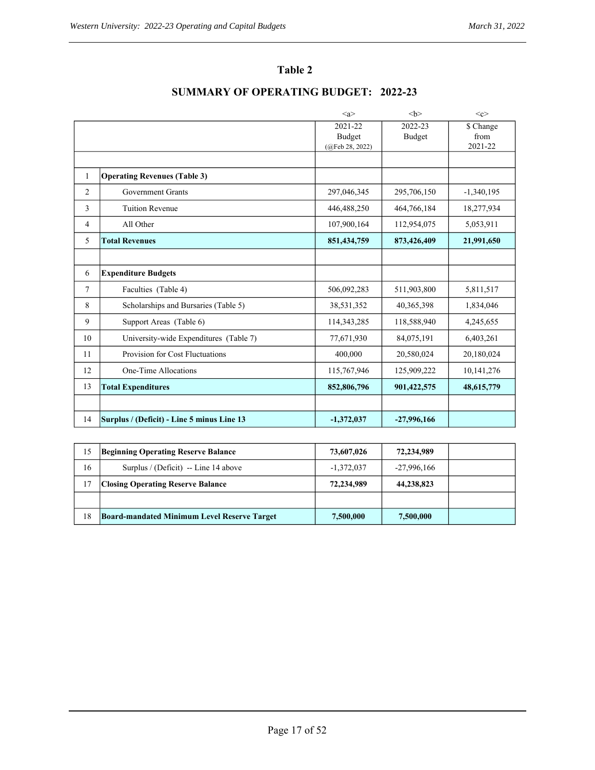## Table 2

## SUMMARY OF OPERATING BUDGET: 2022-23

| | | <a> 2021-22 Budget (@Feb 28, 2022) | <b> 2022-23 Budget | <c> $ Change from 2021-22 |
|---|---|---|---|---|
| | | | | |
| 1 | **Operating Revenues (Table 3)** | | | |
| 2 | Government Grants | 297,046,345 | 295,706,150 | -1,340,195 |
| 3 | Tuition Revenue | 446,488,250 | 464,766,184 | 18,277,934 |
| 4 | All Other | 107,900,164 | 112,954,075 | 5,053,911 |
| 5 | **Total Revenues** | **851,434,759** | **873,426,409** | **21,991,650** |
| | | | | |
| 6 | **Expenditure Budgets** | | | |
| 7 | Faculties (Table 4) | 506,092,283 | 511,903,800 | 5,811,517 |
| 8 | Scholarships and Bursaries (Table 5) | 38,531,352 | 40,365,398 | 1,834,046 |
| 9 | Support Areas (Table 6) | 114,343,285 | 118,588,940 | 4,245,655 |
| 10 | University-wide Expenditures (Table 7) | 77,671,930 | 84,075,191 | 6,403,261 |
| 11 | Provision for Cost Fluctuations | 400,000 | 20,580,024 | 20,180,024 |
| 12 | One-Time Allocations | 115,767,946 | 125,909,222 | 10,141,276 |
| 13 | **Total Expenditures** | **852,806,796** | **901,422,575** | **48,615,779** |
| | | | | |
| 14 | **Surplus / (Deficit) - Line 5 minus Line 13** | **-1,372,037** | **-27,996,166** | |

| | | | | |
|---|---|---|---|---|
| 15 | **Beginning Operating Reserve Balance** | **73,607,026** | **72,234,989** | |
| 16 | Surplus / (Deficit) -- Line 14 above | -1,372,037 | -27,996,166 | |
| 17 | **Closing Operating Reserve Balance** | **72,234,989** | **44,238,823** | |
| | | | | |
| 18 | **Board-mandated Minimum Level Reserve Target** | **7,500,000** | **7,500,000** | |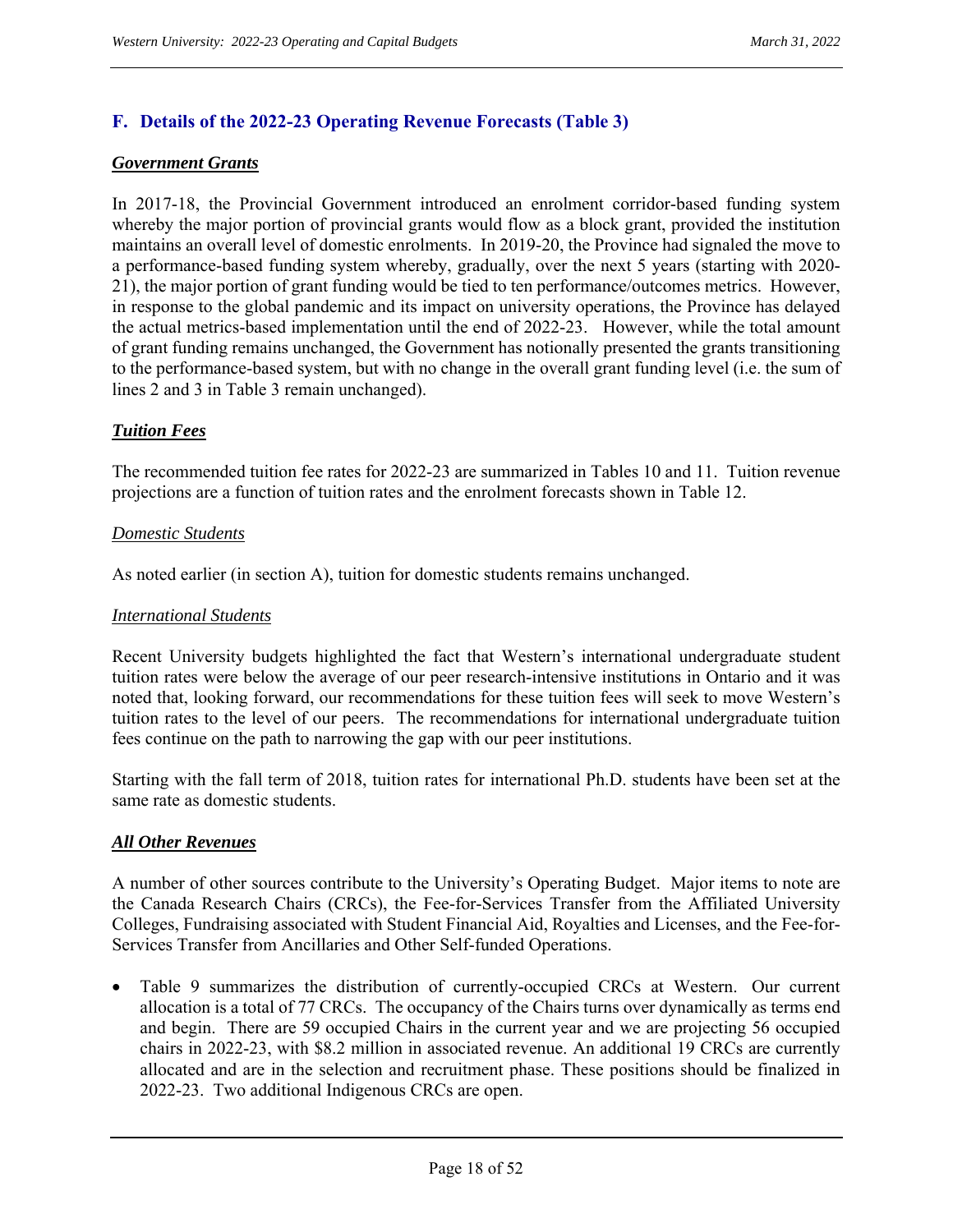## F. Details of the 2022-23 Operating Revenue Forecasts (Table 3)

***Government Grants***

In 2017-18, the Provincial Government introduced an enrolment corridor-based funding system whereby the major portion of provincial grants would flow as a block grant, provided the institution maintains an overall level of domestic enrolments. In 2019-20, the Province had signaled the move to a performance-based funding system whereby, gradually, over the next 5 years (starting with 2020-21), the major portion of grant funding would be tied to ten performance/outcomes metrics. However, in response to the global pandemic and its impact on university operations, the Province has delayed the actual metrics-based implementation until the end of 2022-23. However, while the total amount of grant funding remains unchanged, the Government has notionally presented the grants transitioning to the performance-based system, but with no change in the overall grant funding level (i.e. the sum of lines 2 and 3 in Table 3 remain unchanged).

***Tuition Fees***

The recommended tuition fee rates for 2022-23 are summarized in Tables 10 and 11. Tuition revenue projections are a function of tuition rates and the enrolment forecasts shown in Table 12.

*Domestic Students*

As noted earlier (in section A), tuition for domestic students remains unchanged.

*International Students*

Recent University budgets highlighted the fact that Western's international undergraduate student tuition rates were below the average of our peer research-intensive institutions in Ontario and it was noted that, looking forward, our recommendations for these tuition fees will seek to move Western's tuition rates to the level of our peers. The recommendations for international undergraduate tuition fees continue on the path to narrowing the gap with our peer institutions.

Starting with the fall term of 2018, tuition rates for international Ph.D. students have been set at the same rate as domestic students.

***All Other Revenues***

A number of other sources contribute to the University's Operating Budget. Major items to note are the Canada Research Chairs (CRCs), the Fee-for-Services Transfer from the Affiliated University Colleges, Fundraising associated with Student Financial Aid, Royalties and Licenses, and the Fee-for-Services Transfer from Ancillaries and Other Self-funded Operations.

- Table 9 summarizes the distribution of currently-occupied CRCs at Western. Our current allocation is a total of 77 CRCs. The occupancy of the Chairs turns over dynamically as terms end and begin. There are 59 occupied Chairs in the current year and we are projecting 56 occupied chairs in 2022-23, with $8.2 million in associated revenue. An additional 19 CRCs are currently allocated and are in the selection and recruitment phase. These positions should be finalized in 2022-23. Two additional Indigenous CRCs are open.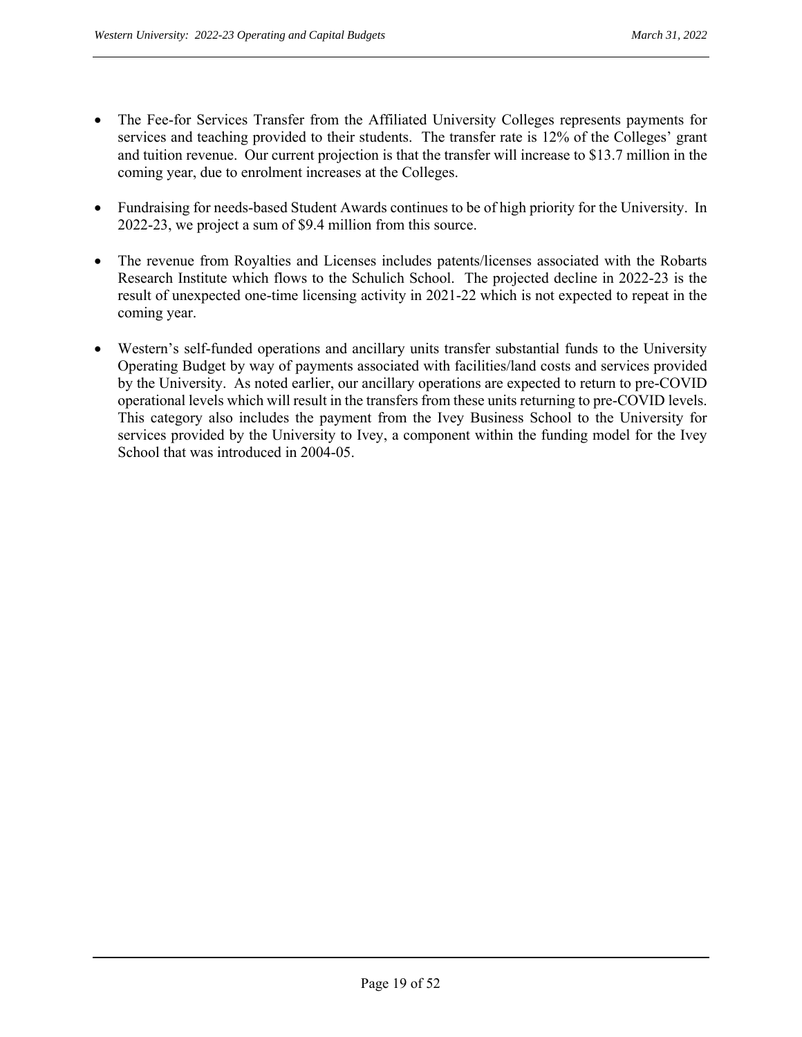- The Fee-for Services Transfer from the Affiliated University Colleges represents payments for services and teaching provided to their students. The transfer rate is 12% of the Colleges' grant and tuition revenue. Our current projection is that the transfer will increase to $13.7 million in the coming year, due to enrolment increases at the Colleges.

- Fundraising for needs-based Student Awards continues to be of high priority for the University. In 2022-23, we project a sum of $9.4 million from this source.

- The revenue from Royalties and Licenses includes patents/licenses associated with the Robarts Research Institute which flows to the Schulich School. The projected decline in 2022-23 is the result of unexpected one-time licensing activity in 2021-22 which is not expected to repeat in the coming year.

- Western's self-funded operations and ancillary units transfer substantial funds to the University Operating Budget by way of payments associated with facilities/land costs and services provided by the University. As noted earlier, our ancillary operations are expected to return to pre-COVID operational levels which will result in the transfers from these units returning to pre-COVID levels. This category also includes the payment from the Ivey Business School to the University for services provided by the University to Ivey, a component within the funding model for the Ivey School that was introduced in 2004-05.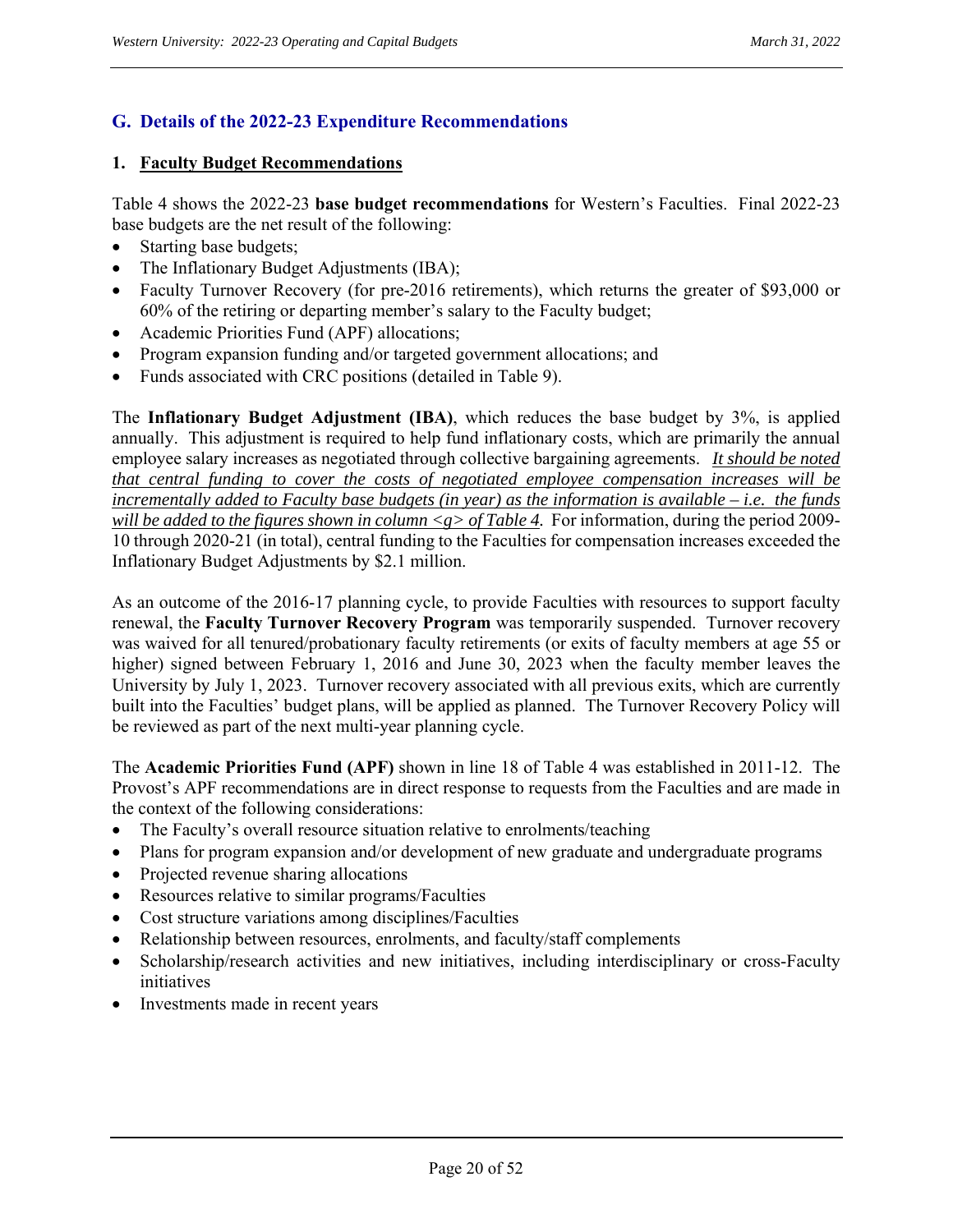## G. Details of the 2022-23 Expenditure Recommendations

### 1. Faculty Budget Recommendations

Table 4 shows the 2022-23 **base budget recommendations** for Western's Faculties. Final 2022-23 base budgets are the net result of the following:

- Starting base budgets;
- The Inflationary Budget Adjustments (IBA);
- Faculty Turnover Recovery (for pre-2016 retirements), which returns the greater of $93,000 or 60% of the retiring or departing member's salary to the Faculty budget;
- Academic Priorities Fund (APF) allocations;
- Program expansion funding and/or targeted government allocations; and
- Funds associated with CRC positions (detailed in Table 9).

The **Inflationary Budget Adjustment (IBA)**, which reduces the base budget by 3%, is applied annually. This adjustment is required to help fund inflationary costs, which are primarily the annual employee salary increases as negotiated through collective bargaining agreements. *It should be noted that central funding to cover the costs of negotiated employee compensation increases will be incrementally added to Faculty base budgets (in year) as the information is available – i.e. the funds will be added to the figures shown in column <g> of Table 4.* For information, during the period 2009-10 through 2020-21 (in total), central funding to the Faculties for compensation increases exceeded the Inflationary Budget Adjustments by $2.1 million.

As an outcome of the 2016-17 planning cycle, to provide Faculties with resources to support faculty renewal, the **Faculty Turnover Recovery Program** was temporarily suspended. Turnover recovery was waived for all tenured/probationary faculty retirements (or exits of faculty members at age 55 or higher) signed between February 1, 2016 and June 30, 2023 when the faculty member leaves the University by July 1, 2023. Turnover recovery associated with all previous exits, which are currently built into the Faculties' budget plans, will be applied as planned. The Turnover Recovery Policy will be reviewed as part of the next multi-year planning cycle.

The **Academic Priorities Fund (APF)** shown in line 18 of Table 4 was established in 2011-12. The Provost's APF recommendations are in direct response to requests from the Faculties and are made in the context of the following considerations:

- The Faculty's overall resource situation relative to enrolments/teaching
- Plans for program expansion and/or development of new graduate and undergraduate programs
- Projected revenue sharing allocations
- Resources relative to similar programs/Faculties
- Cost structure variations among disciplines/Faculties
- Relationship between resources, enrolments, and faculty/staff complements
- Scholarship/research activities and new initiatives, including interdisciplinary or cross-Faculty initiatives
- Investments made in recent years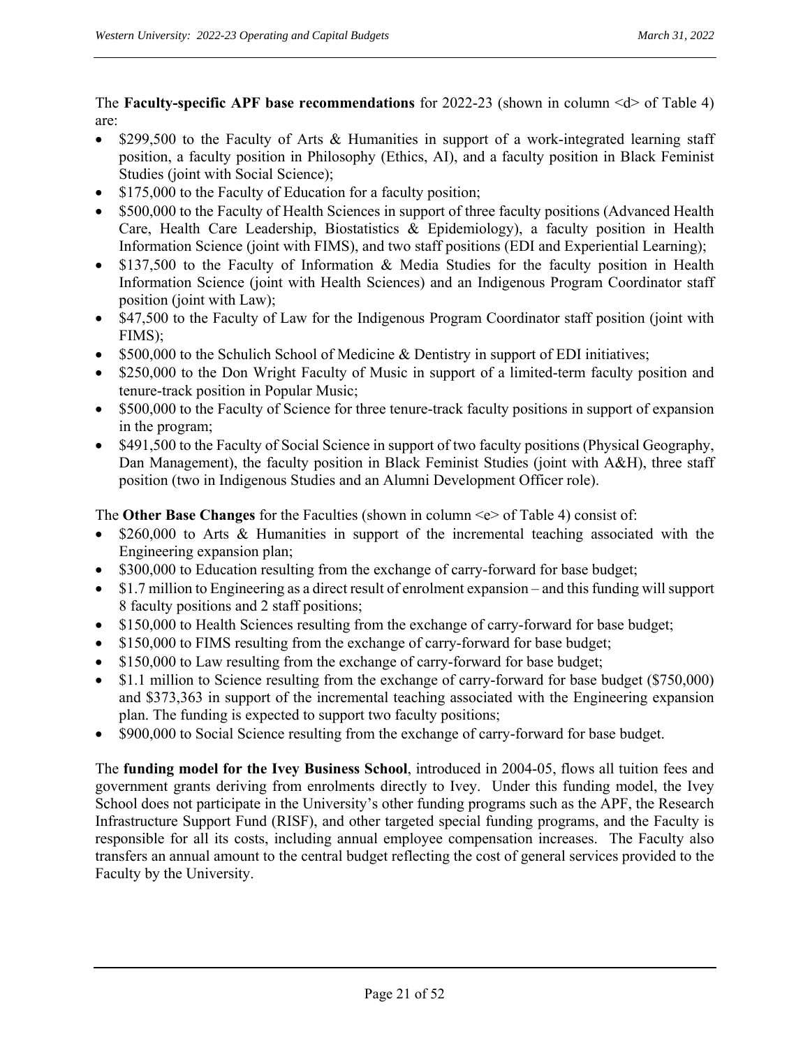The **Faculty-specific APF base recommendations** for 2022-23 (shown in column <d> of Table 4) are:

- $299,500 to the Faculty of Arts & Humanities in support of a work-integrated learning staff position, a faculty position in Philosophy (Ethics, AI), and a faculty position in Black Feminist Studies (joint with Social Science);
- $175,000 to the Faculty of Education for a faculty position;
- $500,000 to the Faculty of Health Sciences in support of three faculty positions (Advanced Health Care, Health Care Leadership, Biostatistics & Epidemiology), a faculty position in Health Information Science (joint with FIMS), and two staff positions (EDI and Experiential Learning);
- $137,500 to the Faculty of Information & Media Studies for the faculty position in Health Information Science (joint with Health Sciences) and an Indigenous Program Coordinator staff position (joint with Law);
- $47,500 to the Faculty of Law for the Indigenous Program Coordinator staff position (joint with FIMS);
- $500,000 to the Schulich School of Medicine & Dentistry in support of EDI initiatives;
- $250,000 to the Don Wright Faculty of Music in support of a limited-term faculty position and tenure-track position in Popular Music;
- $500,000 to the Faculty of Science for three tenure-track faculty positions in support of expansion in the program;
- $491,500 to the Faculty of Social Science in support of two faculty positions (Physical Geography, Dan Management), the faculty position in Black Feminist Studies (joint with A&H), three staff position (two in Indigenous Studies and an Alumni Development Officer role).

The **Other Base Changes** for the Faculties (shown in column <e> of Table 4) consist of:

- $260,000 to Arts & Humanities in support of the incremental teaching associated with the Engineering expansion plan;
- $300,000 to Education resulting from the exchange of carry-forward for base budget;
- $1.7 million to Engineering as a direct result of enrolment expansion – and this funding will support 8 faculty positions and 2 staff positions;
- $150,000 to Health Sciences resulting from the exchange of carry-forward for base budget;
- $150,000 to FIMS resulting from the exchange of carry-forward for base budget;
- $150,000 to Law resulting from the exchange of carry-forward for base budget;
- $1.1 million to Science resulting from the exchange of carry-forward for base budget ($750,000) and $373,363 in support of the incremental teaching associated with the Engineering expansion plan. The funding is expected to support two faculty positions;
- $900,000 to Social Science resulting from the exchange of carry-forward for base budget.

The **funding model for the Ivey Business School**, introduced in 2004-05, flows all tuition fees and government grants deriving from enrolments directly to Ivey. Under this funding model, the Ivey School does not participate in the University's other funding programs such as the APF, the Research Infrastructure Support Fund (RISF), and other targeted special funding programs, and the Faculty is responsible for all its costs, including annual employee compensation increases. The Faculty also transfers an annual amount to the central budget reflecting the cost of general services provided to the Faculty by the University.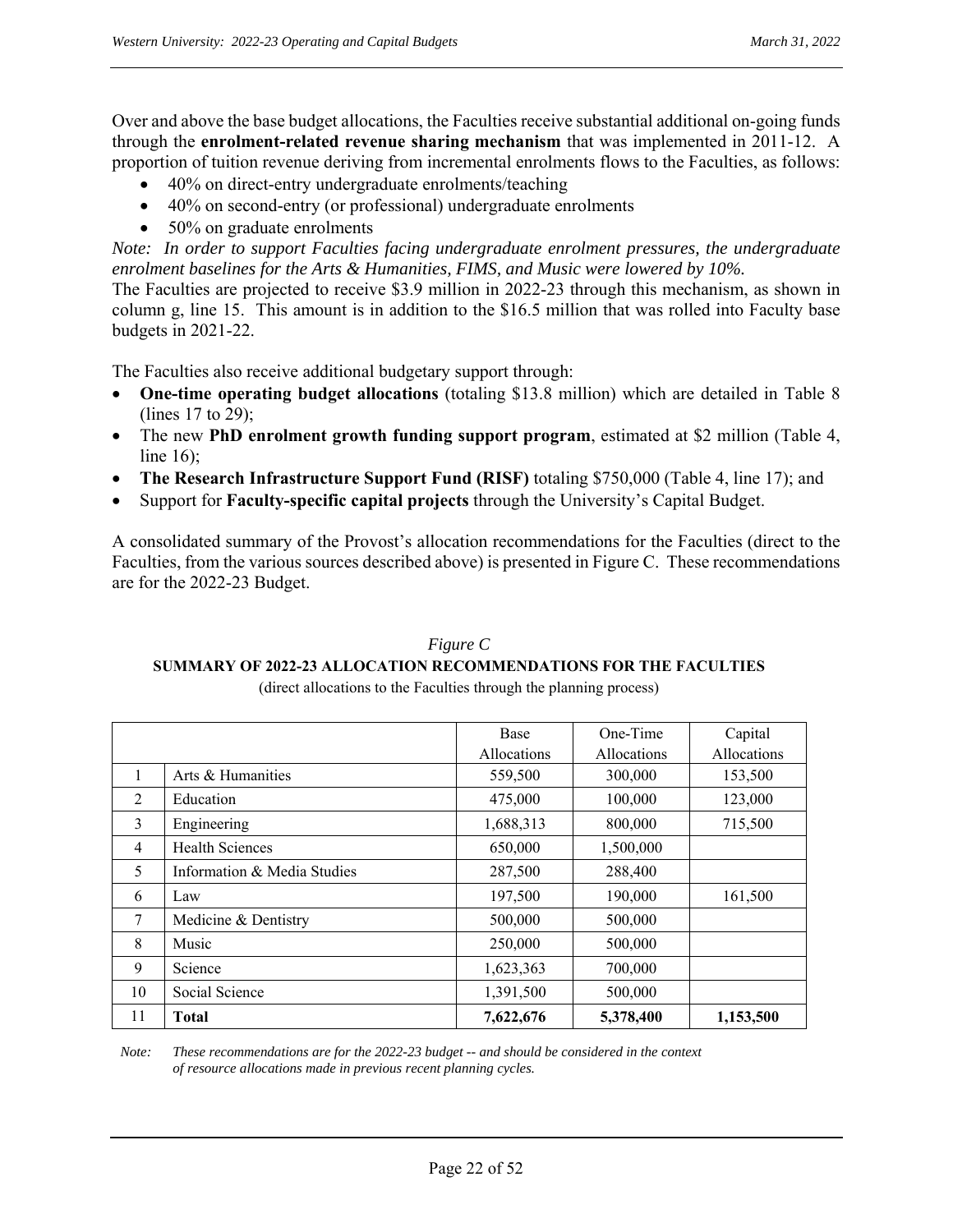Over and above the base budget allocations, the Faculties receive substantial additional on-going funds through the **enrolment-related revenue sharing mechanism** that was implemented in 2011-12. A proportion of tuition revenue deriving from incremental enrolments flows to the Faculties, as follows:

- 40% on direct-entry undergraduate enrolments/teaching
- 40% on second-entry (or professional) undergraduate enrolments
- 50% on graduate enrolments

*Note: In order to support Faculties facing undergraduate enrolment pressures, the undergraduate enrolment baselines for the Arts & Humanities, FIMS, and Music were lowered by 10%.*

The Faculties are projected to receive $3.9 million in 2022-23 through this mechanism, as shown in column g, line 15. This amount is in addition to the $16.5 million that was rolled into Faculty base budgets in 2021-22.

The Faculties also receive additional budgetary support through:

- **One-time operating budget allocations** (totaling $13.8 million) which are detailed in Table 8 (lines 17 to 29);
- The new **PhD enrolment growth funding support program**, estimated at $2 million (Table 4, line 16);
- **The Research Infrastructure Support Fund (RISF)** totaling $750,000 (Table 4, line 17); and
- Support for **Faculty-specific capital projects** through the University's Capital Budget.

A consolidated summary of the Provost's allocation recommendations for the Faculties (direct to the Faculties, from the various sources described above) is presented in Figure C. These recommendations are for the 2022-23 Budget.

*Figure C*

**SUMMARY OF 2022-23 ALLOCATION RECOMMENDATIONS FOR THE FACULTIES**

(direct allocations to the Faculties through the planning process)

| | | Base Allocations | One-Time Allocations | Capital Allocations |
|---|---|---|---|---|
| 1 | Arts & Humanities | 559,500 | 300,000 | 153,500 |
| 2 | Education | 475,000 | 100,000 | 123,000 |
| 3 | Engineering | 1,688,313 | 800,000 | 715,500 |
| 4 | Health Sciences | 650,000 | 1,500,000 | |
| 5 | Information & Media Studies | 287,500 | 288,400 | |
| 6 | Law | 197,500 | 190,000 | 161,500 |
| 7 | Medicine & Dentistry | 500,000 | 500,000 | |
| 8 | Music | 250,000 | 500,000 | |
| 9 | Science | 1,623,363 | 700,000 | |
| 10 | Social Science | 1,391,500 | 500,000 | |
| 11 | **Total** | **7,622,676** | **5,378,400** | **1,153,500** |

*Note: These recommendations are for the 2022-23 budget -- and should be considered in the context of resource allocations made in previous recent planning cycles.*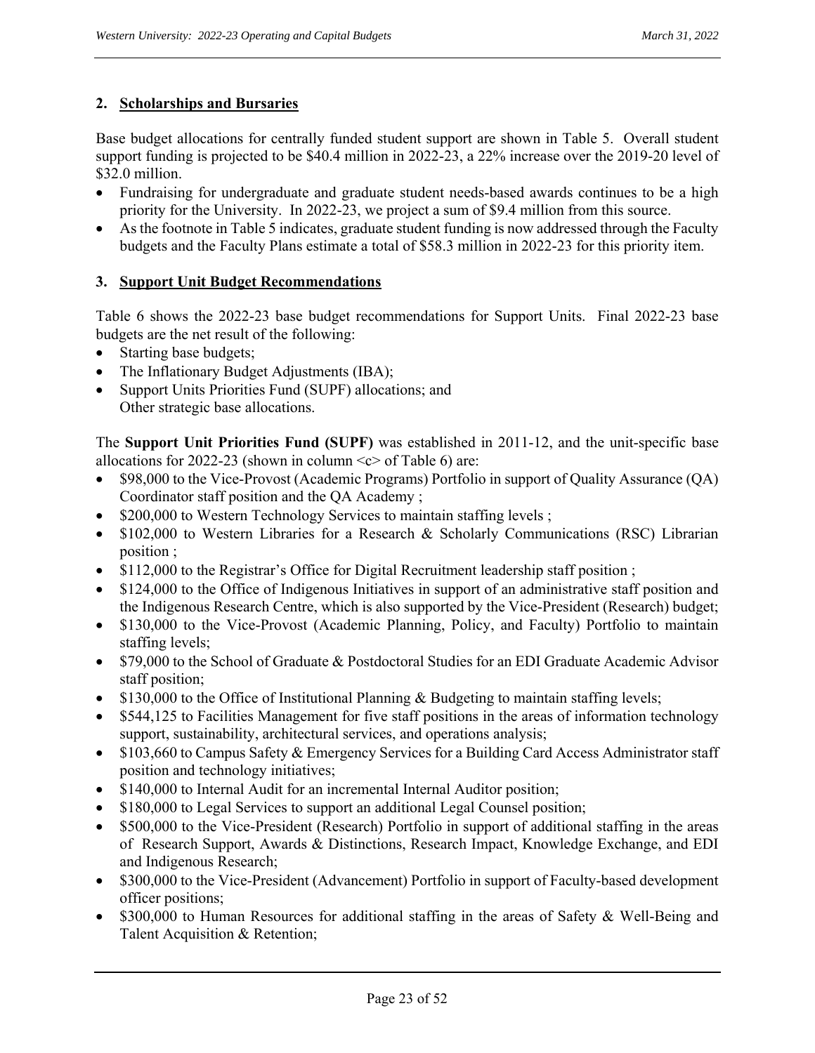## 2. Scholarships and Bursaries

Base budget allocations for centrally funded student support are shown in Table 5. Overall student support funding is projected to be $40.4 million in 2022-23, a 22% increase over the 2019-20 level of $32.0 million.

- Fundraising for undergraduate and graduate student needs-based awards continues to be a high priority for the University. In 2022-23, we project a sum of $9.4 million from this source.
- As the footnote in Table 5 indicates, graduate student funding is now addressed through the Faculty budgets and the Faculty Plans estimate a total of $58.3 million in 2022-23 for this priority item.

## 3. Support Unit Budget Recommendations

Table 6 shows the 2022-23 base budget recommendations for Support Units. Final 2022-23 base budgets are the net result of the following:

- Starting base budgets;
- The Inflationary Budget Adjustments (IBA);
- Support Units Priorities Fund (SUPF) allocations; and
  Other strategic base allocations.

The **Support Unit Priorities Fund (SUPF)** was established in 2011-12, and the unit-specific base allocations for 2022-23 (shown in column <c> of Table 6) are:

- $98,000 to the Vice-Provost (Academic Programs) Portfolio in support of Quality Assurance (QA) Coordinator staff position and the QA Academy ;
- $200,000 to Western Technology Services to maintain staffing levels ;
- $102,000 to Western Libraries for a Research & Scholarly Communications (RSC) Librarian position ;
- $112,000 to the Registrar's Office for Digital Recruitment leadership staff position ;
- $124,000 to the Office of Indigenous Initiatives in support of an administrative staff position and the Indigenous Research Centre, which is also supported by the Vice-President (Research) budget;
- $130,000 to the Vice-Provost (Academic Planning, Policy, and Faculty) Portfolio to maintain staffing levels;
- $79,000 to the School of Graduate & Postdoctoral Studies for an EDI Graduate Academic Advisor staff position;
- $130,000 to the Office of Institutional Planning & Budgeting to maintain staffing levels;
- $544,125 to Facilities Management for five staff positions in the areas of information technology support, sustainability, architectural services, and operations analysis;
- $103,660 to Campus Safety & Emergency Services for a Building Card Access Administrator staff position and technology initiatives;
- $140,000 to Internal Audit for an incremental Internal Auditor position;
- $180,000 to Legal Services to support an additional Legal Counsel position;
- $500,000 to the Vice-President (Research) Portfolio in support of additional staffing in the areas of Research Support, Awards & Distinctions, Research Impact, Knowledge Exchange, and EDI and Indigenous Research;
- $300,000 to the Vice-President (Advancement) Portfolio in support of Faculty-based development officer positions;
- $300,000 to Human Resources for additional staffing in the areas of Safety & Well-Being and Talent Acquisition & Retention;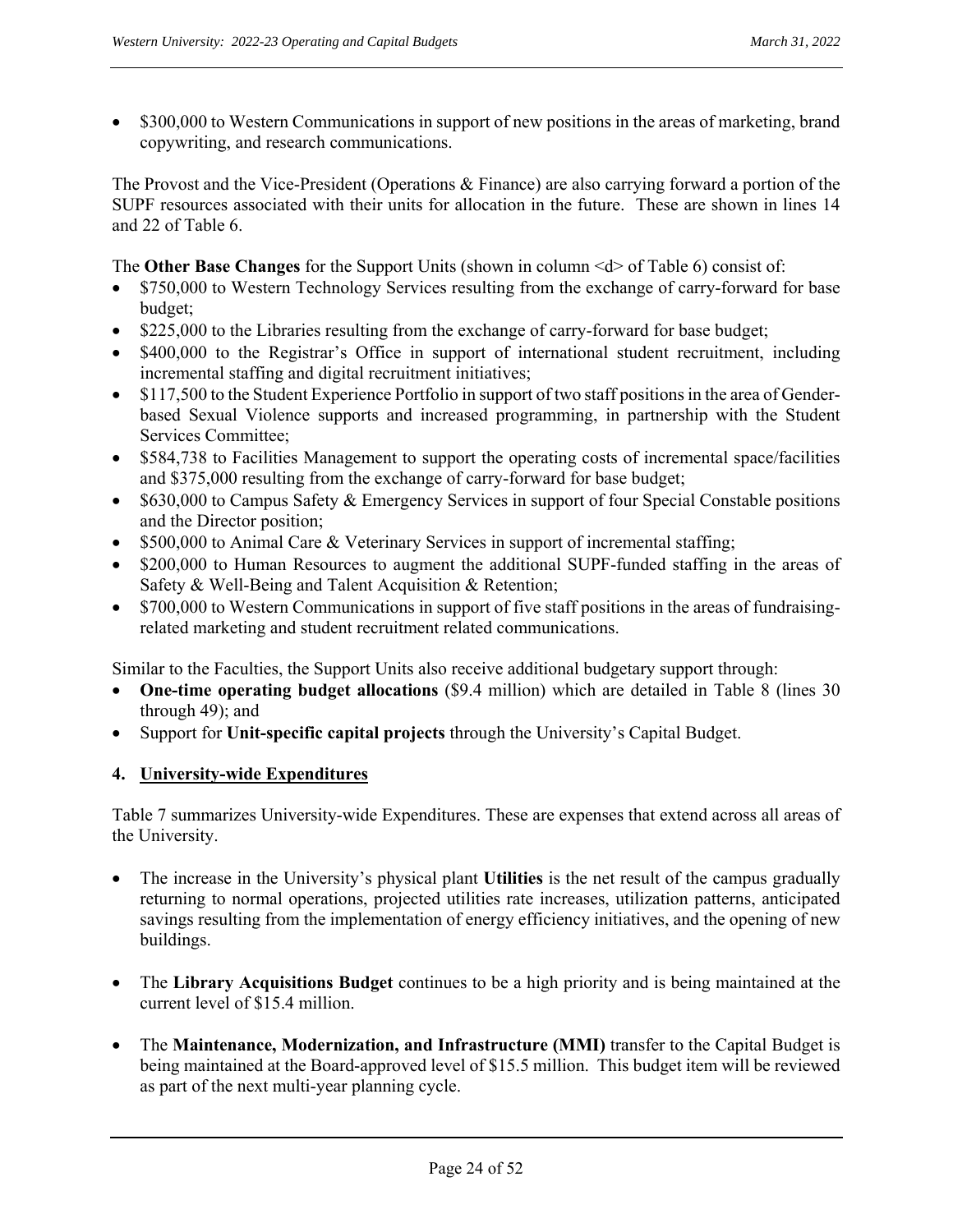- $300,000 to Western Communications in support of new positions in the areas of marketing, brand copywriting, and research communications.

The Provost and the Vice-President (Operations & Finance) are also carrying forward a portion of the SUPF resources associated with their units for allocation in the future. These are shown in lines 14 and 22 of Table 6.

The **Other Base Changes** for the Support Units (shown in column <d> of Table 6) consist of:

- $750,000 to Western Technology Services resulting from the exchange of carry-forward for base budget;
- $225,000 to the Libraries resulting from the exchange of carry-forward for base budget;
- $400,000 to the Registrar's Office in support of international student recruitment, including incremental staffing and digital recruitment initiatives;
- $117,500 to the Student Experience Portfolio in support of two staff positions in the area of Gender-based Sexual Violence supports and increased programming, in partnership with the Student Services Committee;
- $584,738 to Facilities Management to support the operating costs of incremental space/facilities and $375,000 resulting from the exchange of carry-forward for base budget;
- $630,000 to Campus Safety & Emergency Services in support of four Special Constable positions and the Director position;
- $500,000 to Animal Care & Veterinary Services in support of incremental staffing;
- $200,000 to Human Resources to augment the additional SUPF-funded staffing in the areas of Safety & Well-Being and Talent Acquisition & Retention;
- $700,000 to Western Communications in support of five staff positions in the areas of fundraising-related marketing and student recruitment related communications.

Similar to the Faculties, the Support Units also receive additional budgetary support through:

- **One-time operating budget allocations** ($9.4 million) which are detailed in Table 8 (lines 30 through 49); and
- Support for **Unit-specific capital projects** through the University's Capital Budget.

## 4. University-wide Expenditures

Table 7 summarizes University-wide Expenditures. These are expenses that extend across all areas of the University.

- The increase in the University's physical plant **Utilities** is the net result of the campus gradually returning to normal operations, projected utilities rate increases, utilization patterns, anticipated savings resulting from the implementation of energy efficiency initiatives, and the opening of new buildings.

- The **Library Acquisitions Budget** continues to be a high priority and is being maintained at the current level of $15.4 million.

- The **Maintenance, Modernization, and Infrastructure (MMI)** transfer to the Capital Budget is being maintained at the Board-approved level of $15.5 million. This budget item will be reviewed as part of the next multi-year planning cycle.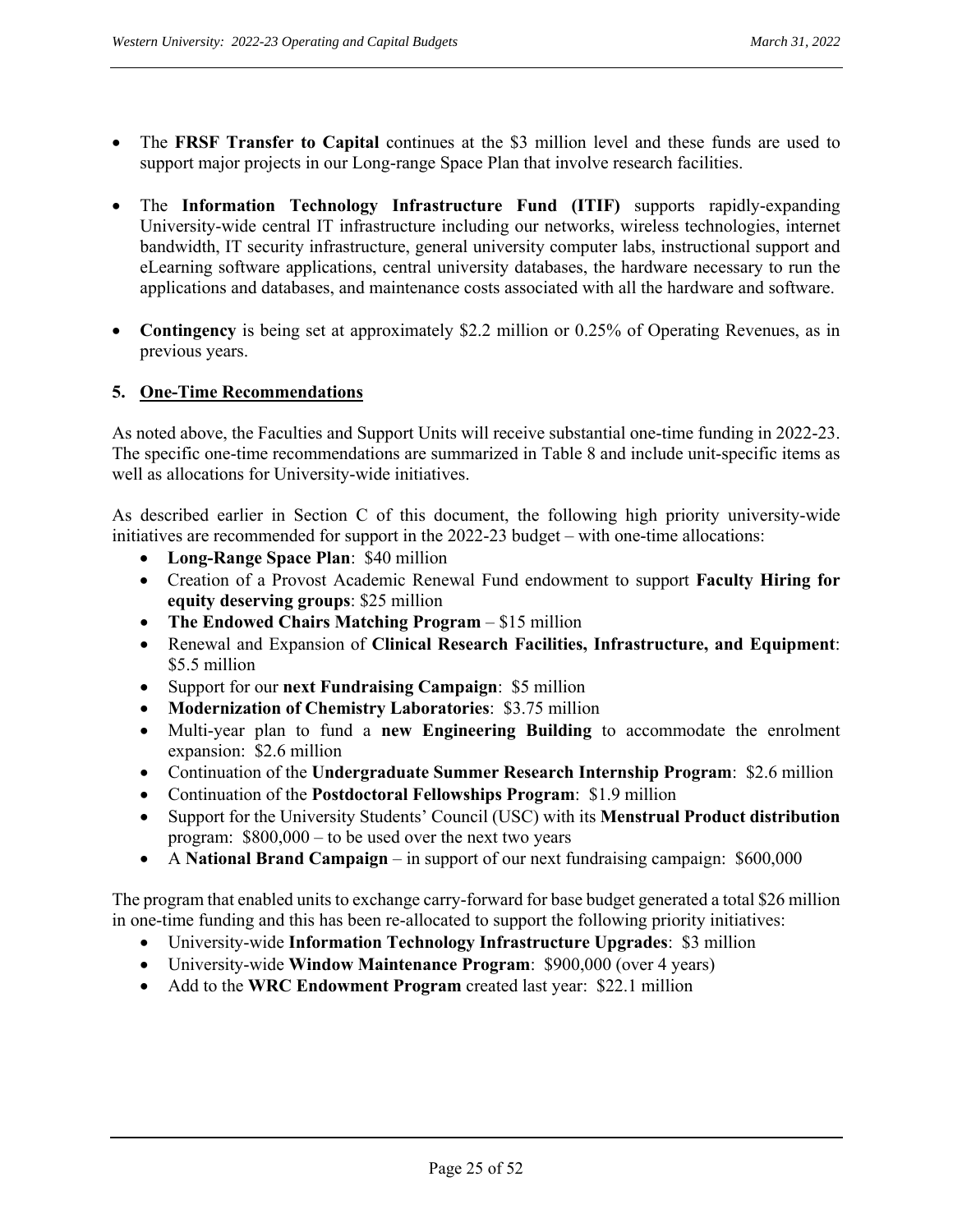- The **FRSF Transfer to Capital** continues at the $3 million level and these funds are used to support major projects in our Long-range Space Plan that involve research facilities.

- The **Information Technology Infrastructure Fund (ITIF)** supports rapidly-expanding University-wide central IT infrastructure including our networks, wireless technologies, internet bandwidth, IT security infrastructure, general university computer labs, instructional support and eLearning software applications, central university databases, the hardware necessary to run the applications and databases, and maintenance costs associated with all the hardware and software.

- **Contingency** is being set at approximately $2.2 million or 0.25% of Operating Revenues, as in previous years.

## 5. One-Time Recommendations

As noted above, the Faculties and Support Units will receive substantial one-time funding in 2022-23. The specific one-time recommendations are summarized in Table 8 and include unit-specific items as well as allocations for University-wide initiatives.

As described earlier in Section C of this document, the following high priority university-wide initiatives are recommended for support in the 2022-23 budget – with one-time allocations:

- **Long-Range Space Plan**: $40 million
- Creation of a Provost Academic Renewal Fund endowment to support **Faculty Hiring for equity deserving groups**: $25 million
- **The Endowed Chairs Matching Program** – $15 million
- Renewal and Expansion of **Clinical Research Facilities, Infrastructure, and Equipment**: $5.5 million
- Support for our **next Fundraising Campaign**: $5 million
- **Modernization of Chemistry Laboratories**: $3.75 million
- Multi-year plan to fund a **new Engineering Building** to accommodate the enrolment expansion: $2.6 million
- Continuation of the **Undergraduate Summer Research Internship Program**: $2.6 million
- Continuation of the **Postdoctoral Fellowships Program**: $1.9 million
- Support for the University Students' Council (USC) with its **Menstrual Product distribution** program: $800,000 – to be used over the next two years
- A **National Brand Campaign** – in support of our next fundraising campaign: $600,000

The program that enabled units to exchange carry-forward for base budget generated a total $26 million in one-time funding and this has been re-allocated to support the following priority initiatives:

- University-wide **Information Technology Infrastructure Upgrades**: $3 million
- University-wide **Window Maintenance Program**: $900,000 (over 4 years)
- Add to the **WRC Endowment Program** created last year: $22.1 million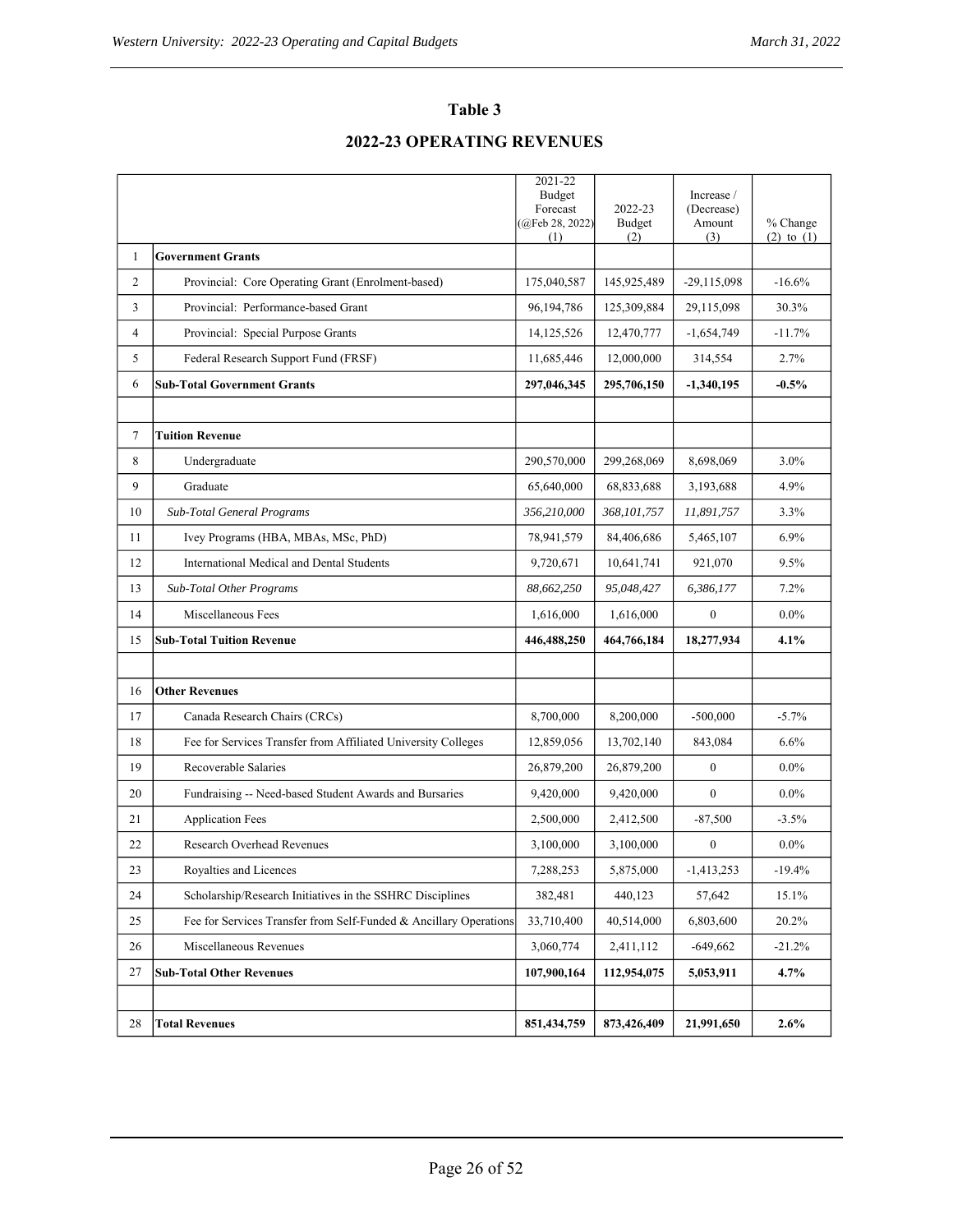# Table 3

## 2022-23 OPERATING REVENUES

| | | 2021-22 Budget Forecast (@Feb 28, 2022) (1) | 2022-23 Budget (2) | Increase / (Decrease) Amount (3) | % Change (2) to (1) |
|---|---|---|---|---|---|
| 1 | **Government Grants** | | | | |
| 2 | Provincial: Core Operating Grant (Enrolment-based) | 175,040,587 | 145,925,489 | -29,115,098 | -16.6% |
| 3 | Provincial: Performance-based Grant | 96,194,786 | 125,309,884 | 29,115,098 | 30.3% |
| 4 | Provincial: Special Purpose Grants | 14,125,526 | 12,470,777 | -1,654,749 | -11.7% |
| 5 | Federal Research Support Fund (FRSF) | 11,685,446 | 12,000,000 | 314,554 | 2.7% |
| 6 | **Sub-Total Government Grants** | **297,046,345** | **295,706,150** | **-1,340,195** | **-0.5%** |
| | | | | | |
| 7 | **Tuition Revenue** | | | | |
| 8 | Undergraduate | 290,570,000 | 299,268,069 | 8,698,069 | 3.0% |
| 9 | Graduate | 65,640,000 | 68,833,688 | 3,193,688 | 4.9% |
| 10 | *Sub-Total General Programs* | *356,210,000* | *368,101,757* | *11,891,757* | 3.3% |
| 11 | Ivey Programs (HBA, MBAs, MSc, PhD) | 78,941,579 | 84,406,686 | 5,465,107 | 6.9% |
| 12 | International Medical and Dental Students | 9,720,671 | 10,641,741 | 921,070 | 9.5% |
| 13 | *Sub-Total Other Programs* | *88,662,250* | *95,048,427* | *6,386,177* | 7.2% |
| 14 | Miscellaneous Fees | 1,616,000 | 1,616,000 | 0 | 0.0% |
| 15 | **Sub-Total Tuition Revenue** | **446,488,250** | **464,766,184** | **18,277,934** | **4.1%** |
| | | | | | |
| 16 | **Other Revenues** | | | | |
| 17 | Canada Research Chairs (CRCs) | 8,700,000 | 8,200,000 | -500,000 | -5.7% |
| 18 | Fee for Services Transfer from Affiliated University Colleges | 12,859,056 | 13,702,140 | 843,084 | 6.6% |
| 19 | Recoverable Salaries | 26,879,200 | 26,879,200 | 0 | 0.0% |
| 20 | Fundraising -- Need-based Student Awards and Bursaries | 9,420,000 | 9,420,000 | 0 | 0.0% |
| 21 | Application Fees | 2,500,000 | 2,412,500 | -87,500 | -3.5% |
| 22 | Research Overhead Revenues | 3,100,000 | 3,100,000 | 0 | 0.0% |
| 23 | Royalties and Licences | 7,288,253 | 5,875,000 | -1,413,253 | -19.4% |
| 24 | Scholarship/Research Initiatives in the SSHRC Disciplines | 382,481 | 440,123 | 57,642 | 15.1% |
| 25 | Fee for Services Transfer from Self-Funded & Ancillary Operations | 33,710,400 | 40,514,000 | 6,803,600 | 20.2% |
| 26 | Miscellaneous Revenues | 3,060,774 | 2,411,112 | -649,662 | -21.2% |
| 27 | **Sub-Total Other Revenues** | **107,900,164** | **112,954,075** | **5,053,911** | **4.7%** |
| | | | | | |
| 28 | **Total Revenues** | **851,434,759** | **873,426,409** | **21,991,650** | **2.6%** |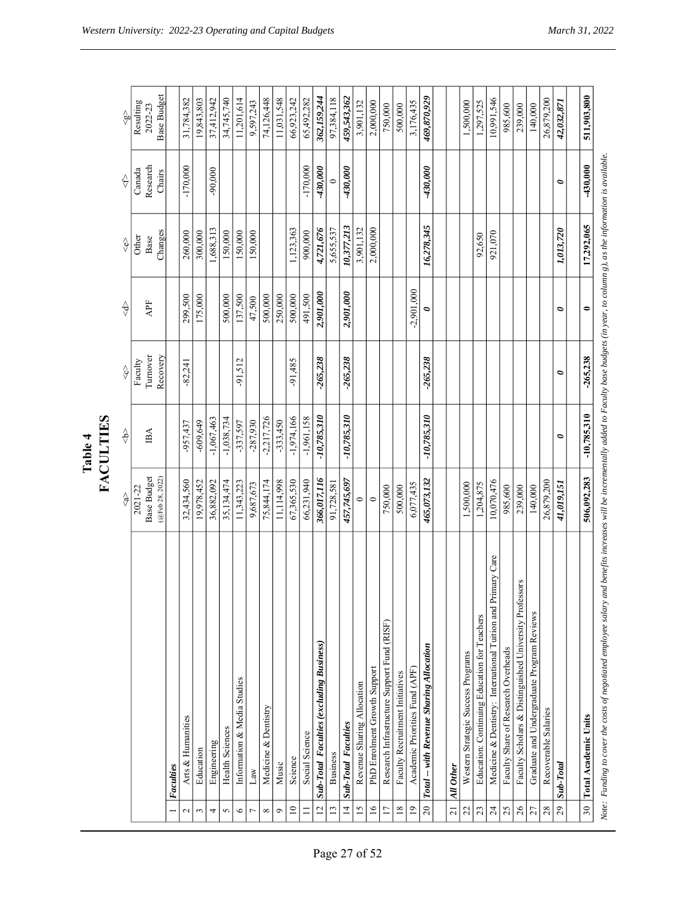# Table 4
## FACULTIES

| | | <a> 2021-22 Base Budget (@Feb.28.2022) | <b> IBA | <c> Faculty Turnover Recovery | <d> APF | <e> Other Base Changes | <f> Canada Research Chairs | <g> Resulting 2022-23 Base Budget |
|---|---|---|---|---|---|---|---|---|
| 1 | ***Faculties*** | | | | | | | |
| 2 | Arts & Humanities | 32,434,560 | -957,437 | -82,241 | 299,500 | 260,000 | -170,000 | 31,784,382 |
| 3 | Education | 19,978,452 | -609,649 | | 175,000 | 300,000 | | 19,843,803 |
| 4 | Engineering | 36,882,092 | -1,067,463 | | | 1,688,313 | -90,000 | 37,412,942 |
| 5 | Health Sciences | 35,134,474 | -1,038,734 | | 500,000 | 150,000 | | 34,745,740 |
| 6 | Information & Media Studies | 11,343,223 | -337,597 | -91,512 | 137,500 | 150,000 | | 11,201,614 |
| 7 | Law | 9,687,673 | -287,930 | | 47,500 | 150,000 | | 9,597,243 |
| 8 | Medicine & Dentistry | 75,844,174 | -2,217,726 | | 500,000 | | | 74,126,448 |
| 9 | Music | 11,114,998 | -333,450 | | 250,000 | | | 11,031,548 |
| 10 | Science | 67,365,530 | -1,974,166 | -91,485 | 500,000 | 1,123,363 | | 66,923,242 |
| 11 | Social Science | 66,231,940 | -1,961,158 | | 491,500 | 900,000 | -170,000 | 65,492,282 |
| 12 | ***Sub-Total Faculties (excluding Business)*** | ***366,017,116*** | ***-10,785,310*** | ***-265,238*** | ***2,901,000*** | ***4,721,676*** | ***-430,000*** | ***362,159,244*** |
| 13 | Business | 91,728,581 | | | | 5,655,537 | 0 | 97,384,118 |
| 14 | ***Sub-Total Faculties*** | ***457,745,697*** | ***-10,785,310*** | ***-265,238*** | ***2,901,000*** | ***10,377,213*** | ***-430,000*** | ***459,543,362*** |
| 15 | Revenue Sharing Allocation | 0 | | | | 3,901,132 | | 3,901,132 |
| 16 | PhD Enrolment Growth Support | 0 | | | | 2,000,000 | | 2,000,000 |
| 17 | Research Infrastructure Support Fund (RISF) | 750,000 | | | | | | 750,000 |
| 18 | Faculty Recruitment Initiatives | 500,000 | | | | | | 500,000 |
| 19 | Academic Priorities Fund (APF) | 6,077,435 | | | -2,901,000 | | | 3,176,435 |
| 20 | ***Total -- with Revenue Sharing Allocation*** | ***465,073,132*** | ***-10,785,310*** | ***-265,238*** | ***0*** | ***16,278,345*** | ***-430,000*** | ***469,870,929*** |
| | | | | | | | | |
| 21 | ***All Other*** | | | | | | | |
| 22 | Western Strategic Success Programs | 1,500,000 | | | | | | 1,500,000 |
| 23 | Education: Continuing Education for Teachers | 1,204,875 | | | | 92,650 | | 1,297,525 |
| 24 | Medicine & Dentistry: International Tuition and Primary Care | 10,070,476 | | | | 921,070 | | 10,991,546 |
| 25 | Faculty Share of Research Overheads | 985,600 | | | | | | 985,600 |
| 26 | Faculty Scholars & Distinguished University Professors | 239,000 | | | | | | 239,000 |
| 27 | Graduate and Undergraduate Program Reviews | 140,000 | | | | | | 140,000 |
| 28 | Recoverable Salaries | 26,879,200 | | | | | | 26,879,200 |
| 29 | ***Sub-Total*** | ***41,019,151*** | ***0*** | ***0*** | ***0*** | ***1,013,720*** | ***0*** | ***42,032,871*** |
| | | | | | | | | |
| 30 | **Total Academic Units** | **506,092,283** | **-10,785,310** | **-265,238** | **0** | **17,292,065** | **-430,000** | **511,903,800** |

*Note: Funding to cover the costs of negotiated employee salary and benefits increases will be incrementally added to Faculty base budgets (in year, to column g), as the information is available.*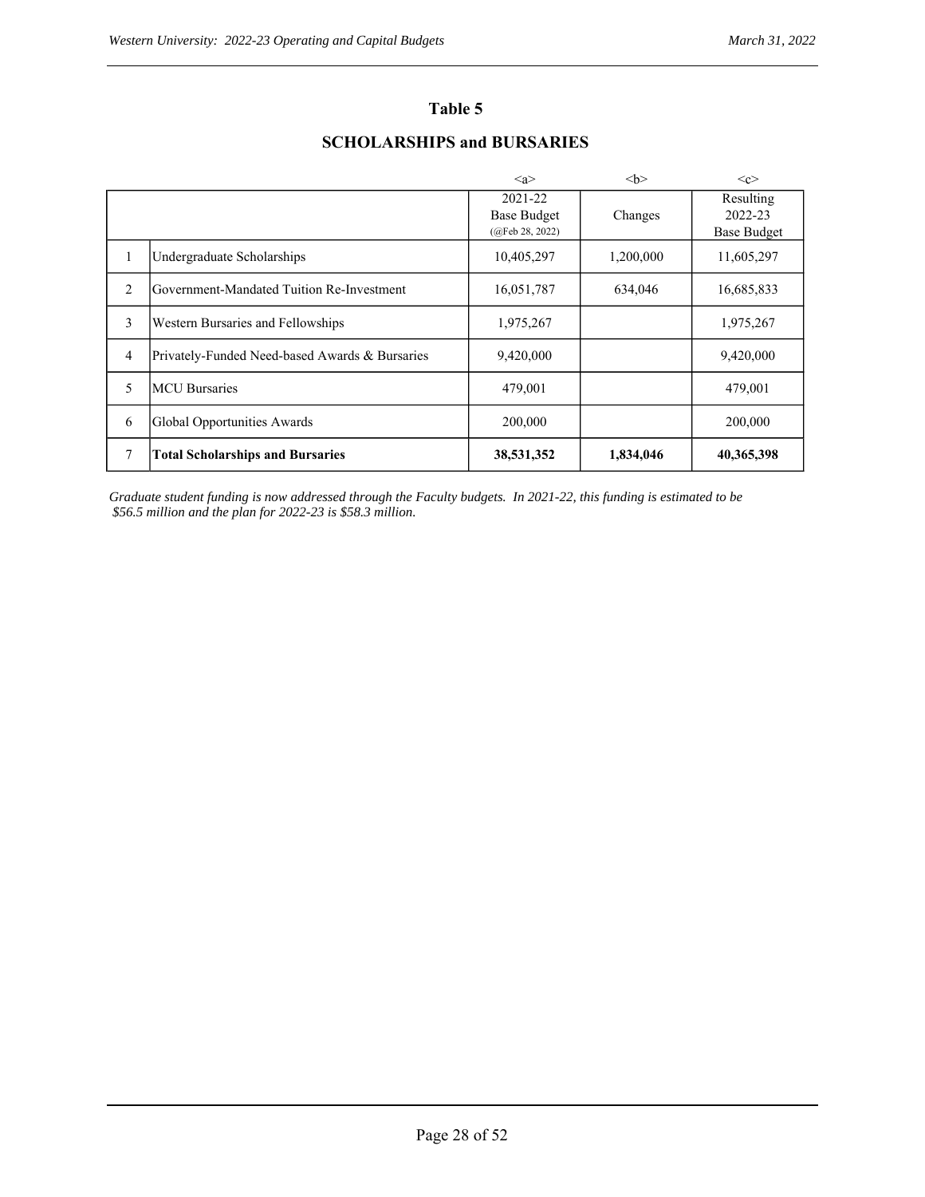## Table 5

## SCHOLARSHIPS and BURSARIES

| | | <a> 2021-22 Base Budget (@Feb 28, 2022) | <b> Changes | <c> Resulting 2022-23 Base Budget |
|---|---|---|---|---|
| 1 | Undergraduate Scholarships | 10,405,297 | 1,200,000 | 11,605,297 |
| 2 | Government-Mandated Tuition Re-Investment | 16,051,787 | 634,046 | 16,685,833 |
| 3 | Western Bursaries and Fellowships | 1,975,267 | | 1,975,267 |
| 4 | Privately-Funded Need-based Awards & Bursaries | 9,420,000 | | 9,420,000 |
| 5 | MCU Bursaries | 479,001 | | 479,001 |
| 6 | Global Opportunities Awards | 200,000 | | 200,000 |
| 7 | **Total Scholarships and Bursaries** | **38,531,352** | **1,834,046** | **40,365,398** |

*Graduate student funding is now addressed through the Faculty budgets. In 2021-22, this funding is estimated to be $56.5 million and the plan for 2022-23 is $58.3 million.*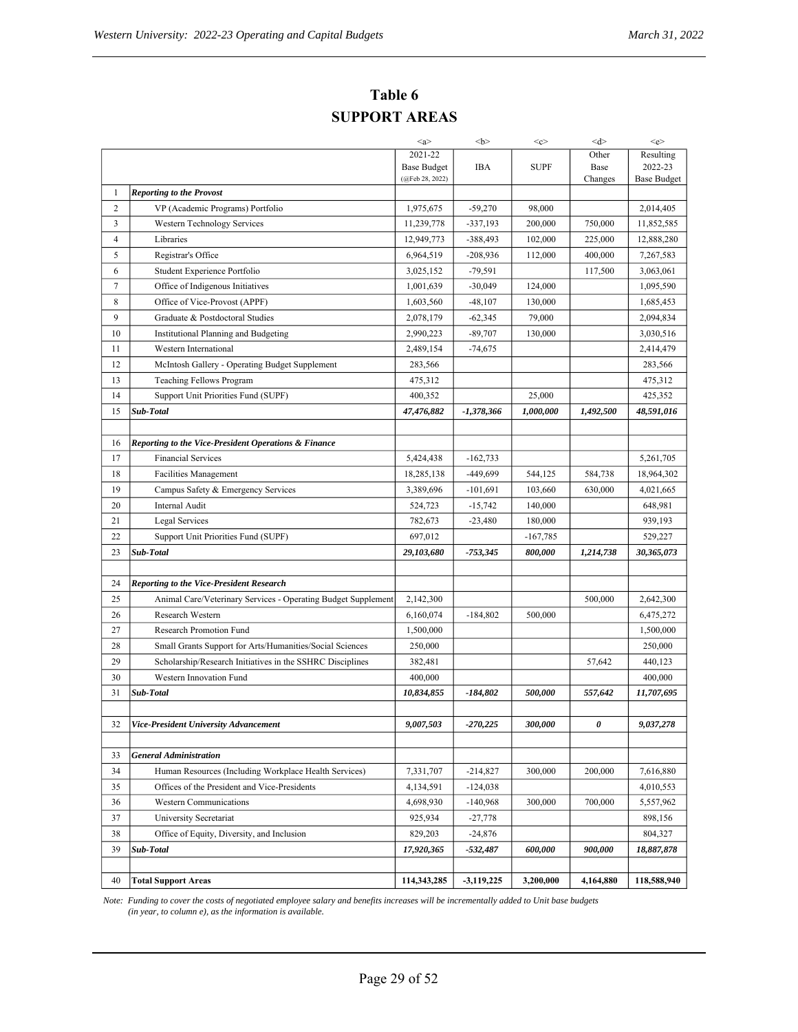# Table 6

## SUPPORT AREAS

| | | <a> | <b> | <c> | <d> | <e> |
|---|---|---|---|---|---|---|
| | | 2021-22 Base Budget (@Feb 28, 2022) | IBA | SUPF | Other Base Changes | Resulting 2022-23 Base Budget |
| 1 | ***Reporting to the Provost*** | | | | | |
| 2 | VP (Academic Programs) Portfolio | 1,975,675 | -59,270 | 98,000 | | 2,014,405 |
| 3 | Western Technology Services | 11,239,778 | -337,193 | 200,000 | 750,000 | 11,852,585 |
| 4 | Libraries | 12,949,773 | -388,493 | 102,000 | 225,000 | 12,888,280 |
| 5 | Registrar's Office | 6,964,519 | -208,936 | 112,000 | 400,000 | 7,267,583 |
| 6 | Student Experience Portfolio | 3,025,152 | -79,591 | | 117,500 | 3,063,061 |
| 7 | Office of Indigenous Initiatives | 1,001,639 | -30,049 | 124,000 | | 1,095,590 |
| 8 | Office of Vice-Provost (APPF) | 1,603,560 | -48,107 | 130,000 | | 1,685,453 |
| 9 | Graduate & Postdoctoral Studies | 2,078,179 | -62,345 | 79,000 | | 2,094,834 |
| 10 | Institutional Planning and Budgeting | 2,990,223 | -89,707 | 130,000 | | 3,030,516 |
| 11 | Western International | 2,489,154 | -74,675 | | | 2,414,479 |
| 12 | McIntosh Gallery - Operating Budget Supplement | 283,566 | | | | 283,566 |
| 13 | Teaching Fellows Program | 475,312 | | | | 475,312 |
| 14 | Support Unit Priorities Fund (SUPF) | 400,352 | | 25,000 | | 425,352 |
| 15 | ***Sub-Total*** | ***47,476,882*** | ***-1,378,366*** | ***1,000,000*** | ***1,492,500*** | ***48,591,016*** |
| | | | | | | |
| 16 | ***Reporting to the Vice-President Operations & Finance*** | | | | | |
| 17 | Financial Services | 5,424,438 | -162,733 | | | 5,261,705 |
| 18 | Facilities Management | 18,285,138 | -449,699 | 544,125 | 584,738 | 18,964,302 |
| 19 | Campus Safety & Emergency Services | 3,389,696 | -101,691 | 103,660 | 630,000 | 4,021,665 |
| 20 | Internal Audit | 524,723 | -15,742 | 140,000 | | 648,981 |
| 21 | Legal Services | 782,673 | -23,480 | 180,000 | | 939,193 |
| 22 | Support Unit Priorities Fund (SUPF) | 697,012 | | -167,785 | | 529,227 |
| 23 | ***Sub-Total*** | ***29,103,680*** | ***-753,345*** | ***800,000*** | ***1,214,738*** | ***30,365,073*** |
| | | | | | | |
| 24 | ***Reporting to the Vice-President Research*** | | | | | |
| 25 | Animal Care/Veterinary Services - Operating Budget Supplement | 2,142,300 | | | 500,000 | 2,642,300 |
| 26 | Research Western | 6,160,074 | -184,802 | 500,000 | | 6,475,272 |
| 27 | Research Promotion Fund | 1,500,000 | | | | 1,500,000 |
| 28 | Small Grants Support for Arts/Humanities/Social Sciences | 250,000 | | | | 250,000 |
| 29 | Scholarship/Research Initiatives in the SSHRC Disciplines | 382,481 | | | 57,642 | 440,123 |
| 30 | Western Innovation Fund | 400,000 | | | | 400,000 |
| 31 | ***Sub-Total*** | ***10,834,855*** | ***-184,802*** | ***500,000*** | ***557,642*** | ***11,707,695*** |
| | | | | | | |
| 32 | ***Vice-President University Advancement*** | ***9,007,503*** | ***-270,225*** | ***300,000*** | ***0*** | ***9,037,278*** |
| | | | | | | |
| 33 | ***General Administration*** | | | | | |
| 34 | Human Resources (Including Workplace Health Services) | 7,331,707 | -214,827 | 300,000 | 200,000 | 7,616,880 |
| 35 | Offices of the President and Vice-Presidents | 4,134,591 | -124,038 | | | 4,010,553 |
| 36 | Western Communications | 4,698,930 | -140,968 | 300,000 | 700,000 | 5,557,962 |
| 37 | University Secretariat | 925,934 | -27,778 | | | 898,156 |
| 38 | Office of Equity, Diversity, and Inclusion | 829,203 | -24,876 | | | 804,327 |
| 39 | ***Sub-Total*** | ***17,920,365*** | ***-532,487*** | ***600,000*** | ***900,000*** | ***18,887,878*** |
| | | | | | | |
| 40 | **Total Support Areas** | **114,343,285** | **-3,119,225** | **3,200,000** | **4,164,880** | **118,588,940** |

*Note: Funding to cover the costs of negotiated employee salary and benefits increases will be incrementally added to Unit base budgets (in year, to column e), as the information is available.*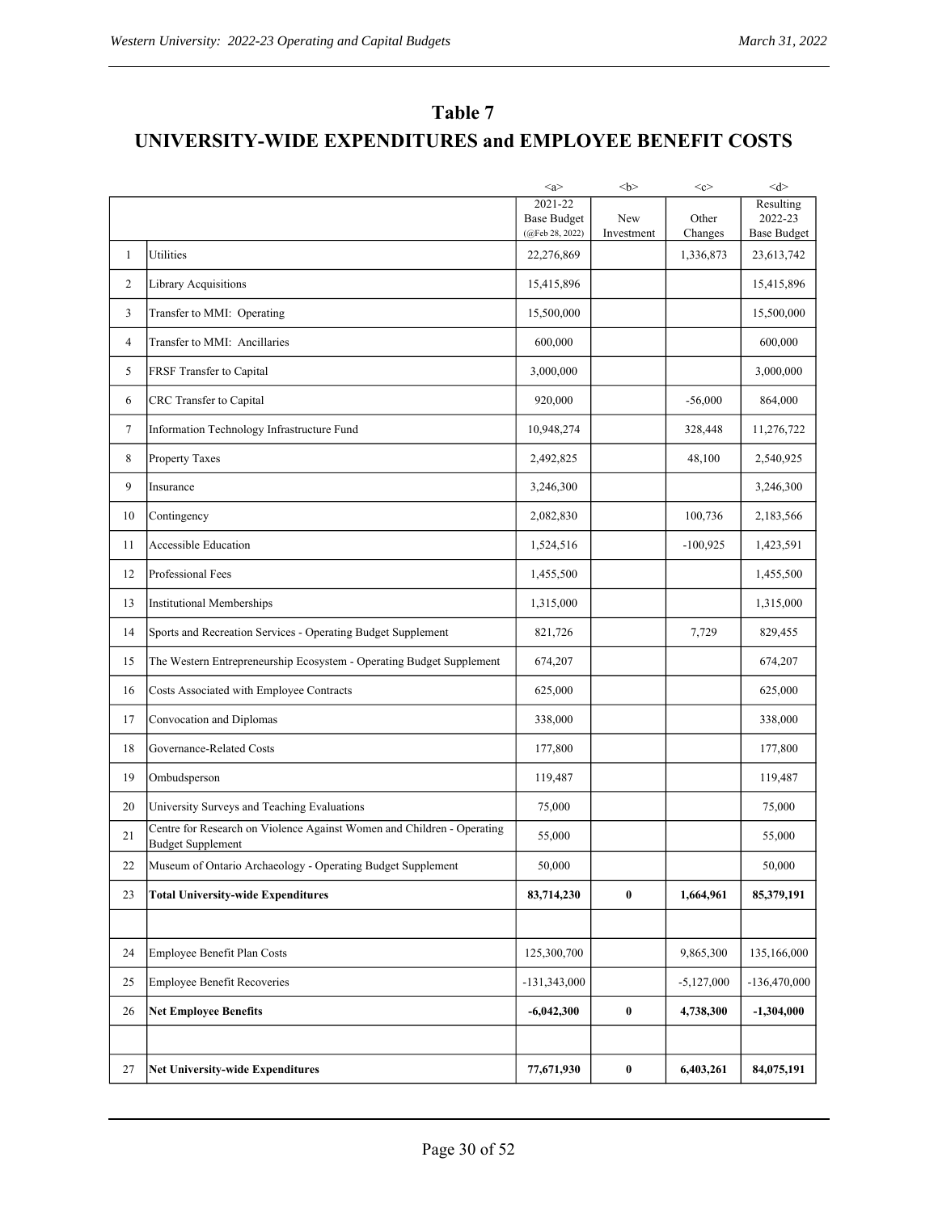# Table 7

# UNIVERSITY-WIDE EXPENDITURES and EMPLOYEE BENEFIT COSTS

| | | <a> | <b> | <c> | <d> |
|---|---|---|---|---|---|
| | | 2021-22 Base Budget (@Feb 28, 2022) | New Investment | Other Changes | Resulting 2022-23 Base Budget |
| 1 | Utilities | 22,276,869 | | 1,336,873 | 23,613,742 |
| 2 | Library Acquisitions | 15,415,896 | | | 15,415,896 |
| 3 | Transfer to MMI: Operating | 15,500,000 | | | 15,500,000 |
| 4 | Transfer to MMI: Ancillaries | 600,000 | | | 600,000 |
| 5 | FRSF Transfer to Capital | 3,000,000 | | | 3,000,000 |
| 6 | CRC Transfer to Capital | 920,000 | | -56,000 | 864,000 |
| 7 | Information Technology Infrastructure Fund | 10,948,274 | | 328,448 | 11,276,722 |
| 8 | Property Taxes | 2,492,825 | | 48,100 | 2,540,925 |
| 9 | Insurance | 3,246,300 | | | 3,246,300 |
| 10 | Contingency | 2,082,830 | | 100,736 | 2,183,566 |
| 11 | Accessible Education | 1,524,516 | | -100,925 | 1,423,591 |
| 12 | Professional Fees | 1,455,500 | | | 1,455,500 |
| 13 | Institutional Memberships | 1,315,000 | | | 1,315,000 |
| 14 | Sports and Recreation Services - Operating Budget Supplement | 821,726 | | 7,729 | 829,455 |
| 15 | The Western Entrepreneurship Ecosystem - Operating Budget Supplement | 674,207 | | | 674,207 |
| 16 | Costs Associated with Employee Contracts | 625,000 | | | 625,000 |
| 17 | Convocation and Diplomas | 338,000 | | | 338,000 |
| 18 | Governance-Related Costs | 177,800 | | | 177,800 |
| 19 | Ombudsperson | 119,487 | | | 119,487 |
| 20 | University Surveys and Teaching Evaluations | 75,000 | | | 75,000 |
| 21 | Centre for Research on Violence Against Women and Children - Operating Budget Supplement | 55,000 | | | 55,000 |
| 22 | Museum of Ontario Archaeology - Operating Budget Supplement | 50,000 | | | 50,000 |
| 23 | **Total University-wide Expenditures** | **83,714,230** | **0** | **1,664,961** | **85,379,191** |
| | | | | | |
| 24 | Employee Benefit Plan Costs | 125,300,700 | | 9,865,300 | 135,166,000 |
| 25 | Employee Benefit Recoveries | -131,343,000 | | -5,127,000 | -136,470,000 |
| 26 | **Net Employee Benefits** | **-6,042,300** | **0** | **4,738,300** | **-1,304,000** |
| | | | | | |
| 27 | **Net University-wide Expenditures** | **77,671,930** | **0** | **6,403,261** | **84,075,191** |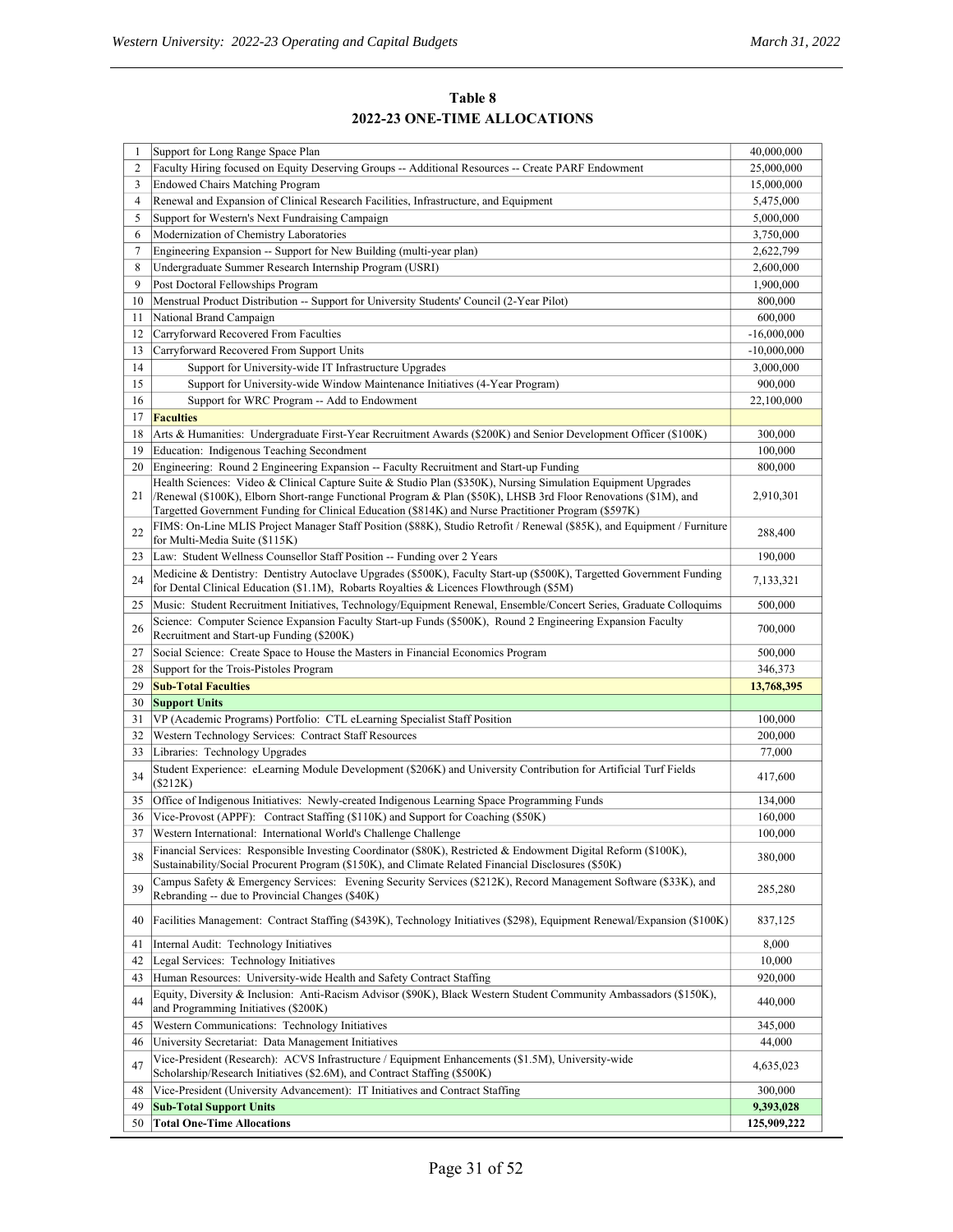## Table 8
## 2022-23 ONE-TIME ALLOCATIONS

| | | |
|---|---|---|
| 1 | Support for Long Range Space Plan | 40,000,000 |
| 2 | Faculty Hiring focused on Equity Deserving Groups -- Additional Resources -- Create PARF Endowment | 25,000,000 |
| 3 | Endowed Chairs Matching Program | 15,000,000 |
| 4 | Renewal and Expansion of Clinical Research Facilities, Infrastructure, and Equipment | 5,475,000 |
| 5 | Support for Western's Next Fundraising Campaign | 5,000,000 |
| 6 | Modernization of Chemistry Laboratories | 3,750,000 |
| 7 | Engineering Expansion -- Support for New Building (multi-year plan) | 2,622,799 |
| 8 | Undergraduate Summer Research Internship Program (USRI) | 2,600,000 |
| 9 | Post Doctoral Fellowships Program | 1,900,000 |
| 10 | Menstrual Product Distribution -- Support for University Students' Council (2-Year Pilot) | 800,000 |
| 11 | National Brand Campaign | 600,000 |
| 12 | Carryforward Recovered From Faculties | -16,000,000 |
| 13 | Carryforward Recovered From Support Units | -10,000,000 |
| 14 | Support for University-wide IT Infrastructure Upgrades | 3,000,000 |
| 15 | Support for University-wide Window Maintenance Initiatives (4-Year Program) | 900,000 |
| 16 | Support for WRC Program -- Add to Endowment | 22,100,000 |
| 17 | **Faculties** | |
| 18 | Arts & Humanities: Undergraduate First-Year Recruitment Awards ($200K) and Senior Development Officer ($100K) | 300,000 |
| 19 | Education: Indigenous Teaching Secondment | 100,000 |
| 20 | Engineering: Round 2 Engineering Expansion -- Faculty Recruitment and Start-up Funding | 800,000 |
| 21 | Health Sciences: Video & Clinical Capture Suite & Studio Plan ($350K), Nursing Simulation Equipment Upgrades /Renewal ($100K), Elborn Short-range Functional Program & Plan ($50K), LHSB 3rd Floor Renovations ($1M), and Targetted Government Funding for Clinical Education ($814K) and Nurse Practitioner Program ($597K) | 2,910,301 |
| 22 | FIMS: On-Line MLIS Project Manager Staff Position ($88K), Studio Retrofit / Renewal ($85K), and Equipment / Furniture for Multi-Media Suite ($115K) | 288,400 |
| 23 | Law: Student Wellness Counsellor Staff Position -- Funding over 2 Years | 190,000 |
| 24 | Medicine & Dentistry: Dentistry Autoclave Upgrades ($500K), Faculty Start-up ($500K), Targetted Government Funding for Dental Clinical Education ($1.1M), Robarts Royalties & Licences Flowthrough ($5M) | 7,133,321 |
| 25 | Music: Student Recruitment Initiatives, Technology/Equipment Renewal, Ensemble/Concert Series, Graduate Colloquims | 500,000 |
| 26 | Science: Computer Science Expansion Faculty Start-up Funds ($500K), Round 2 Engineering Expansion Faculty Recruitment and Start-up Funding ($200K) | 700,000 |
| 27 | Social Science: Create Space to House the Masters in Financial Economics Program | 500,000 |
| 28 | Support for the Trois-Pistoles Program | 346,373 |
| 29 | **Sub-Total Faculties** | **13,768,395** |
| 30 | **Support Units** | |
| 31 | VP (Academic Programs) Portfolio: CTL eLearning Specialist Staff Position | 100,000 |
| 32 | Western Technology Services: Contract Staff Resources | 200,000 |
| 33 | Libraries: Technology Upgrades | 77,000 |
| 34 | Student Experience: eLearning Module Development ($206K) and University Contribution for Artificial Turf Fields ($212K) | 417,600 |
| 35 | Office of Indigenous Initiatives: Newly-created Indigenous Learning Space Programming Funds | 134,000 |
| 36 | Vice-Provost (APPF): Contract Staffing ($110K) and Support for Coaching ($50K) | 160,000 |
| 37 | Western International: International World's Challenge Challenge | 100,000 |
| 38 | Financial Services: Responsible Investing Coordinator ($80K), Restricted & Endowment Digital Reform ($100K), Sustainability/Social Procurent Program ($150K), and Climate Related Financial Disclosures ($50K) | 380,000 |
| 39 | Campus Safety & Emergency Services: Evening Security Services ($212K), Record Management Software ($33K), and Rebranding -- due to Provincial Changes ($40K) | 285,280 |
| 40 | Facilities Management: Contract Staffing ($439K), Technology Initiatives ($298), Equipment Renewal/Expansion ($100K) | 837,125 |
| 41 | Internal Audit: Technology Initiatives | 8,000 |
| 42 | Legal Services: Technology Initiatives | 10,000 |
| 43 | Human Resources: University-wide Health and Safety Contract Staffing | 920,000 |
| 44 | Equity, Diversity & Inclusion: Anti-Racism Advisor ($90K), Black Western Student Community Ambassadors ($150K), and Programming Initiatives ($200K) | 440,000 |
| 45 | Western Communications: Technology Initiatives | 345,000 |
| 46 | University Secretariat: Data Management Initiatives | 44,000 |
| 47 | Vice-President (Research): ACVS Infrastructure / Equipment Enhancements ($1.5M), University-wide Scholarship/Research Initiatives ($2.6M), and Contract Staffing ($500K) | 4,635,023 |
| 48 | Vice-President (University Advancement): IT Initiatives and Contract Staffing | 300,000 |
| 49 | **Sub-Total Support Units** | **9,393,028** |
| 50 | **Total One-Time Allocations** | **125,909,222** |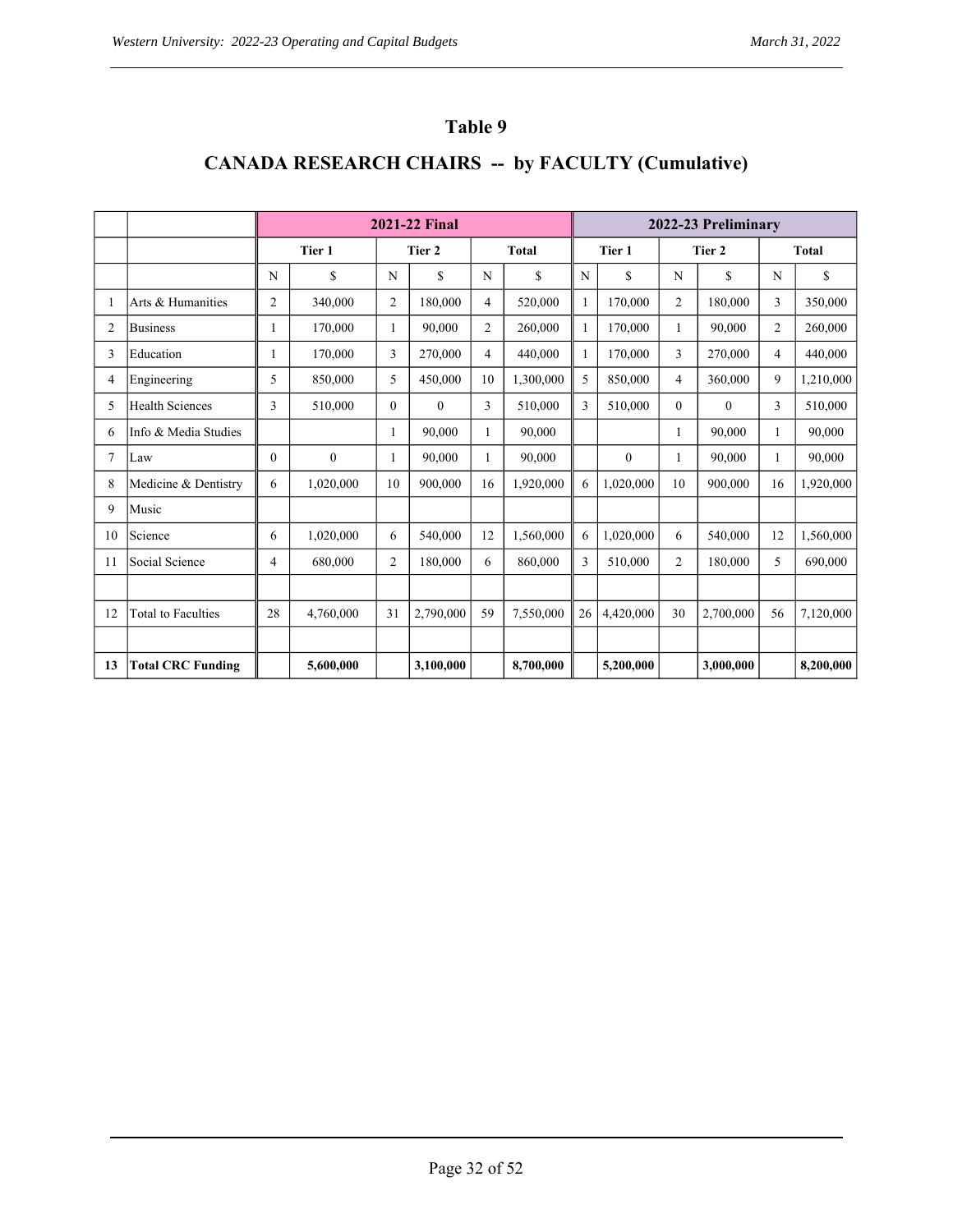# Table 9

## CANADA RESEARCH CHAIRS -- by FACULTY (Cumulative)

| | | 2021-22 Final | | | | | | 2022-23 Preliminary | | | | | |
|---|---|---|---|---|---|---|---|---|---|---|---|---|---|
| | | Tier 1 | | Tier 2 | | Total | | Tier 1 | | Tier 2 | | Total | |
| | | N | $ | N | $ | N | $ | N | $ | N | $ | N | $ |
| 1 | Arts & Humanities | 2 | 340,000 | 2 | 180,000 | 4 | 520,000 | 1 | 170,000 | 2 | 180,000 | 3 | 350,000 |
| 2 | Business | 1 | 170,000 | 1 | 90,000 | 2 | 260,000 | 1 | 170,000 | 1 | 90,000 | 2 | 260,000 |
| 3 | Education | 1 | 170,000 | 3 | 270,000 | 4 | 440,000 | 1 | 170,000 | 3 | 270,000 | 4 | 440,000 |
| 4 | Engineering | 5 | 850,000 | 5 | 450,000 | 10 | 1,300,000 | 5 | 850,000 | 4 | 360,000 | 9 | 1,210,000 |
| 5 | Health Sciences | 3 | 510,000 | 0 | 0 | 3 | 510,000 | 3 | 510,000 | 0 | 0 | 3 | 510,000 |
| 6 | Info & Media Studies | | | 1 | 90,000 | 1 | 90,000 | | | 1 | 90,000 | 1 | 90,000 |
| 7 | Law | 0 | 0 | 1 | 90,000 | 1 | 90,000 | | 0 | 1 | 90,000 | 1 | 90,000 |
| 8 | Medicine & Dentistry | 6 | 1,020,000 | 10 | 900,000 | 16 | 1,920,000 | 6 | 1,020,000 | 10 | 900,000 | 16 | 1,920,000 |
| 9 | Music | | | | | | | | | | | | |
| 10 | Science | 6 | 1,020,000 | 6 | 540,000 | 12 | 1,560,000 | 6 | 1,020,000 | 6 | 540,000 | 12 | 1,560,000 |
| 11 | Social Science | 4 | 680,000 | 2 | 180,000 | 6 | 860,000 | 3 | 510,000 | 2 | 180,000 | 5 | 690,000 |
| | | | | | | | | | | | | | |
| 12 | Total to Faculties | 28 | 4,760,000 | 31 | 2,790,000 | 59 | 7,550,000 | 26 | 4,420,000 | 30 | 2,700,000 | 56 | 7,120,000 |
| | | | | | | | | | | | | | |
| **13** | **Total CRC Funding** | | **5,600,000** | | **3,100,000** | | **8,700,000** | | **5,200,000** | | **3,000,000** | | **8,200,000** |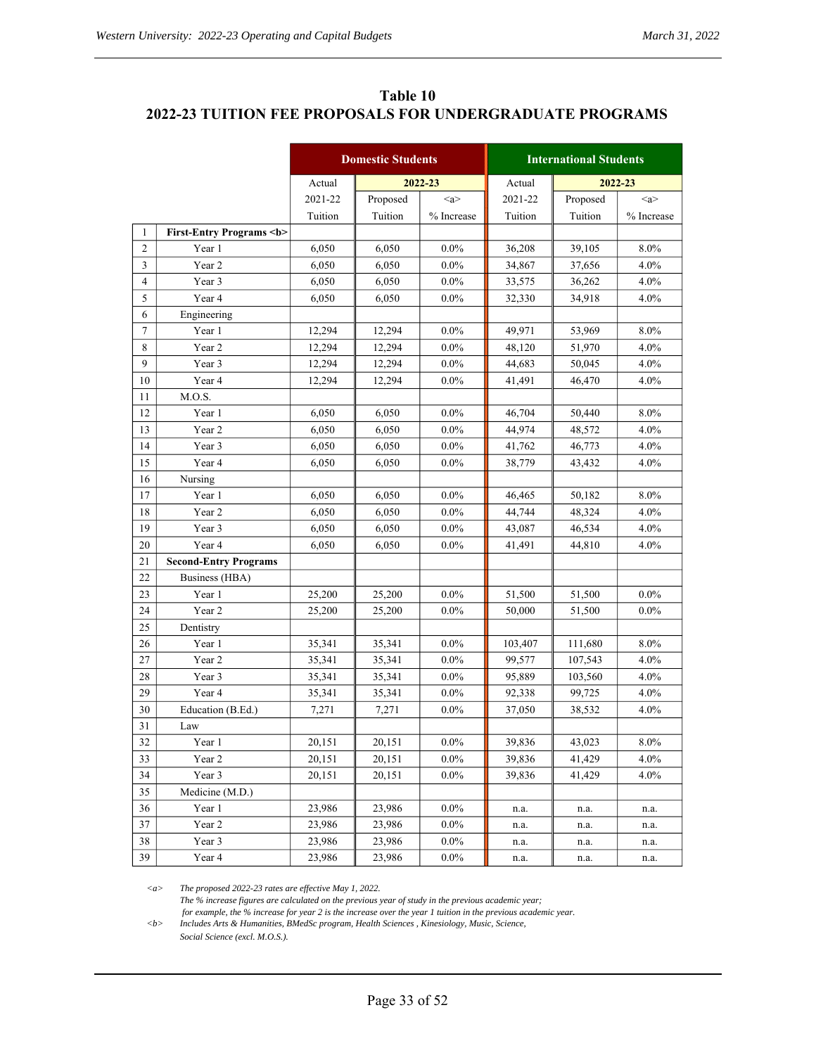## Table 10
## 2022-23 TUITION FEE PROPOSALS FOR UNDERGRADUATE PROGRAMS

| | | Domestic Students | | | International Students | | |
|---|---|---|---|---|---|---|---|
| | | Actual | 2022-23 | | Actual | 2022-23 | |
| | | 2021-22 Tuition | Proposed Tuition | <a> % Increase | 2021-22 Tuition | Proposed Tuition | <a> % Increase |
| 1 | **First-Entry Programs <b>** | | | | | | |
| 2 | Year 1 | 6,050 | 6,050 | 0.0% | 36,208 | 39,105 | 8.0% |
| 3 | Year 2 | 6,050 | 6,050 | 0.0% | 34,867 | 37,656 | 4.0% |
| 4 | Year 3 | 6,050 | 6,050 | 0.0% | 33,575 | 36,262 | 4.0% |
| 5 | Year 4 | 6,050 | 6,050 | 0.0% | 32,330 | 34,918 | 4.0% |
| 6 | Engineering | | | | | | |
| 7 | Year 1 | 12,294 | 12,294 | 0.0% | 49,971 | 53,969 | 8.0% |
| 8 | Year 2 | 12,294 | 12,294 | 0.0% | 48,120 | 51,970 | 4.0% |
| 9 | Year 3 | 12,294 | 12,294 | 0.0% | 44,683 | 50,045 | 4.0% |
| 10 | Year 4 | 12,294 | 12,294 | 0.0% | 41,491 | 46,470 | 4.0% |
| 11 | M.O.S. | | | | | | |
| 12 | Year 1 | 6,050 | 6,050 | 0.0% | 46,704 | 50,440 | 8.0% |
| 13 | Year 2 | 6,050 | 6,050 | 0.0% | 44,974 | 48,572 | 4.0% |
| 14 | Year 3 | 6,050 | 6,050 | 0.0% | 41,762 | 46,773 | 4.0% |
| 15 | Year 4 | 6,050 | 6,050 | 0.0% | 38,779 | 43,432 | 4.0% |
| 16 | Nursing | | | | | | |
| 17 | Year 1 | 6,050 | 6,050 | 0.0% | 46,465 | 50,182 | 8.0% |
| 18 | Year 2 | 6,050 | 6,050 | 0.0% | 44,744 | 48,324 | 4.0% |
| 19 | Year 3 | 6,050 | 6,050 | 0.0% | 43,087 | 46,534 | 4.0% |
| 20 | Year 4 | 6,050 | 6,050 | 0.0% | 41,491 | 44,810 | 4.0% |
| 21 | **Second-Entry Programs** | | | | | | |
| 22 | Business (HBA) | | | | | | |
| 23 | Year 1 | 25,200 | 25,200 | 0.0% | 51,500 | 51,500 | 0.0% |
| 24 | Year 2 | 25,200 | 25,200 | 0.0% | 50,000 | 51,500 | 0.0% |
| 25 | Dentistry | | | | | | |
| 26 | Year 1 | 35,341 | 35,341 | 0.0% | 103,407 | 111,680 | 8.0% |
| 27 | Year 2 | 35,341 | 35,341 | 0.0% | 99,577 | 107,543 | 4.0% |
| 28 | Year 3 | 35,341 | 35,341 | 0.0% | 95,889 | 103,560 | 4.0% |
| 29 | Year 4 | 35,341 | 35,341 | 0.0% | 92,338 | 99,725 | 4.0% |
| 30 | Education (B.Ed.) | 7,271 | 7,271 | 0.0% | 37,050 | 38,532 | 4.0% |
| 31 | Law | | | | | | |
| 32 | Year 1 | 20,151 | 20,151 | 0.0% | 39,836 | 43,023 | 8.0% |
| 33 | Year 2 | 20,151 | 20,151 | 0.0% | 39,836 | 41,429 | 4.0% |
| 34 | Year 3 | 20,151 | 20,151 | 0.0% | 39,836 | 41,429 | 4.0% |
| 35 | Medicine (M.D.) | | | | | | |
| 36 | Year 1 | 23,986 | 23,986 | 0.0% | n.a. | n.a. | n.a. |
| 37 | Year 2 | 23,986 | 23,986 | 0.0% | n.a. | n.a. | n.a. |
| 38 | Year 3 | 23,986 | 23,986 | 0.0% | n.a. | n.a. | n.a. |
| 39 | Year 4 | 23,986 | 23,986 | 0.0% | n.a. | n.a. | n.a. |

<a> *The proposed 2022-23 rates are effective May 1, 2022.*
*The % increase figures are calculated on the previous year of study in the previous academic year; for example, the % increase for year 2 is the increase over the year 1 tuition in the previous academic year.*

<b> *Includes Arts & Humanities, BMedSc program, Health Sciences , Kinesiology, Music, Science, Social Science (excl. M.O.S.).*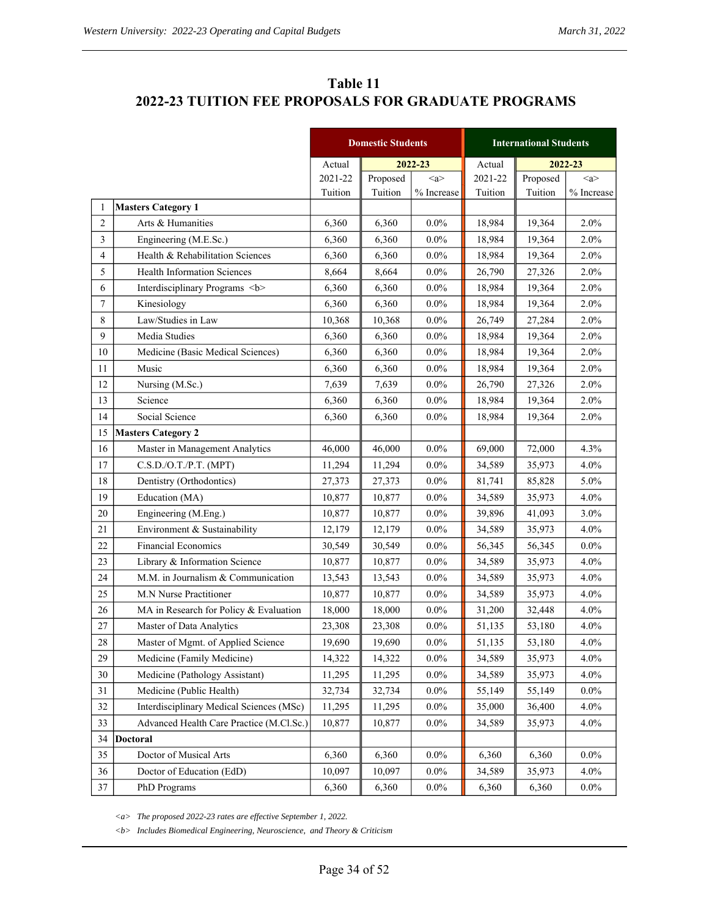## Table 11
## 2022-23 TUITION FEE PROPOSALS FOR GRADUATE PROGRAMS

| | | Domestic Students | | | International Students | | |
|---|---|---|---|---|---|---|---|
| | | Actual | 2022-23 | | Actual | 2022-23 | |
| | | 2021-22 Tuition | Proposed Tuition | <a> % Increase | 2021-22 Tuition | Proposed Tuition | <a> % Increase |
| 1 | **Masters Category 1** | | | | | | |
| 2 | Arts & Humanities | 6,360 | 6,360 | 0.0% | 18,984 | 19,364 | 2.0% |
| 3 | Engineering (M.E.Sc.) | 6,360 | 6,360 | 0.0% | 18,984 | 19,364 | 2.0% |
| 4 | Health & Rehabilitation Sciences | 6,360 | 6,360 | 0.0% | 18,984 | 19,364 | 2.0% |
| 5 | Health Information Sciences | 8,664 | 8,664 | 0.0% | 26,790 | 27,326 | 2.0% |
| 6 | Interdisciplinary Programs <b> | 6,360 | 6,360 | 0.0% | 18,984 | 19,364 | 2.0% |
| 7 | Kinesiology | 6,360 | 6,360 | 0.0% | 18,984 | 19,364 | 2.0% |
| 8 | Law/Studies in Law | 10,368 | 10,368 | 0.0% | 26,749 | 27,284 | 2.0% |
| 9 | Media Studies | 6,360 | 6,360 | 0.0% | 18,984 | 19,364 | 2.0% |
| 10 | Medicine (Basic Medical Sciences) | 6,360 | 6,360 | 0.0% | 18,984 | 19,364 | 2.0% |
| 11 | Music | 6,360 | 6,360 | 0.0% | 18,984 | 19,364 | 2.0% |
| 12 | Nursing (M.Sc.) | 7,639 | 7,639 | 0.0% | 26,790 | 27,326 | 2.0% |
| 13 | Science | 6,360 | 6,360 | 0.0% | 18,984 | 19,364 | 2.0% |
| 14 | Social Science | 6,360 | 6,360 | 0.0% | 18,984 | 19,364 | 2.0% |
| 15 | **Masters Category 2** | | | | | | |
| 16 | Master in Management Analytics | 46,000 | 46,000 | 0.0% | 69,000 | 72,000 | 4.3% |
| 17 | C.S.D./O.T./P.T. (MPT) | 11,294 | 11,294 | 0.0% | 34,589 | 35,973 | 4.0% |
| 18 | Dentistry (Orthodontics) | 27,373 | 27,373 | 0.0% | 81,741 | 85,828 | 5.0% |
| 19 | Education (MA) | 10,877 | 10,877 | 0.0% | 34,589 | 35,973 | 4.0% |
| 20 | Engineering (M.Eng.) | 10,877 | 10,877 | 0.0% | 39,896 | 41,093 | 3.0% |
| 21 | Environment & Sustainability | 12,179 | 12,179 | 0.0% | 34,589 | 35,973 | 4.0% |
| 22 | Financial Economics | 30,549 | 30,549 | 0.0% | 56,345 | 56,345 | 0.0% |
| 23 | Library & Information Science | 10,877 | 10,877 | 0.0% | 34,589 | 35,973 | 4.0% |
| 24 | M.M. in Journalism & Communication | 13,543 | 13,543 | 0.0% | 34,589 | 35,973 | 4.0% |
| 25 | M.N Nurse Practitioner | 10,877 | 10,877 | 0.0% | 34,589 | 35,973 | 4.0% |
| 26 | MA in Research for Policy & Evaluation | 18,000 | 18,000 | 0.0% | 31,200 | 32,448 | 4.0% |
| 27 | Master of Data Analytics | 23,308 | 23,308 | 0.0% | 51,135 | 53,180 | 4.0% |
| 28 | Master of Mgmt. of Applied Science | 19,690 | 19,690 | 0.0% | 51,135 | 53,180 | 4.0% |
| 29 | Medicine (Family Medicine) | 14,322 | 14,322 | 0.0% | 34,589 | 35,973 | 4.0% |
| 30 | Medicine (Pathology Assistant) | 11,295 | 11,295 | 0.0% | 34,589 | 35,973 | 4.0% |
| 31 | Medicine (Public Health) | 32,734 | 32,734 | 0.0% | 55,149 | 55,149 | 0.0% |
| 32 | Interdisciplinary Medical Sciences (MSc) | 11,295 | 11,295 | 0.0% | 35,000 | 36,400 | 4.0% |
| 33 | Advanced Health Care Practice (M.Cl.Sc.) | 10,877 | 10,877 | 0.0% | 34,589 | 35,973 | 4.0% |
| 34 | **Doctoral** | | | | | | |
| 35 | Doctor of Musical Arts | 6,360 | 6,360 | 0.0% | 6,360 | 6,360 | 0.0% |
| 36 | Doctor of Education (EdD) | 10,097 | 10,097 | 0.0% | 34,589 | 35,973 | 4.0% |
| 37 | PhD Programs | 6,360 | 6,360 | 0.0% | 6,360 | 6,360 | 0.0% |

*<a> The proposed 2022-23 rates are effective September 1, 2022.*

*<b> Includes Biomedical Engineering, Neuroscience, and Theory & Criticism*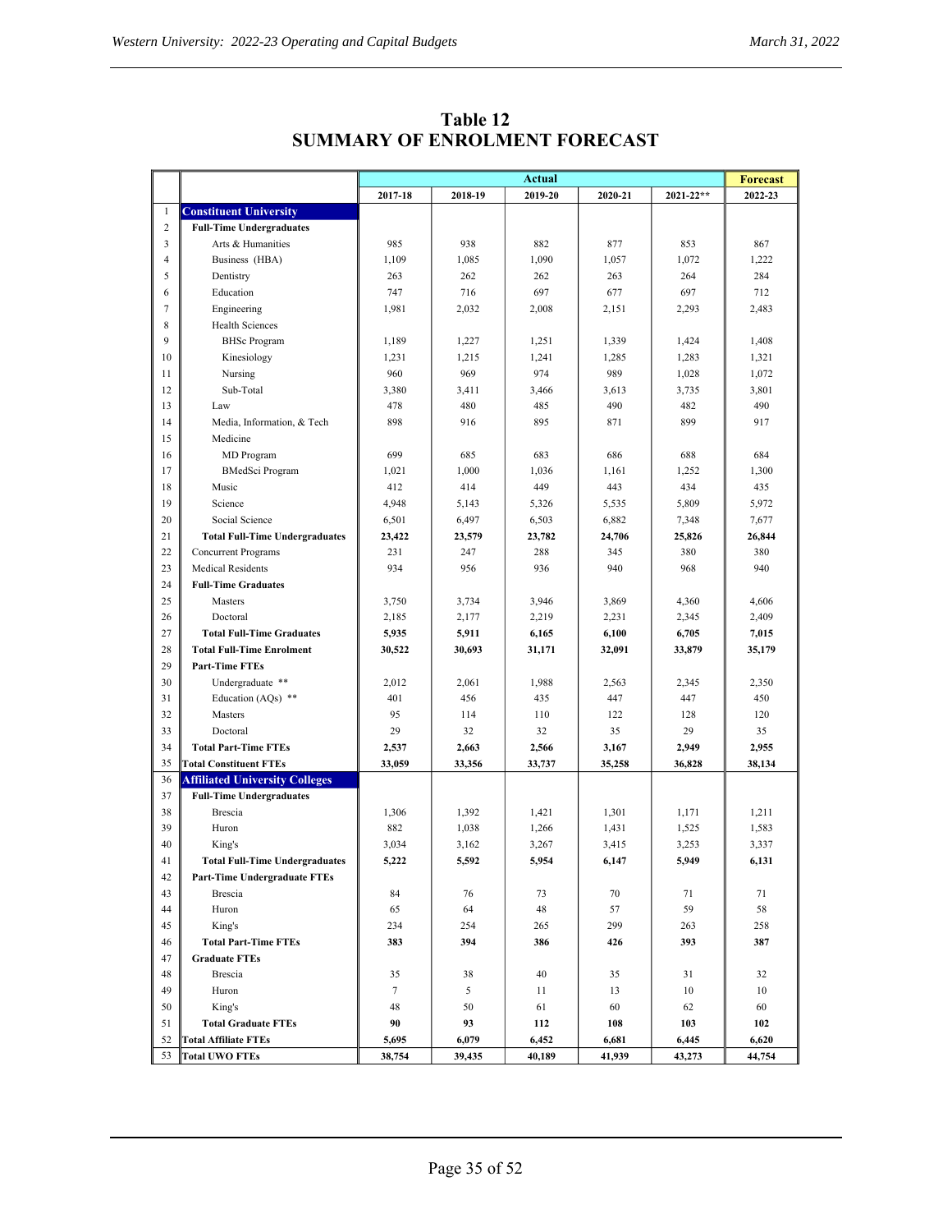# Table 12
# SUMMARY OF ENROLMENT FORECAST

| | | Actual | | | | | Forecast |
|---|---|---|---|---|---|---|---|
| | | 2017-18 | 2018-19 | 2019-20 | 2020-21 | 2021-22** | 2022-23 |
| 1 | **Constituent University** | | | | | | |
| 2 | **Full-Time Undergraduates** | | | | | | |
| 3 | Arts & Humanities | 985 | 938 | 882 | 877 | 853 | 867 |
| 4 | Business (HBA) | 1,109 | 1,085 | 1,090 | 1,057 | 1,072 | 1,222 |
| 5 | Dentistry | 263 | 262 | 262 | 263 | 264 | 284 |
| 6 | Education | 747 | 716 | 697 | 677 | 697 | 712 |
| 7 | Engineering | 1,981 | 2,032 | 2,008 | 2,151 | 2,293 | 2,483 |
| 8 | Health Sciences | | | | | | |
| 9 | BHSc Program | 1,189 | 1,227 | 1,251 | 1,339 | 1,424 | 1,408 |
| 10 | Kinesiology | 1,231 | 1,215 | 1,241 | 1,285 | 1,283 | 1,321 |
| 11 | Nursing | 960 | 969 | 974 | 989 | 1,028 | 1,072 |
| 12 | Sub-Total | 3,380 | 3,411 | 3,466 | 3,613 | 3,735 | 3,801 |
| 13 | Law | 478 | 480 | 485 | 490 | 482 | 490 |
| 14 | Media, Information, & Tech | 898 | 916 | 895 | 871 | 899 | 917 |
| 15 | Medicine | | | | | | |
| 16 | MD Program | 699 | 685 | 683 | 686 | 688 | 684 |
| 17 | BMedSci Program | 1,021 | 1,000 | 1,036 | 1,161 | 1,252 | 1,300 |
| 18 | Music | 412 | 414 | 449 | 443 | 434 | 435 |
| 19 | Science | 4,948 | 5,143 | 5,326 | 5,535 | 5,809 | 5,972 |
| 20 | Social Science | 6,501 | 6,497 | 6,503 | 6,882 | 7,348 | 7,677 |
| 21 | **Total Full-Time Undergraduates** | **23,422** | **23,579** | **23,782** | **24,706** | **25,826** | **26,844** |
| 22 | Concurrent Programs | 231 | 247 | 288 | 345 | 380 | 380 |
| 23 | Medical Residents | 934 | 956 | 936 | 940 | 968 | 940 |
| 24 | **Full-Time Graduates** | | | | | | |
| 25 | Masters | 3,750 | 3,734 | 3,946 | 3,869 | 4,360 | 4,606 |
| 26 | Doctoral | 2,185 | 2,177 | 2,219 | 2,231 | 2,345 | 2,409 |
| 27 | **Total Full-Time Graduates** | **5,935** | **5,911** | **6,165** | **6,100** | **6,705** | **7,015** |
| 28 | **Total Full-Time Enrolment** | **30,522** | **30,693** | **31,171** | **32,091** | **33,879** | **35,179** |
| 29 | **Part-Time FTEs** | | | | | | |
| 30 | Undergraduate ** | 2,012 | 2,061 | 1,988 | 2,563 | 2,345 | 2,350 |
| 31 | Education (AQs) ** | 401 | 456 | 435 | 447 | 447 | 450 |
| 32 | Masters | 95 | 114 | 110 | 122 | 128 | 120 |
| 33 | Doctoral | 29 | 32 | 32 | 35 | 29 | 35 |
| 34 | **Total Part-Time FTEs** | **2,537** | **2,663** | **2,566** | **3,167** | **2,949** | **2,955** |
| 35 | **Total Constituent FTEs** | **33,059** | **33,356** | **33,737** | **35,258** | **36,828** | **38,134** |
| 36 | **Affiliated University Colleges** | | | | | | |
| 37 | **Full-Time Undergraduates** | | | | | | |
| 38 | Brescia | 1,306 | 1,392 | 1,421 | 1,301 | 1,171 | 1,211 |
| 39 | Huron | 882 | 1,038 | 1,266 | 1,431 | 1,525 | 1,583 |
| 40 | King's | 3,034 | 3,162 | 3,267 | 3,415 | 3,253 | 3,337 |
| 41 | **Total Full-Time Undergraduates** | **5,222** | **5,592** | **5,954** | **6,147** | **5,949** | **6,131** |
| 42 | **Part-Time Undergraduate FTEs** | | | | | | |
| 43 | Brescia | 84 | 76 | 73 | 70 | 71 | 71 |
| 44 | Huron | 65 | 64 | 48 | 57 | 59 | 58 |
| 45 | King's | 234 | 254 | 265 | 299 | 263 | 258 |
| 46 | **Total Part-Time FTEs** | **383** | **394** | **386** | **426** | **393** | **387** |
| 47 | **Graduate FTEs** | | | | | | |
| 48 | Brescia | 35 | 38 | 40 | 35 | 31 | 32 |
| 49 | Huron | 7 | 5 | 11 | 13 | 10 | 10 |
| 50 | King's | 48 | 50 | 61 | 60 | 62 | 60 |
| 51 | **Total Graduate FTEs** | **90** | **93** | **112** | **108** | **103** | **102** |
| 52 | **Total Affiliate FTEs** | **5,695** | **6,079** | **6,452** | **6,681** | **6,445** | **6,620** |
| 53 | **Total UWO FTEs** | **38,754** | **39,435** | **40,189** | **41,939** | **43,273** | **44,754** |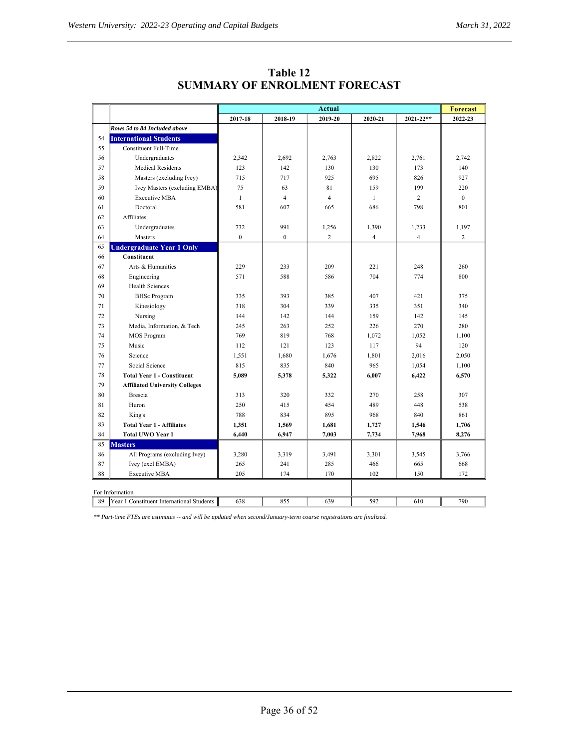# Table 12
# SUMMARY OF ENROLMENT FORECAST

| | | Actual | | | | | Forecast |
|---|---|---|---|---|---|---|---|
| | | 2017-18 | 2018-19 | 2019-20 | 2020-21 | 2021-22** | 2022-23 |
| | *Rows 54 to 84 Included above* | | | | | | |
| 54 | **International Students** | | | | | | |
| 55 | Constituent Full-Time | | | | | | |
| 56 | Undergraduates | 2,342 | 2,692 | 2,763 | 2,822 | 2,761 | 2,742 |
| 57 | Medical Residents | 123 | 142 | 130 | 130 | 173 | 140 |
| 58 | Masters (excluding Ivey) | 715 | 717 | 925 | 695 | 826 | 927 |
| 59 | Ivey Masters (excluding EMBA) | 75 | 63 | 81 | 159 | 199 | 220 |
| 60 | Executive MBA | 1 | 4 | 4 | 1 | 2 | 0 |
| 61 | Doctoral | 581 | 607 | 665 | 686 | 798 | 801 |
| 62 | Affiliates | | | | | | |
| 63 | Undergraduates | 732 | 991 | 1,256 | 1,390 | 1,233 | 1,197 |
| 64 | Masters | 0 | 0 | 2 | 4 | 4 | 2 |
| 65 | **Undergraduate Year 1 Only** | | | | | | |
| 66 | **Constituent** | | | | | | |
| 67 | Arts & Humanities | 229 | 233 | 209 | 221 | 248 | 260 |
| 68 | Engineering | 571 | 588 | 586 | 704 | 774 | 800 |
| 69 | Health Sciences | | | | | | |
| 70 | BHSc Program | 335 | 393 | 385 | 407 | 421 | 375 |
| 71 | Kinesiology | 318 | 304 | 339 | 335 | 351 | 340 |
| 72 | Nursing | 144 | 142 | 144 | 159 | 142 | 145 |
| 73 | Media, Information, & Tech | 245 | 263 | 252 | 226 | 270 | 280 |
| 74 | MOS Program | 769 | 819 | 768 | 1,072 | 1,052 | 1,100 |
| 75 | Music | 112 | 121 | 123 | 117 | 94 | 120 |
| 76 | Science | 1,551 | 1,680 | 1,676 | 1,801 | 2,016 | 2,050 |
| 77 | Social Science | 815 | 835 | 840 | 965 | 1,054 | 1,100 |
| 78 | **Total Year 1 - Constituent** | **5,089** | **5,378** | **5,322** | **6,007** | **6,422** | **6,570** |
| 79 | **Affiliated University Colleges** | | | | | | |
| 80 | Brescia | 313 | 320 | 332 | 270 | 258 | 307 |
| 81 | Huron | 250 | 415 | 454 | 489 | 448 | 538 |
| 82 | King's | 788 | 834 | 895 | 968 | 840 | 861 |
| 83 | **Total Year 1 - Affiliates** | **1,351** | **1,569** | **1,681** | **1,727** | **1,546** | **1,706** |
| 84 | **Total UWO Year 1** | **6,440** | **6,947** | **7,003** | **7,734** | **7,968** | **8,276** |
| 85 | **Masters** | | | | | | |
| 86 | All Programs (excluding Ivey) | 3,280 | 3,319 | 3,491 | 3,301 | 3,545 | 3,766 |
| 87 | Ivey (excl EMBA) | 265 | 241 | 285 | 466 | 665 | 668 |
| 88 | Executive MBA | 205 | 174 | 170 | 102 | 150 | 172 |
| | For Information | | | | | | |
| 89 | Year 1 Constituent International Students | 638 | 855 | 639 | 592 | 610 | 790 |

*** Part-time FTEs are estimates -- and will be updated when second/January-term course registrations are finalized.*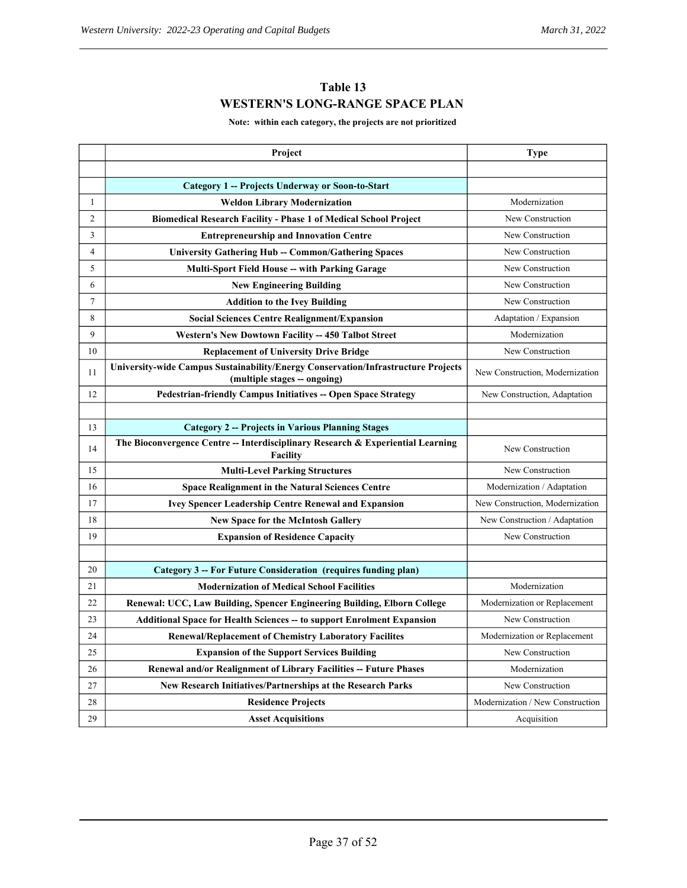# Table 13
## WESTERN'S LONG-RANGE SPACE PLAN

**Note: within each category, the projects are not prioritized**

| | Project | Type |
|---|---|---|
| | | |
| | **Category 1 -- Projects Underway or Soon-to-Start** | |
| 1 | **Weldon Library Modernization** | Modernization |
| 2 | **Biomedical Research Facility - Phase 1 of Medical School Project** | New Construction |
| 3 | **Entrepreneurship and Innovation Centre** | New Construction |
| 4 | **University Gathering Hub -- Common/Gathering Spaces** | New Construction |
| 5 | **Multi-Sport Field House -- with Parking Garage** | New Construction |
| 6 | **New Engineering Building** | New Construction |
| 7 | **Addition to the Ivey Building** | New Construction |
| 8 | **Social Sciences Centre Realignment/Expansion** | Adaptation / Expansion |
| 9 | **Western's New Dowtown Facility -- 450 Talbot Street** | Modernization |
| 10 | **Replacement of University Drive Bridge** | New Construction |
| 11 | **University-wide Campus Sustainability/Energy Conservation/Infrastructure Projects (multiple stages -- ongoing)** | New Construction, Modernization |
| 12 | **Pedestrian-friendly Campus Initiatives -- Open Space Strategy** | New Construction, Adaptation |
| | | |
| 13 | **Category 2 -- Projects in Various Planning Stages** | |
| 14 | **The Bioconvergence Centre -- Interdisciplinary Research & Experiential Learning Facility** | New Construction |
| 15 | **Multi-Level Parking Structures** | New Construction |
| 16 | **Space Realignment in the Natural Sciences Centre** | Modernization / Adaptation |
| 17 | **Ivey Spencer Leadership Centre Renewal and Expansion** | New Construction, Modernization |
| 18 | **New Space for the McIntosh Gallery** | New Construction / Adaptation |
| 19 | **Expansion of Residence Capacity** | New Construction |
| | | |
| 20 | **Category 3 -- For Future Consideration (requires funding plan)** | |
| 21 | **Modernization of Medical School Facilities** | Modernization |
| 22 | **Renewal: UCC, Law Building, Spencer Engineering Building, Elborn College** | Modernization or Replacement |
| 23 | **Additional Space for Health Sciences -- to support Enrolment Expansion** | New Construction |
| 24 | **Renewal/Replacement of Chemistry Laboratory Facilites** | Modernization or Replacement |
| 25 | **Expansion of the Support Services Building** | New Construction |
| 26 | **Renewal and/or Realignment of Library Facilities -- Future Phases** | Modernization |
| 27 | **New Research Initiatives/Partnerships at the Research Parks** | New Construction |
| 28 | **Residence Projects** | Modernization / New Construction |
| 29 | **Asset Acquisitions** | Acquisition |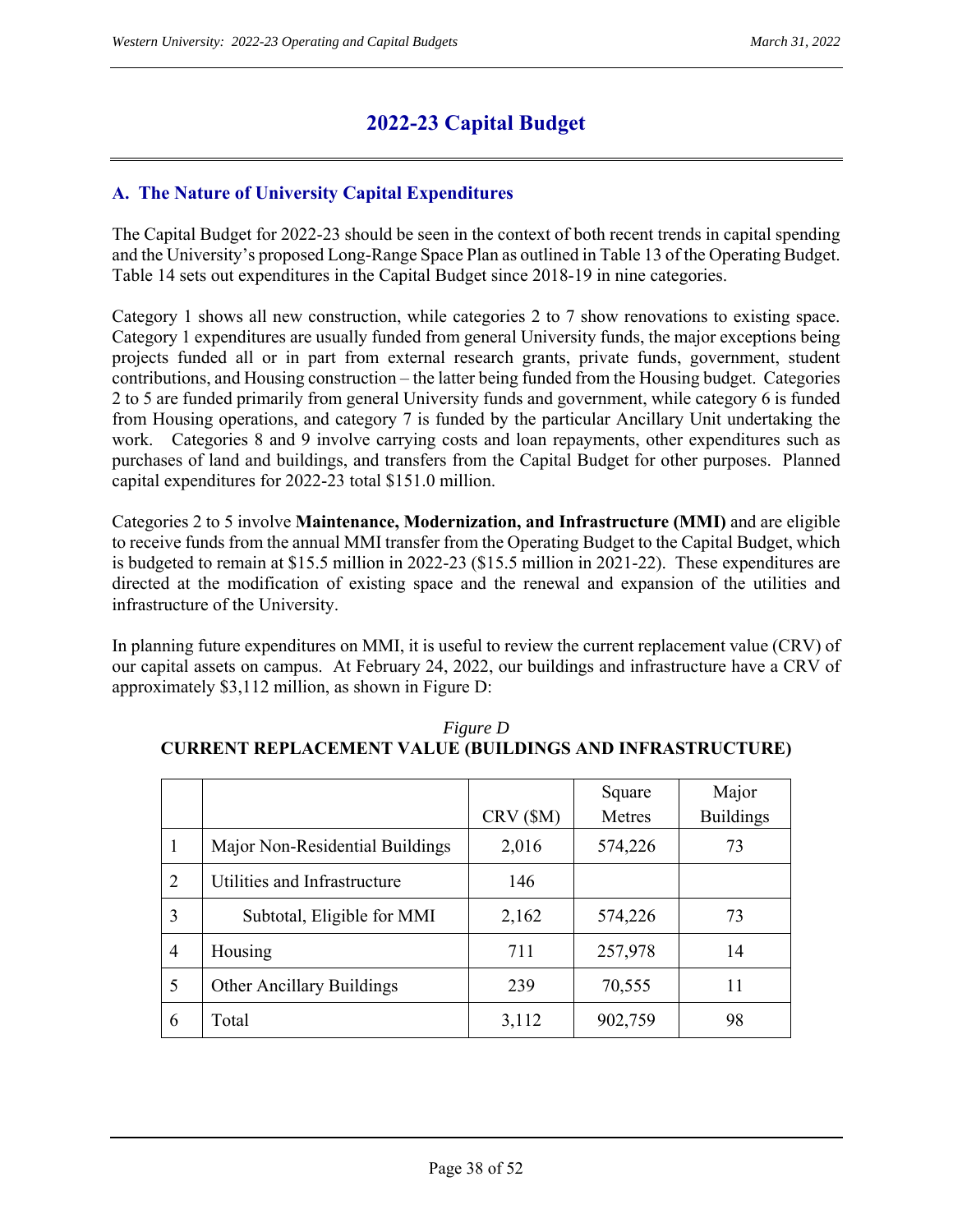# 2022-23 Capital Budget

## A. The Nature of University Capital Expenditures

The Capital Budget for 2022-23 should be seen in the context of both recent trends in capital spending and the University's proposed Long-Range Space Plan as outlined in Table 13 of the Operating Budget. Table 14 sets out expenditures in the Capital Budget since 2018-19 in nine categories.

Category 1 shows all new construction, while categories 2 to 7 show renovations to existing space. Category 1 expenditures are usually funded from general University funds, the major exceptions being projects funded all or in part from external research grants, private funds, government, student contributions, and Housing construction – the latter being funded from the Housing budget. Categories 2 to 5 are funded primarily from general University funds and government, while category 6 is funded from Housing operations, and category 7 is funded by the particular Ancillary Unit undertaking the work. Categories 8 and 9 involve carrying costs and loan repayments, other expenditures such as purchases of land and buildings, and transfers from the Capital Budget for other purposes. Planned capital expenditures for 2022-23 total $151.0 million.

Categories 2 to 5 involve **Maintenance, Modernization, and Infrastructure (MMI)** and are eligible to receive funds from the annual MMI transfer from the Operating Budget to the Capital Budget, which is budgeted to remain at $15.5 million in 2022-23 ($15.5 million in 2021-22). These expenditures are directed at the modification of existing space and the renewal and expansion of the utilities and infrastructure of the University.

In planning future expenditures on MMI, it is useful to review the current replacement value (CRV) of our capital assets on campus. At February 24, 2022, our buildings and infrastructure have a CRV of approximately $3,112 million, as shown in Figure D:

*Figure D*

**CURRENT REPLACEMENT VALUE (BUILDINGS AND INFRASTRUCTURE)**

| | | CRV ($M) | Square Metres | Major Buildings |
|---|---|---|---|---|
| 1 | Major Non-Residential Buildings | 2,016 | 574,226 | 73 |
| 2 | Utilities and Infrastructure | 146 | | |
| 3 | Subtotal, Eligible for MMI | 2,162 | 574,226 | 73 |
| 4 | Housing | 711 | 257,978 | 14 |
| 5 | Other Ancillary Buildings | 239 | 70,555 | 11 |
| 6 | Total | 3,112 | 902,759 | 98 |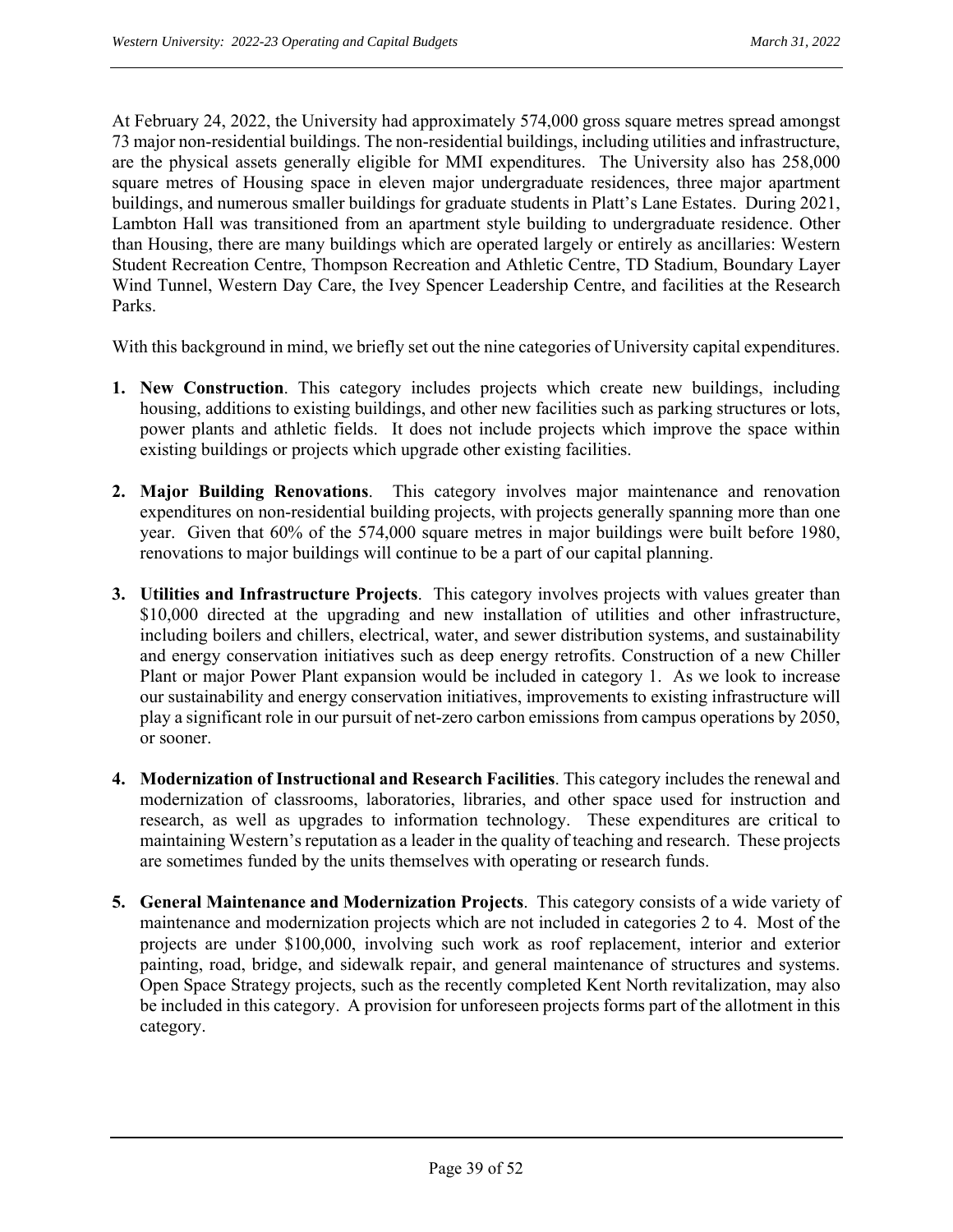At February 24, 2022, the University had approximately 574,000 gross square metres spread amongst 73 major non-residential buildings. The non-residential buildings, including utilities and infrastructure, are the physical assets generally eligible for MMI expenditures. The University also has 258,000 square metres of Housing space in eleven major undergraduate residences, three major apartment buildings, and numerous smaller buildings for graduate students in Platt's Lane Estates. During 2021, Lambton Hall was transitioned from an apartment style building to undergraduate residence. Other than Housing, there are many buildings which are operated largely or entirely as ancillaries: Western Student Recreation Centre, Thompson Recreation and Athletic Centre, TD Stadium, Boundary Layer Wind Tunnel, Western Day Care, the Ivey Spencer Leadership Centre, and facilities at the Research Parks.

With this background in mind, we briefly set out the nine categories of University capital expenditures.

1. **New Construction**. This category includes projects which create new buildings, including housing, additions to existing buildings, and other new facilities such as parking structures or lots, power plants and athletic fields. It does not include projects which improve the space within existing buildings or projects which upgrade other existing facilities.

2. **Major Building Renovations**. This category involves major maintenance and renovation expenditures on non-residential building projects, with projects generally spanning more than one year. Given that 60% of the 574,000 square metres in major buildings were built before 1980, renovations to major buildings will continue to be a part of our capital planning.

3. **Utilities and Infrastructure Projects**. This category involves projects with values greater than $10,000 directed at the upgrading and new installation of utilities and other infrastructure, including boilers and chillers, electrical, water, and sewer distribution systems, and sustainability and energy conservation initiatives such as deep energy retrofits. Construction of a new Chiller Plant or major Power Plant expansion would be included in category 1. As we look to increase our sustainability and energy conservation initiatives, improvements to existing infrastructure will play a significant role in our pursuit of net-zero carbon emissions from campus operations by 2050, or sooner.

4. **Modernization of Instructional and Research Facilities**. This category includes the renewal and modernization of classrooms, laboratories, libraries, and other space used for instruction and research, as well as upgrades to information technology. These expenditures are critical to maintaining Western's reputation as a leader in the quality of teaching and research. These projects are sometimes funded by the units themselves with operating or research funds.

5. **General Maintenance and Modernization Projects**. This category consists of a wide variety of maintenance and modernization projects which are not included in categories 2 to 4. Most of the projects are under $100,000, involving such work as roof replacement, interior and exterior painting, road, bridge, and sidewalk repair, and general maintenance of structures and systems. Open Space Strategy projects, such as the recently completed Kent North revitalization, may also be included in this category. A provision for unforeseen projects forms part of the allotment in this category.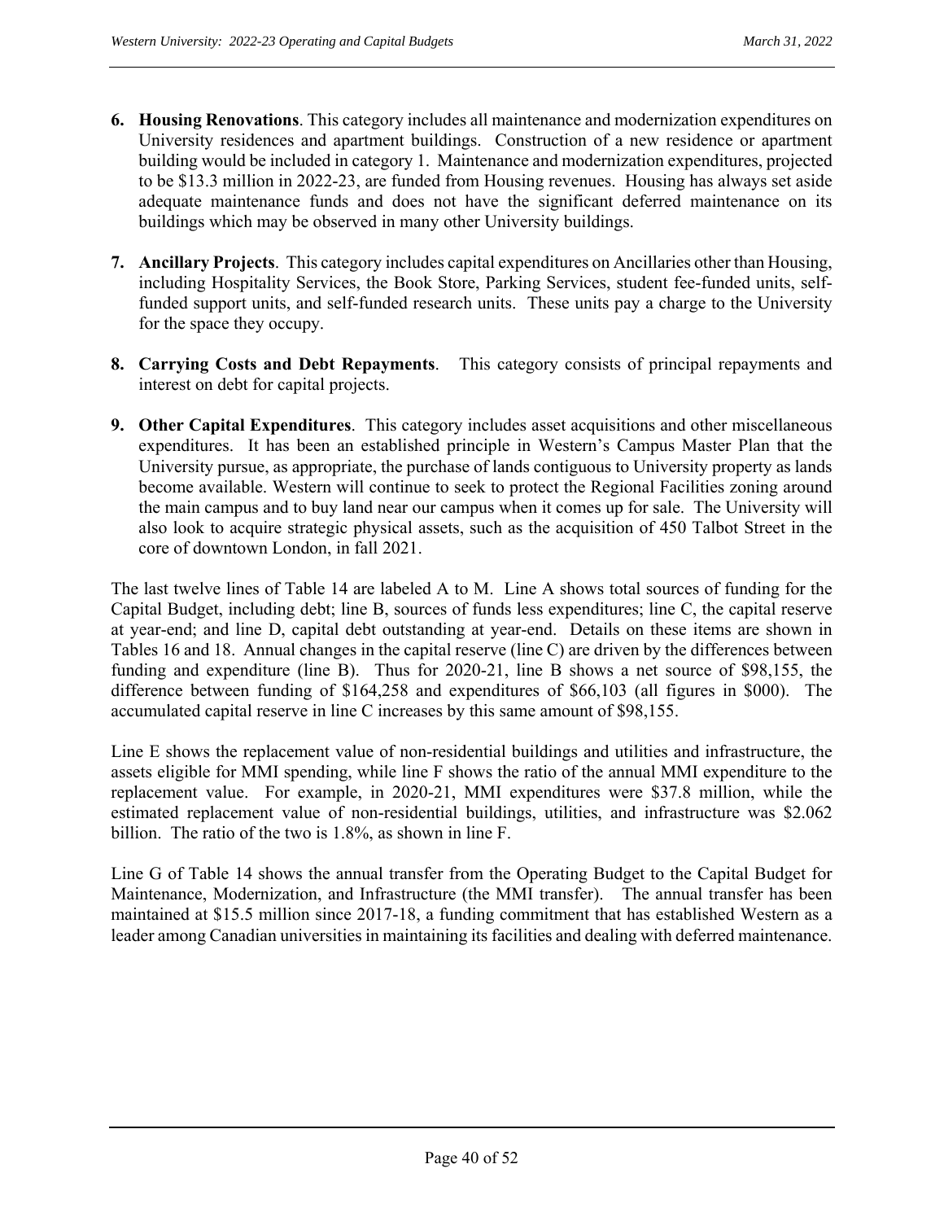6. **Housing Renovations**. This category includes all maintenance and modernization expenditures on University residences and apartment buildings. Construction of a new residence or apartment building would be included in category 1. Maintenance and modernization expenditures, projected to be $13.3 million in 2022-23, are funded from Housing revenues. Housing has always set aside adequate maintenance funds and does not have the significant deferred maintenance on its buildings which may be observed in many other University buildings.

7. **Ancillary Projects**. This category includes capital expenditures on Ancillaries other than Housing, including Hospitality Services, the Book Store, Parking Services, student fee-funded units, self-funded support units, and self-funded research units. These units pay a charge to the University for the space they occupy.

8. **Carrying Costs and Debt Repayments**. This category consists of principal repayments and interest on debt for capital projects.

9. **Other Capital Expenditures**. This category includes asset acquisitions and other miscellaneous expenditures. It has been an established principle in Western's Campus Master Plan that the University pursue, as appropriate, the purchase of lands contiguous to University property as lands become available. Western will continue to seek to protect the Regional Facilities zoning around the main campus and to buy land near our campus when it comes up for sale. The University will also look to acquire strategic physical assets, such as the acquisition of 450 Talbot Street in the core of downtown London, in fall 2021.

The last twelve lines of Table 14 are labeled A to M. Line A shows total sources of funding for the Capital Budget, including debt; line B, sources of funds less expenditures; line C, the capital reserve at year-end; and line D, capital debt outstanding at year-end. Details on these items are shown in Tables 16 and 18. Annual changes in the capital reserve (line C) are driven by the differences between funding and expenditure (line B). Thus for 2020-21, line B shows a net source of $98,155, the difference between funding of $164,258 and expenditures of $66,103 (all figures in $000). The accumulated capital reserve in line C increases by this same amount of $98,155.

Line E shows the replacement value of non-residential buildings and utilities and infrastructure, the assets eligible for MMI spending, while line F shows the ratio of the annual MMI expenditure to the replacement value. For example, in 2020-21, MMI expenditures were $37.8 million, while the estimated replacement value of non-residential buildings, utilities, and infrastructure was $2.062 billion. The ratio of the two is 1.8%, as shown in line F.

Line G of Table 14 shows the annual transfer from the Operating Budget to the Capital Budget for Maintenance, Modernization, and Infrastructure (the MMI transfer). The annual transfer has been maintained at $15.5 million since 2017-18, a funding commitment that has established Western as a leader among Canadian universities in maintaining its facilities and dealing with deferred maintenance.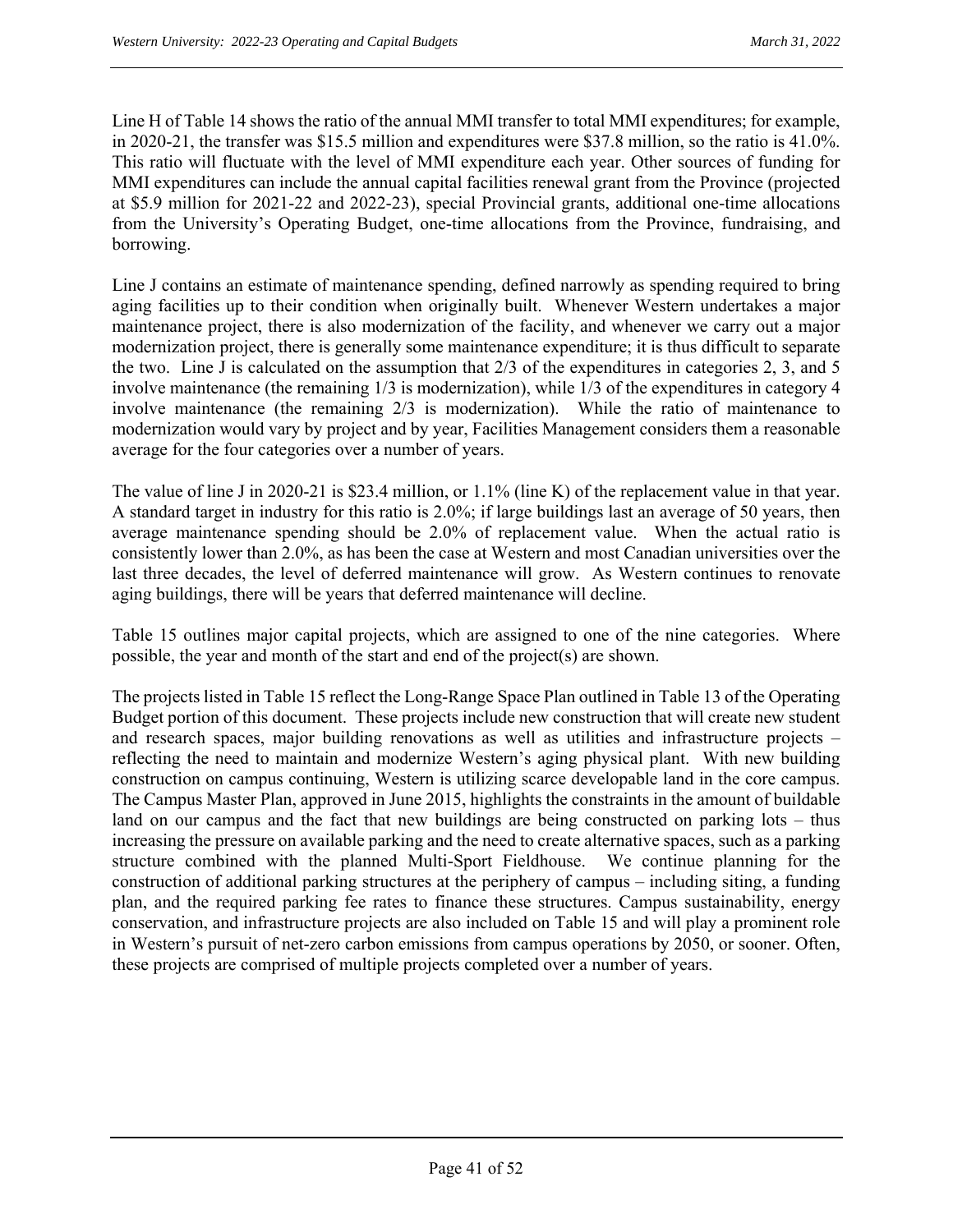Line H of Table 14 shows the ratio of the annual MMI transfer to total MMI expenditures; for example, in 2020-21, the transfer was $15.5 million and expenditures were $37.8 million, so the ratio is 41.0%. This ratio will fluctuate with the level of MMI expenditure each year. Other sources of funding for MMI expenditures can include the annual capital facilities renewal grant from the Province (projected at $5.9 million for 2021-22 and 2022-23), special Provincial grants, additional one-time allocations from the University's Operating Budget, one-time allocations from the Province, fundraising, and borrowing.

Line J contains an estimate of maintenance spending, defined narrowly as spending required to bring aging facilities up to their condition when originally built. Whenever Western undertakes a major maintenance project, there is also modernization of the facility, and whenever we carry out a major modernization project, there is generally some maintenance expenditure; it is thus difficult to separate the two. Line J is calculated on the assumption that 2/3 of the expenditures in categories 2, 3, and 5 involve maintenance (the remaining 1/3 is modernization), while 1/3 of the expenditures in category 4 involve maintenance (the remaining 2/3 is modernization). While the ratio of maintenance to modernization would vary by project and by year, Facilities Management considers them a reasonable average for the four categories over a number of years.

The value of line J in 2020-21 is $23.4 million, or 1.1% (line K) of the replacement value in that year. A standard target in industry for this ratio is 2.0%; if large buildings last an average of 50 years, then average maintenance spending should be 2.0% of replacement value. When the actual ratio is consistently lower than 2.0%, as has been the case at Western and most Canadian universities over the last three decades, the level of deferred maintenance will grow. As Western continues to renovate aging buildings, there will be years that deferred maintenance will decline.

Table 15 outlines major capital projects, which are assigned to one of the nine categories. Where possible, the year and month of the start and end of the project(s) are shown.

The projects listed in Table 15 reflect the Long-Range Space Plan outlined in Table 13 of the Operating Budget portion of this document. These projects include new construction that will create new student and research spaces, major building renovations as well as utilities and infrastructure projects – reflecting the need to maintain and modernize Western's aging physical plant. With new building construction on campus continuing, Western is utilizing scarce developable land in the core campus. The Campus Master Plan, approved in June 2015, highlights the constraints in the amount of buildable land on our campus and the fact that new buildings are being constructed on parking lots – thus increasing the pressure on available parking and the need to create alternative spaces, such as a parking structure combined with the planned Multi-Sport Fieldhouse. We continue planning for the construction of additional parking structures at the periphery of campus – including siting, a funding plan, and the required parking fee rates to finance these structures. Campus sustainability, energy conservation, and infrastructure projects are also included on Table 15 and will play a prominent role in Western's pursuit of net-zero carbon emissions from campus operations by 2050, or sooner. Often, these projects are comprised of multiple projects completed over a number of years.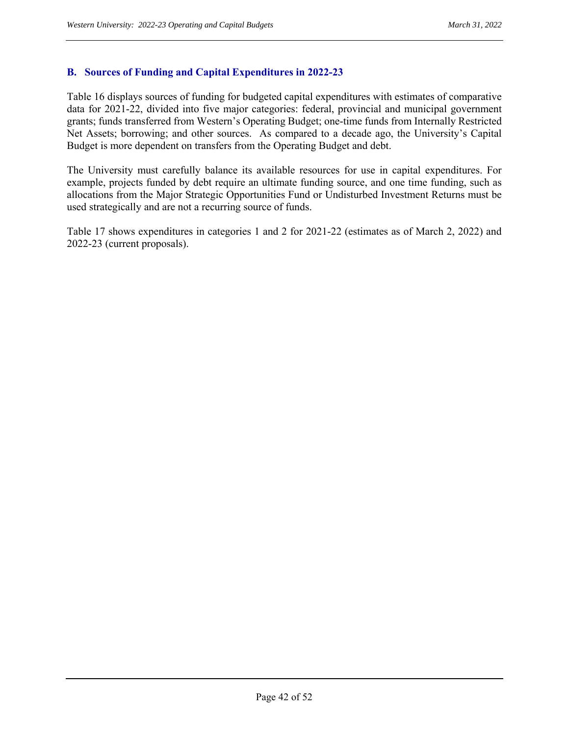## B. Sources of Funding and Capital Expenditures in 2022-23

Table 16 displays sources of funding for budgeted capital expenditures with estimates of comparative data for 2021-22, divided into five major categories: federal, provincial and municipal government grants; funds transferred from Western's Operating Budget; one-time funds from Internally Restricted Net Assets; borrowing; and other sources. As compared to a decade ago, the University's Capital Budget is more dependent on transfers from the Operating Budget and debt.

The University must carefully balance its available resources for use in capital expenditures. For example, projects funded by debt require an ultimate funding source, and one time funding, such as allocations from the Major Strategic Opportunities Fund or Undisturbed Investment Returns must be used strategically and are not a recurring source of funds.

Table 17 shows expenditures in categories 1 and 2 for 2021-22 (estimates as of March 2, 2022) and 2022-23 (current proposals).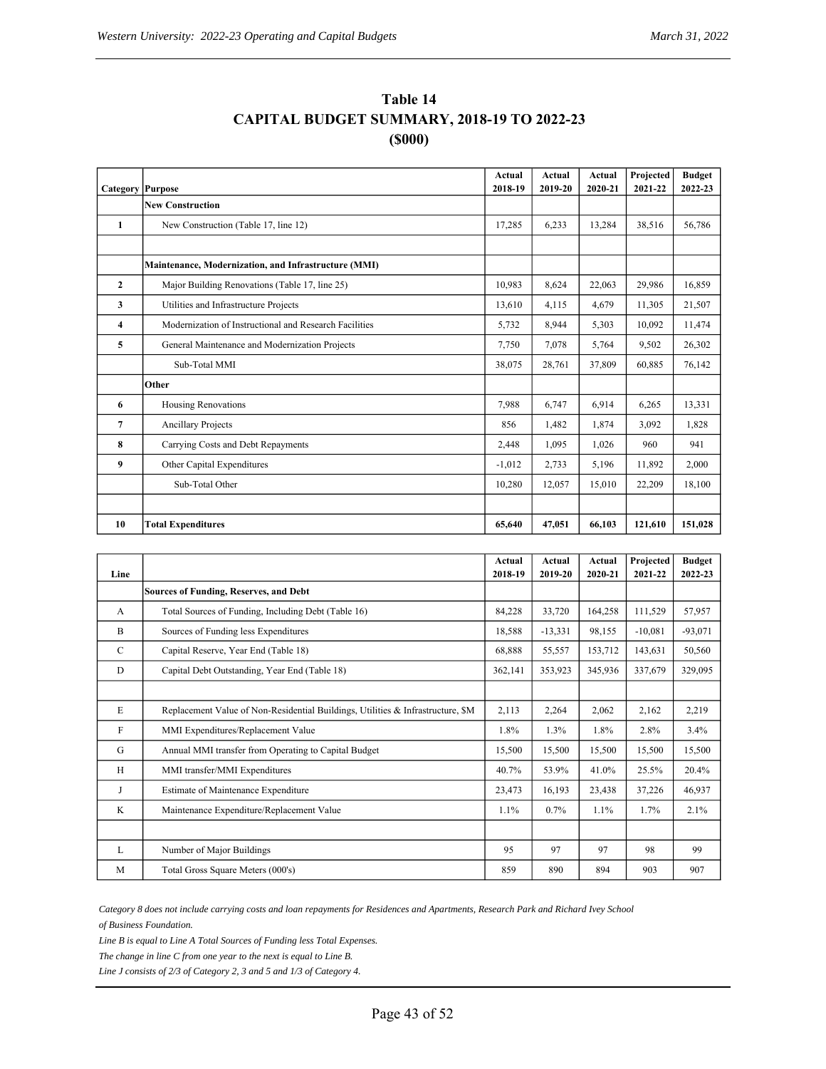# Table 14
## CAPITAL BUDGET SUMMARY, 2018-19 TO 2022-23
## ($000)

| Category | Purpose | Actual 2018-19 | Actual 2019-20 | Actual 2020-21 | Projected 2021-22 | Budget 2022-23 |
|---|---|---|---|---|---|---|
| | **New Construction** | | | | | |
| 1 | New Construction (Table 17, line 12) | 17,285 | 6,233 | 13,284 | 38,516 | 56,786 |
| | | | | | | |
| | **Maintenance, Modernization, and Infrastructure (MMI)** | | | | | |
| 2 | Major Building Renovations (Table 17, line 25) | 10,983 | 8,624 | 22,063 | 29,986 | 16,859 |
| 3 | Utilities and Infrastructure Projects | 13,610 | 4,115 | 4,679 | 11,305 | 21,507 |
| 4 | Modernization of Instructional and Research Facilities | 5,732 | 8,944 | 5,303 | 10,092 | 11,474 |
| 5 | General Maintenance and Modernization Projects | 7,750 | 7,078 | 5,764 | 9,502 | 26,302 |
| | Sub-Total MMI | 38,075 | 28,761 | 37,809 | 60,885 | 76,142 |
| | **Other** | | | | | |
| 6 | Housing Renovations | 7,988 | 6,747 | 6,914 | 6,265 | 13,331 |
| 7 | Ancillary Projects | 856 | 1,482 | 1,874 | 3,092 | 1,828 |
| 8 | Carrying Costs and Debt Repayments | 2,448 | 1,095 | 1,026 | 960 | 941 |
| 9 | Other Capital Expenditures | -1,012 | 2,733 | 5,196 | 11,892 | 2,000 |
| | Sub-Total Other | 10,280 | 12,057 | 15,010 | 22,209 | 18,100 |
| | | | | | | |
| **10** | **Total Expenditures** | **65,640** | **47,051** | **66,103** | **121,610** | **151,028** |

| Line | | Actual 2018-19 | Actual 2019-20 | Actual 2020-21 | Projected 2021-22 | Budget 2022-23 |
|---|---|---|---|---|---|---|
| | **Sources of Funding, Reserves, and Debt** | | | | | |
| A | Total Sources of Funding, Including Debt (Table 16) | 84,228 | 33,720 | 164,258 | 111,529 | 57,957 |
| B | Sources of Funding less Expenditures | 18,588 | -13,331 | 98,155 | -10,081 | -93,071 |
| C | Capital Reserve, Year End (Table 18) | 68,888 | 55,557 | 153,712 | 143,631 | 50,560 |
| D | Capital Debt Outstanding, Year End (Table 18) | 362,141 | 353,923 | 345,936 | 337,679 | 329,095 |
| | | | | | | |
| E | Replacement Value of Non-Residential Buildings, Utilities & Infrastructure, $M | 2,113 | 2,264 | 2,062 | 2,162 | 2,219 |
| F | MMI Expenditures/Replacement Value | 1.8% | 1.3% | 1.8% | 2.8% | 3.4% |
| G | Annual MMI transfer from Operating to Capital Budget | 15,500 | 15,500 | 15,500 | 15,500 | 15,500 |
| H | MMI transfer/MMI Expenditures | 40.7% | 53.9% | 41.0% | 25.5% | 20.4% |
| J | Estimate of Maintenance Expenditure | 23,473 | 16,193 | 23,438 | 37,226 | 46,937 |
| K | Maintenance Expenditure/Replacement Value | 1.1% | 0.7% | 1.1% | 1.7% | 2.1% |
| | | | | | | |
| L | Number of Major Buildings | 95 | 97 | 97 | 98 | 99 |
| M | Total Gross Square Meters (000's) | 859 | 890 | 894 | 903 | 907 |

*Category 8 does not include carrying costs and loan repayments for Residences and Apartments, Research Park and Richard Ivey School of Business Foundation.*

*Line B is equal to Line A Total Sources of Funding less Total Expenses.*

*The change in line C from one year to the next is equal to Line B.*

*Line J consists of 2/3 of Category 2, 3 and 5 and 1/3 of Category 4.*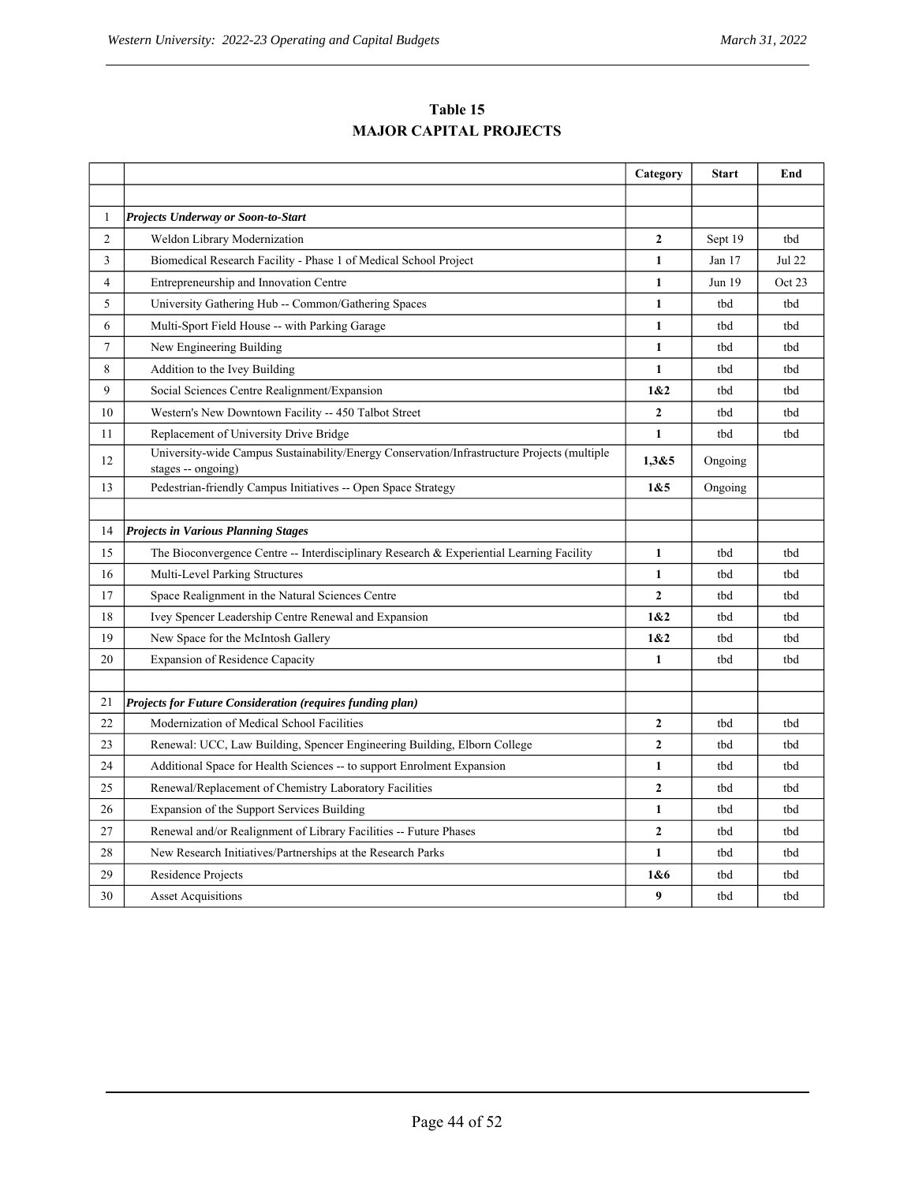## Table 15
## MAJOR CAPITAL PROJECTS

| | | Category | Start | End |
|---|---|---|---|---|
| | | | | |
| 1 | ***Projects Underway or Soon-to-Start*** | | | |
| 2 | Weldon Library Modernization | **2** | Sept 19 | tbd |
| 3 | Biomedical Research Facility - Phase 1 of Medical School Project | **1** | Jan 17 | Jul 22 |
| 4 | Entrepreneurship and Innovation Centre | **1** | Jun 19 | Oct 23 |
| 5 | University Gathering Hub -- Common/Gathering Spaces | **1** | tbd | tbd |
| 6 | Multi-Sport Field House -- with Parking Garage | **1** | tbd | tbd |
| 7 | New Engineering Building | **1** | tbd | tbd |
| 8 | Addition to the Ivey Building | **1** | tbd | tbd |
| 9 | Social Sciences Centre Realignment/Expansion | **1&2** | tbd | tbd |
| 10 | Western's New Downtown Facility -- 450 Talbot Street | **2** | tbd | tbd |
| 11 | Replacement of University Drive Bridge | **1** | tbd | tbd |
| 12 | University-wide Campus Sustainability/Energy Conservation/Infrastructure Projects (multiple stages -- ongoing) | **1,3&5** | Ongoing | |
| 13 | Pedestrian-friendly Campus Initiatives -- Open Space Strategy | **1&5** | Ongoing | |
| | | | | |
| 14 | ***Projects in Various Planning Stages*** | | | |
| 15 | The Bioconvergence Centre -- Interdisciplinary Research & Experiential Learning Facility | **1** | tbd | tbd |
| 16 | Multi-Level Parking Structures | **1** | tbd | tbd |
| 17 | Space Realignment in the Natural Sciences Centre | **2** | tbd | tbd |
| 18 | Ivey Spencer Leadership Centre Renewal and Expansion | **1&2** | tbd | tbd |
| 19 | New Space for the McIntosh Gallery | **1&2** | tbd | tbd |
| 20 | Expansion of Residence Capacity | **1** | tbd | tbd |
| | | | | |
| 21 | ***Projects for Future Consideration (requires funding plan)*** | | | |
| 22 | Modernization of Medical School Facilities | **2** | tbd | tbd |
| 23 | Renewal: UCC, Law Building, Spencer Engineering Building, Elborn College | **2** | tbd | tbd |
| 24 | Additional Space for Health Sciences -- to support Enrolment Expansion | **1** | tbd | tbd |
| 25 | Renewal/Replacement of Chemistry Laboratory Facilities | **2** | tbd | tbd |
| 26 | Expansion of the Support Services Building | **1** | tbd | tbd |
| 27 | Renewal and/or Realignment of Library Facilities -- Future Phases | **2** | tbd | tbd |
| 28 | New Research Initiatives/Partnerships at the Research Parks | **1** | tbd | tbd |
| 29 | Residence Projects | **1&6** | tbd | tbd |
| 30 | Asset Acquisitions | **9** | tbd | tbd |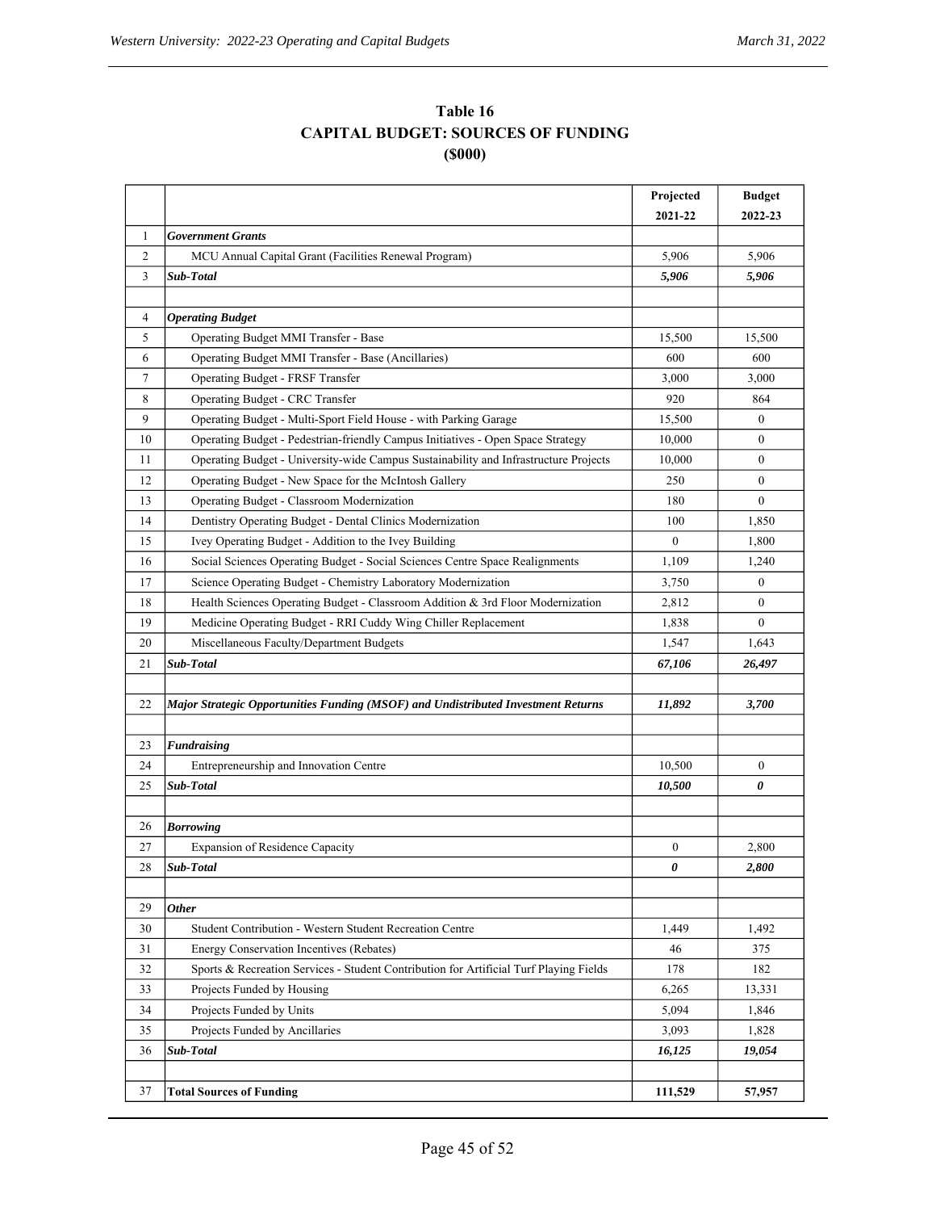# Table 16
## CAPITAL BUDGET: SOURCES OF FUNDING
## ($000)

| | | Projected 2021-22 | Budget 2022-23 |
|---|---|---|---|
| 1 | ***Government Grants*** | | |
| 2 | MCU Annual Capital Grant (Facilities Renewal Program) | 5,906 | 5,906 |
| 3 | ***Sub-Total*** | ***5,906*** | ***5,906*** |
| | | | |
| 4 | ***Operating Budget*** | | |
| 5 | Operating Budget MMI Transfer - Base | 15,500 | 15,500 |
| 6 | Operating Budget MMI Transfer - Base (Ancillaries) | 600 | 600 |
| 7 | Operating Budget - FRSF Transfer | 3,000 | 3,000 |
| 8 | Operating Budget - CRC Transfer | 920 | 864 |
| 9 | Operating Budget - Multi-Sport Field House - with Parking Garage | 15,500 | 0 |
| 10 | Operating Budget - Pedestrian-friendly Campus Initiatives - Open Space Strategy | 10,000 | 0 |
| 11 | Operating Budget - University-wide Campus Sustainability and Infrastructure Projects | 10,000 | 0 |
| 12 | Operating Budget - New Space for the McIntosh Gallery | 250 | 0 |
| 13 | Operating Budget - Classroom Modernization | 180 | 0 |
| 14 | Dentistry Operating Budget - Dental Clinics Modernization | 100 | 1,850 |
| 15 | Ivey Operating Budget - Addition to the Ivey Building | 0 | 1,800 |
| 16 | Social Sciences Operating Budget - Social Sciences Centre Space Realignments | 1,109 | 1,240 |
| 17 | Science Operating Budget - Chemistry Laboratory Modernization | 3,750 | 0 |
| 18 | Health Sciences Operating Budget - Classroom Addition & 3rd Floor Modernization | 2,812 | 0 |
| 19 | Medicine Operating Budget - RRI Cuddy Wing Chiller Replacement | 1,838 | 0 |
| 20 | Miscellaneous Faculty/Department Budgets | 1,547 | 1,643 |
| 21 | ***Sub-Total*** | ***67,106*** | ***26,497*** |
| | | | |
| 22 | ***Major Strategic Opportunities Funding (MSOF) and Undistributed Investment Returns*** | ***11,892*** | ***3,700*** |
| | | | |
| 23 | ***Fundraising*** | | |
| 24 | Entrepreneurship and Innovation Centre | 10,500 | 0 |
| 25 | ***Sub-Total*** | ***10,500*** | ***0*** |
| | | | |
| 26 | ***Borrowing*** | | |
| 27 | Expansion of Residence Capacity | 0 | 2,800 |
| 28 | ***Sub-Total*** | ***0*** | ***2,800*** |
| | | | |
| 29 | ***Other*** | | |
| 30 | Student Contribution - Western Student Recreation Centre | 1,449 | 1,492 |
| 31 | Energy Conservation Incentives (Rebates) | 46 | 375 |
| 32 | Sports & Recreation Services - Student Contribution for Artificial Turf Playing Fields | 178 | 182 |
| 33 | Projects Funded by Housing | 6,265 | 13,331 |
| 34 | Projects Funded by Units | 5,094 | 1,846 |
| 35 | Projects Funded by Ancillaries | 3,093 | 1,828 |
| 36 | ***Sub-Total*** | ***16,125*** | ***19,054*** |
| | | | |
| 37 | **Total Sources of Funding** | **111,529** | **57,957** |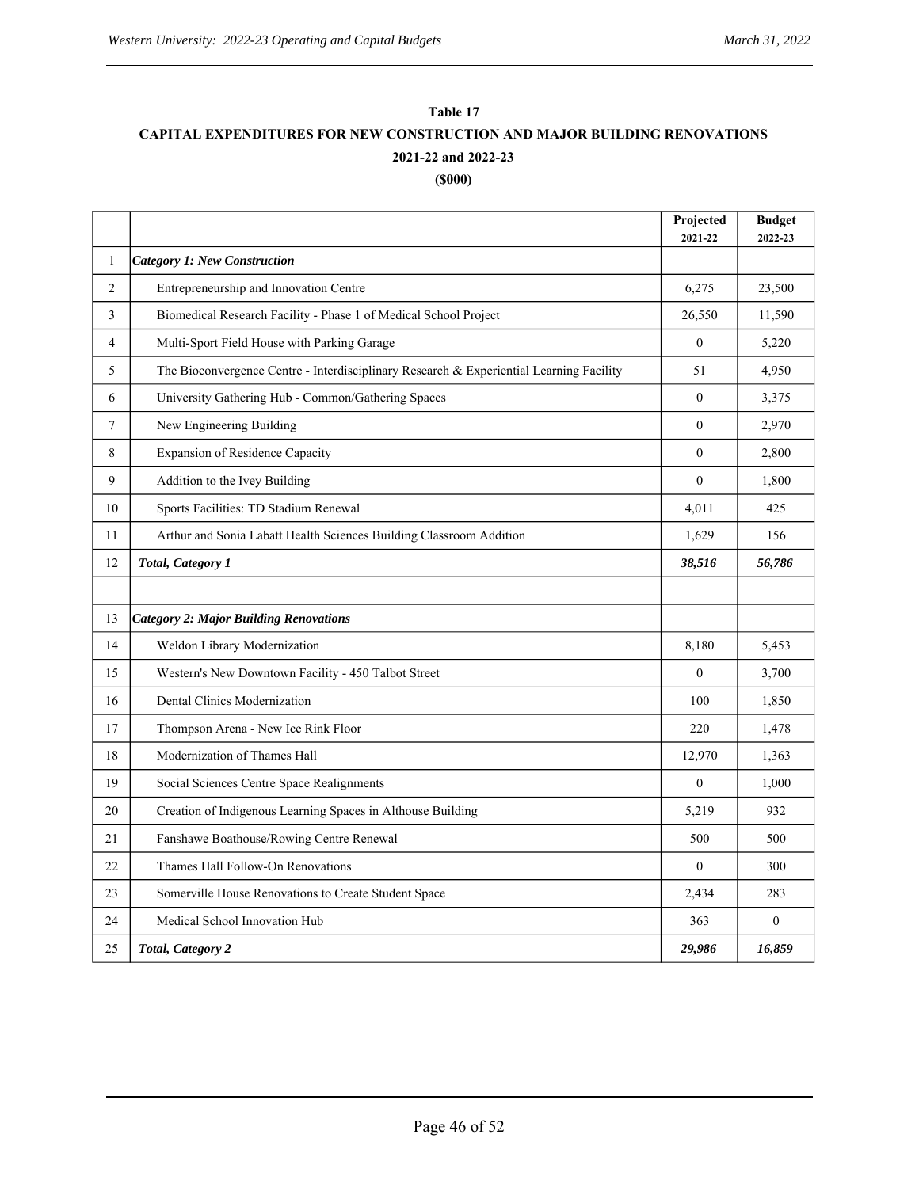**Table 17**

**CAPITAL EXPENDITURES FOR NEW CONSTRUCTION AND MAJOR BUILDING RENOVATIONS**

**2021-22 and 2022-23**

**($000)**

| | | Projected 2021-22 | Budget 2022-23 |
|---|---|---|---|
| 1 | ***Category 1: New Construction*** | | |
| 2 | Entrepreneurship and Innovation Centre | 6,275 | 23,500 |
| 3 | Biomedical Research Facility - Phase 1 of Medical School Project | 26,550 | 11,590 |
| 4 | Multi-Sport Field House with Parking Garage | 0 | 5,220 |
| 5 | The Bioconvergence Centre - Interdisciplinary Research & Experiential Learning Facility | 51 | 4,950 |
| 6 | University Gathering Hub - Common/Gathering Spaces | 0 | 3,375 |
| 7 | New Engineering Building | 0 | 2,970 |
| 8 | Expansion of Residence Capacity | 0 | 2,800 |
| 9 | Addition to the Ivey Building | 0 | 1,800 |
| 10 | Sports Facilities: TD Stadium Renewal | 4,011 | 425 |
| 11 | Arthur and Sonia Labatt Health Sciences Building Classroom Addition | 1,629 | 156 |
| 12 | ***Total, Category 1*** | ***38,516*** | ***56,786*** |
| | | | |
| 13 | ***Category 2: Major Building Renovations*** | | |
| 14 | Weldon Library Modernization | 8,180 | 5,453 |
| 15 | Western's New Downtown Facility - 450 Talbot Street | 0 | 3,700 |
| 16 | Dental Clinics Modernization | 100 | 1,850 |
| 17 | Thompson Arena - New Ice Rink Floor | 220 | 1,478 |
| 18 | Modernization of Thames Hall | 12,970 | 1,363 |
| 19 | Social Sciences Centre Space Realignments | 0 | 1,000 |
| 20 | Creation of Indigenous Learning Spaces in Althouse Building | 5,219 | 932 |
| 21 | Fanshawe Boathouse/Rowing Centre Renewal | 500 | 500 |
| 22 | Thames Hall Follow-On Renovations | 0 | 300 |
| 23 | Somerville House Renovations to Create Student Space | 2,434 | 283 |
| 24 | Medical School Innovation Hub | 363 | 0 |
| 25 | ***Total, Category 2*** | ***29,986*** | ***16,859*** |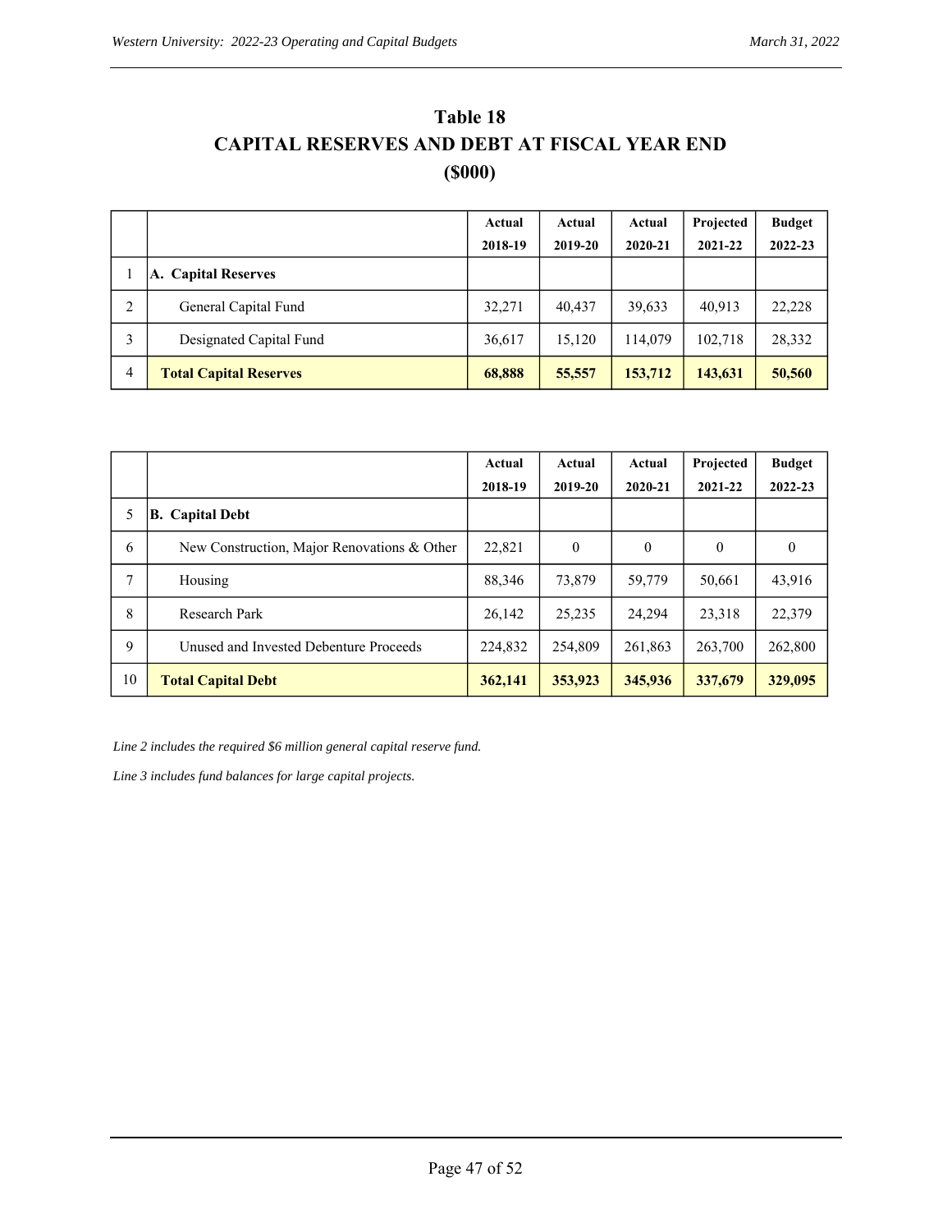# Table 18
# CAPITAL RESERVES AND DEBT AT FISCAL YEAR END
# ($000)

| | | Actual 2018-19 | Actual 2019-20 | Actual 2020-21 | Projected 2021-22 | Budget 2022-23 |
|---|---|---|---|---|---|---|
| 1 | **A. Capital Reserves** | | | | | |
| 2 | General Capital Fund | 32,271 | 40,437 | 39,633 | 40,913 | 22,228 |
| 3 | Designated Capital Fund | 36,617 | 15,120 | 114,079 | 102,718 | 28,332 |
| 4 | **Total Capital Reserves** | **68,888** | **55,557** | **153,712** | **143,631** | **50,560** |

| | | Actual 2018-19 | Actual 2019-20 | Actual 2020-21 | Projected 2021-22 | Budget 2022-23 |
|---|---|---|---|---|---|---|
| 5 | **B. Capital Debt** | | | | | |
| 6 | New Construction, Major Renovations & Other | 22,821 | 0 | 0 | 0 | 0 |
| 7 | Housing | 88,346 | 73,879 | 59,779 | 50,661 | 43,916 |
| 8 | Research Park | 26,142 | 25,235 | 24,294 | 23,318 | 22,379 |
| 9 | Unused and Invested Debenture Proceeds | 224,832 | 254,809 | 261,863 | 263,700 | 262,800 |
| 10 | **Total Capital Debt** | **362,141** | **353,923** | **345,936** | **337,679** | **329,095** |

*Line 2 includes the required $6 million general capital reserve fund.*

*Line 3 includes fund balances for large capital projects.*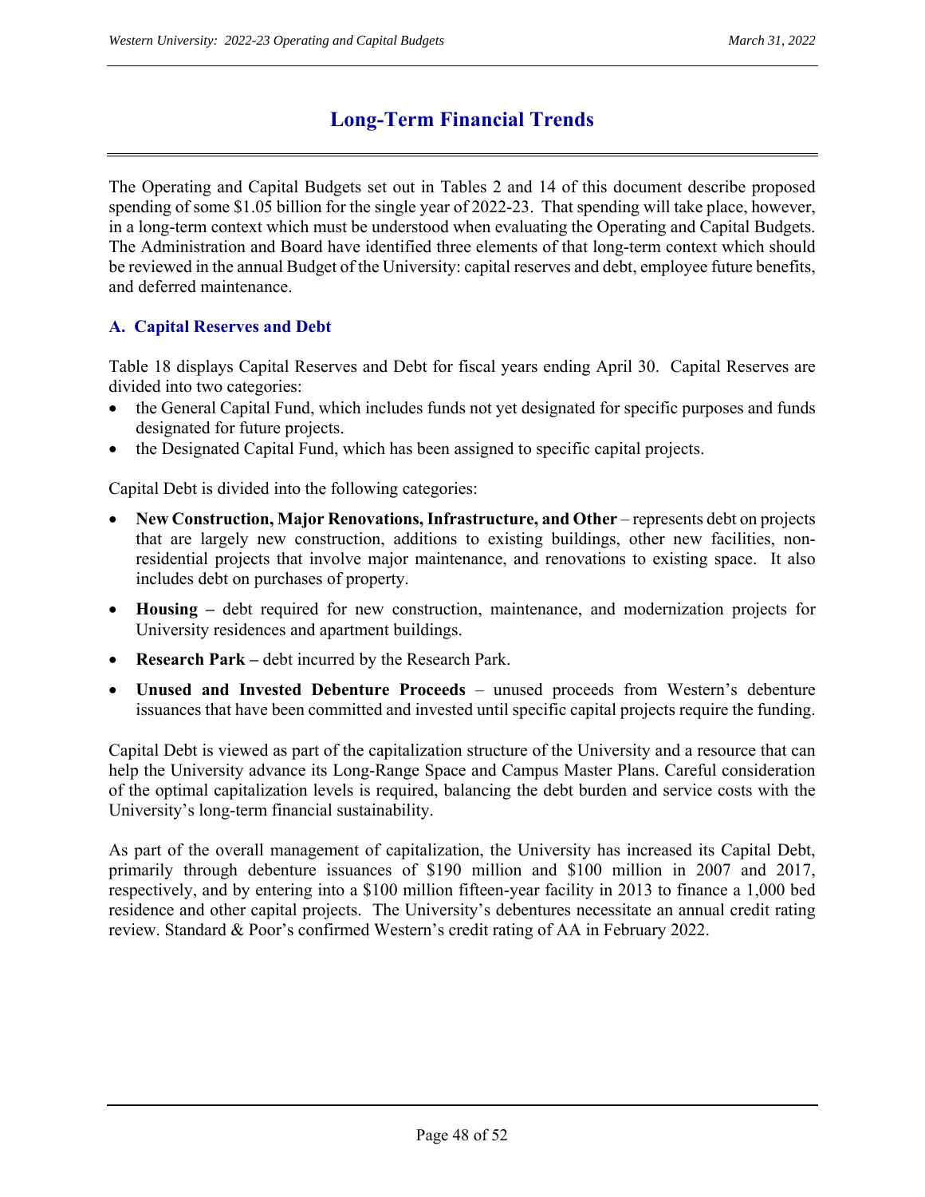# Long-Term Financial Trends

The Operating and Capital Budgets set out in Tables 2 and 14 of this document describe proposed spending of some $1.05 billion for the single year of 2022-23. That spending will take place, however, in a long-term context which must be understood when evaluating the Operating and Capital Budgets. The Administration and Board have identified three elements of that long-term context which should be reviewed in the annual Budget of the University: capital reserves and debt, employee future benefits, and deferred maintenance.

## A. Capital Reserves and Debt

Table 18 displays Capital Reserves and Debt for fiscal years ending April 30. Capital Reserves are divided into two categories:

- the General Capital Fund, which includes funds not yet designated for specific purposes and funds designated for future projects.
- the Designated Capital Fund, which has been assigned to specific capital projects.

Capital Debt is divided into the following categories:

- **New Construction, Major Renovations, Infrastructure, and Other** – represents debt on projects that are largely new construction, additions to existing buildings, other new facilities, non-residential projects that involve major maintenance, and renovations to existing space. It also includes debt on purchases of property.
- **Housing –** debt required for new construction, maintenance, and modernization projects for University residences and apartment buildings.
- **Research Park –** debt incurred by the Research Park.
- **Unused and Invested Debenture Proceeds** – unused proceeds from Western's debenture issuances that have been committed and invested until specific capital projects require the funding.

Capital Debt is viewed as part of the capitalization structure of the University and a resource that can help the University advance its Long-Range Space and Campus Master Plans. Careful consideration of the optimal capitalization levels is required, balancing the debt burden and service costs with the University's long-term financial sustainability.

As part of the overall management of capitalization, the University has increased its Capital Debt, primarily through debenture issuances of $190 million and $100 million in 2007 and 2017, respectively, and by entering into a $100 million fifteen-year facility in 2013 to finance a 1,000 bed residence and other capital projects. The University's debentures necessitate an annual credit rating review. Standard & Poor's confirmed Western's credit rating of AA in February 2022.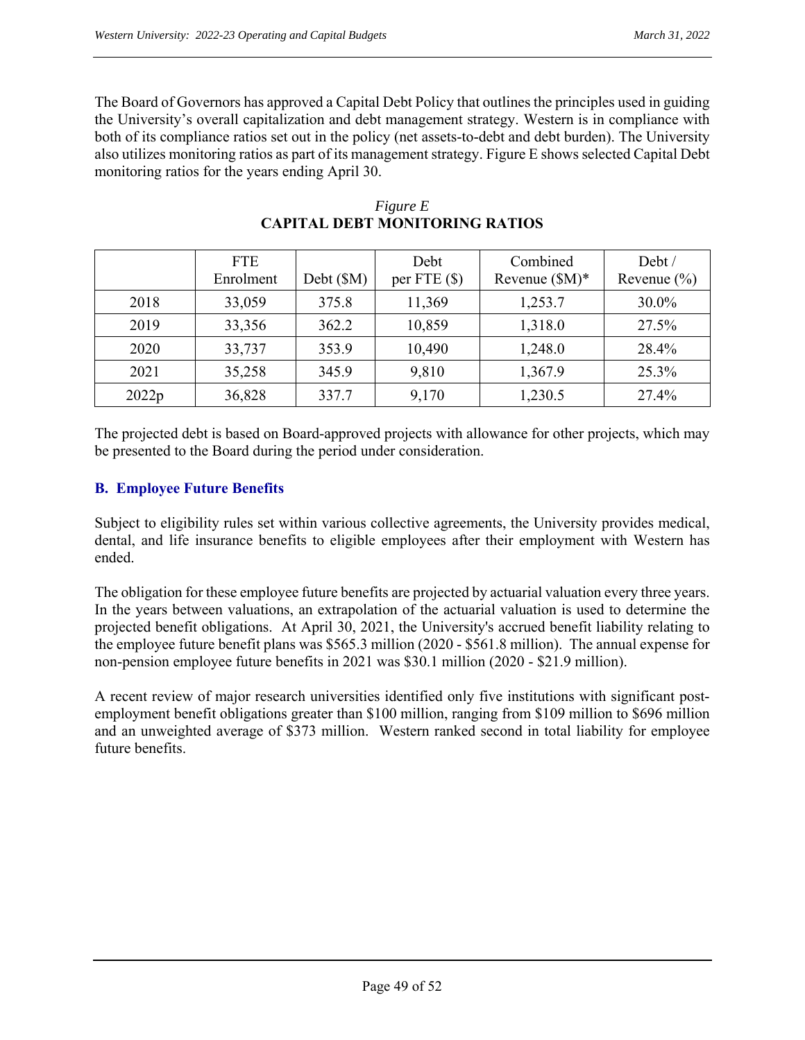The Board of Governors has approved a Capital Debt Policy that outlines the principles used in guiding the University's overall capitalization and debt management strategy. Western is in compliance with both of its compliance ratios set out in the policy (net assets-to-debt and debt burden). The University also utilizes monitoring ratios as part of its management strategy. Figure E shows selected Capital Debt monitoring ratios for the years ending April 30.

*Figure E*

**CAPITAL DEBT MONITORING RATIOS**

| | FTE Enrolment | Debt ($M) | Debt per FTE ($) | Combined Revenue ($M)* | Debt / Revenue (%) |
|---|---|---|---|---|---|
| 2018 | 33,059 | 375.8 | 11,369 | 1,253.7 | 30.0% |
| 2019 | 33,356 | 362.2 | 10,859 | 1,318.0 | 27.5% |
| 2020 | 33,737 | 353.9 | 10,490 | 1,248.0 | 28.4% |
| 2021 | 35,258 | 345.9 | 9,810 | 1,367.9 | 25.3% |
| 2022p | 36,828 | 337.7 | 9,170 | 1,230.5 | 27.4% |

The projected debt is based on Board-approved projects with allowance for other projects, which may be presented to the Board during the period under consideration.

## B. Employee Future Benefits

Subject to eligibility rules set within various collective agreements, the University provides medical, dental, and life insurance benefits to eligible employees after their employment with Western has ended.

The obligation for these employee future benefits are projected by actuarial valuation every three years. In the years between valuations, an extrapolation of the actuarial valuation is used to determine the projected benefit obligations. At April 30, 2021, the University's accrued benefit liability relating to the employee future benefit plans was $565.3 million (2020 - $561.8 million). The annual expense for non-pension employee future benefits in 2021 was $30.1 million (2020 - $21.9 million).

A recent review of major research universities identified only five institutions with significant post-employment benefit obligations greater than $100 million, ranging from $109 million to $696 million and an unweighted average of $373 million. Western ranked second in total liability for employee future benefits.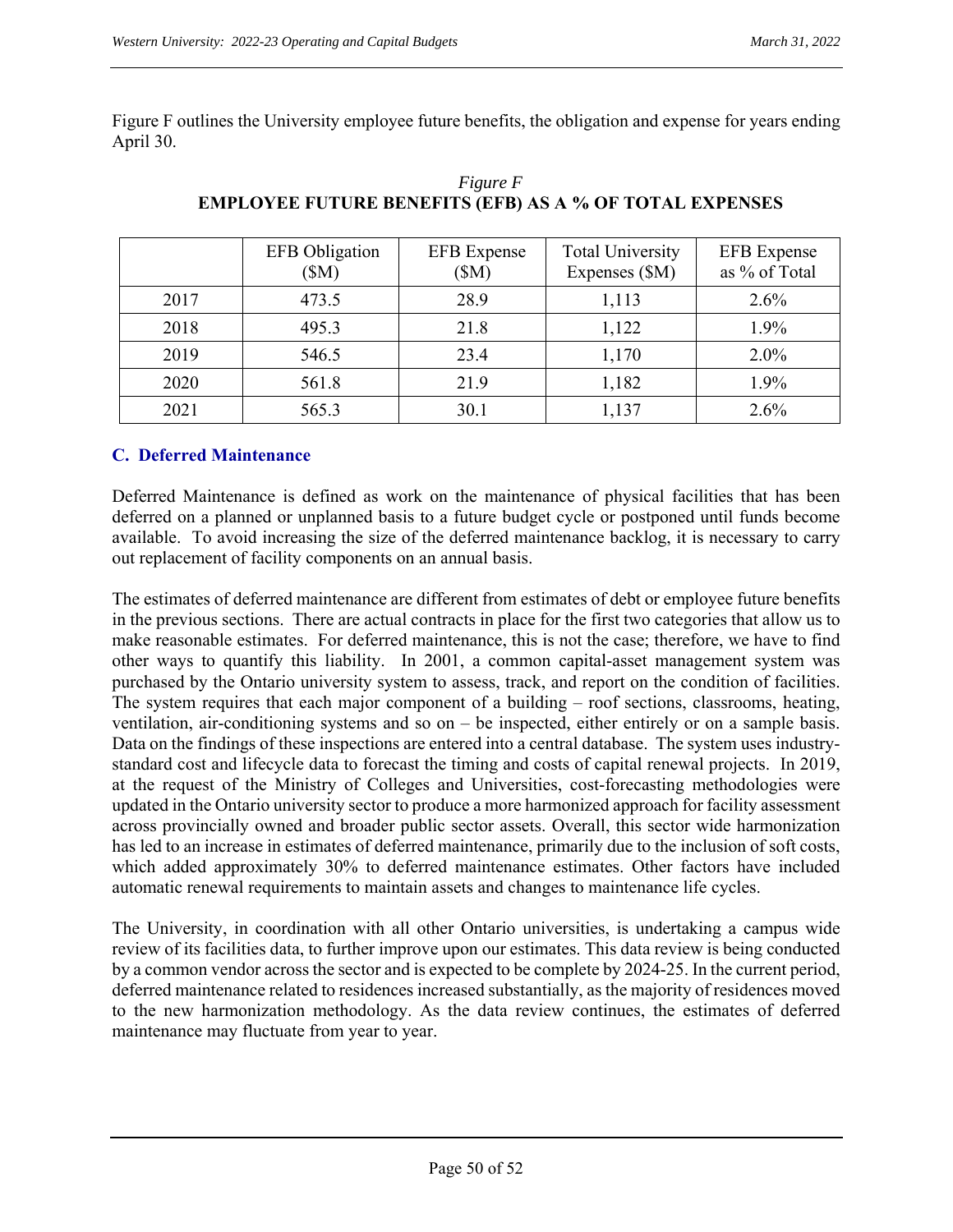Figure F outlines the University employee future benefits, the obligation and expense for years ending April 30.

*Figure F*

**EMPLOYEE FUTURE BENEFITS (EFB) AS A % OF TOTAL EXPENSES**

| | EFB Obligation ($M) | EFB Expense ($M) | Total University Expenses ($M) | EFB Expense as % of Total |
|---|---|---|---|---|
| 2017 | 473.5 | 28.9 | 1,113 | 2.6% |
| 2018 | 495.3 | 21.8 | 1,122 | 1.9% |
| 2019 | 546.5 | 23.4 | 1,170 | 2.0% |
| 2020 | 561.8 | 21.9 | 1,182 | 1.9% |
| 2021 | 565.3 | 30.1 | 1,137 | 2.6% |

## C. Deferred Maintenance

Deferred Maintenance is defined as work on the maintenance of physical facilities that has been deferred on a planned or unplanned basis to a future budget cycle or postponed until funds become available. To avoid increasing the size of the deferred maintenance backlog, it is necessary to carry out replacement of facility components on an annual basis.

The estimates of deferred maintenance are different from estimates of debt or employee future benefits in the previous sections. There are actual contracts in place for the first two categories that allow us to make reasonable estimates. For deferred maintenance, this is not the case; therefore, we have to find other ways to quantify this liability. In 2001, a common capital-asset management system was purchased by the Ontario university system to assess, track, and report on the condition of facilities. The system requires that each major component of a building – roof sections, classrooms, heating, ventilation, air-conditioning systems and so on – be inspected, either entirely or on a sample basis. Data on the findings of these inspections are entered into a central database. The system uses industry-standard cost and lifecycle data to forecast the timing and costs of capital renewal projects. In 2019, at the request of the Ministry of Colleges and Universities, cost-forecasting methodologies were updated in the Ontario university sector to produce a more harmonized approach for facility assessment across provincially owned and broader public sector assets. Overall, this sector wide harmonization has led to an increase in estimates of deferred maintenance, primarily due to the inclusion of soft costs, which added approximately 30% to deferred maintenance estimates. Other factors have included automatic renewal requirements to maintain assets and changes to maintenance life cycles.

The University, in coordination with all other Ontario universities, is undertaking a campus wide review of its facilities data, to further improve upon our estimates. This data review is being conducted by a common vendor across the sector and is expected to be complete by 2024-25. In the current period, deferred maintenance related to residences increased substantially, as the majority of residences moved to the new harmonization methodology. As the data review continues, the estimates of deferred maintenance may fluctuate from year to year.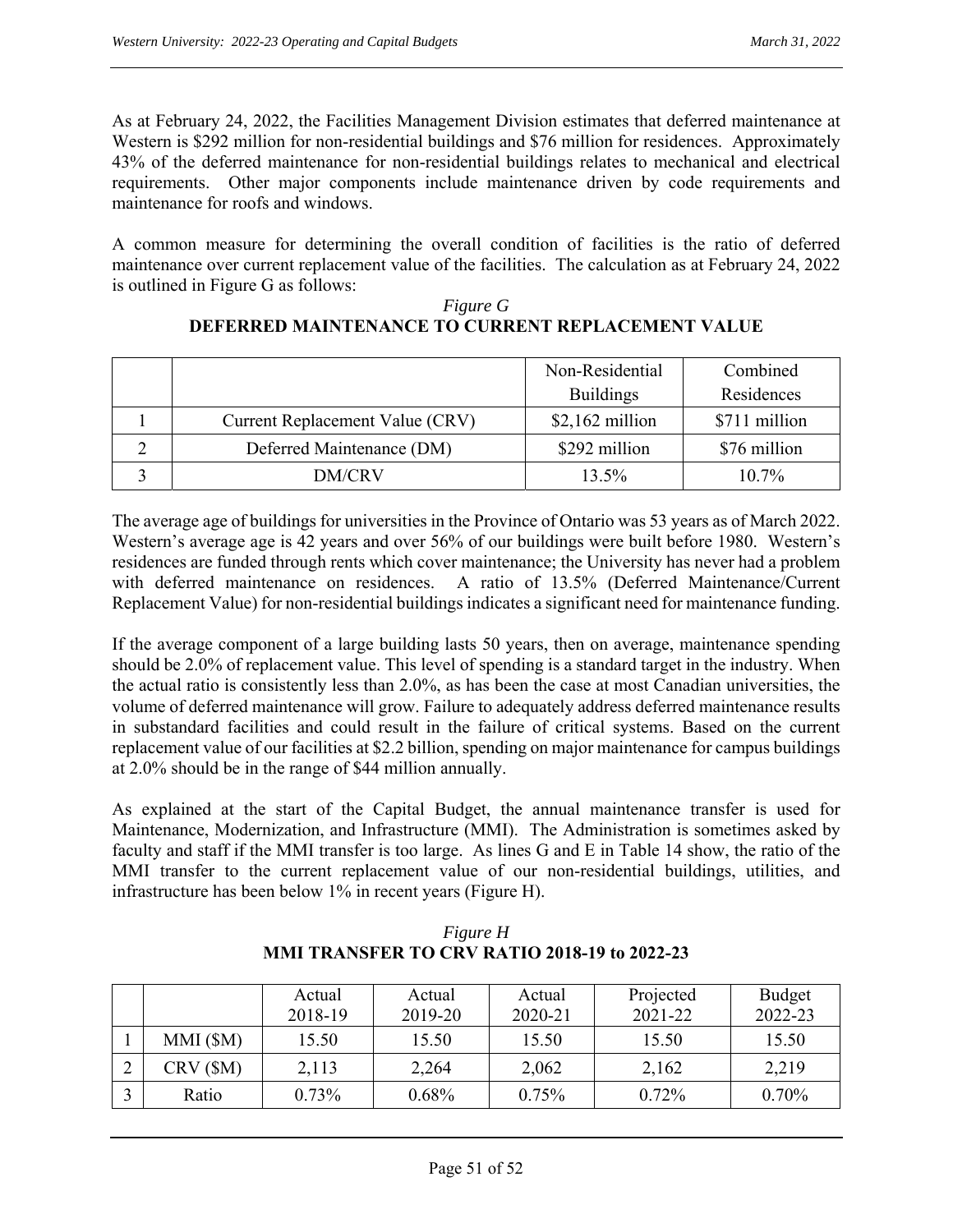As at February 24, 2022, the Facilities Management Division estimates that deferred maintenance at Western is $292 million for non-residential buildings and $76 million for residences. Approximately 43% of the deferred maintenance for non-residential buildings relates to mechanical and electrical requirements. Other major components include maintenance driven by code requirements and maintenance for roofs and windows.

A common measure for determining the overall condition of facilities is the ratio of deferred maintenance over current replacement value of the facilities. The calculation as at February 24, 2022 is outlined in Figure G as follows:

*Figure G*
**DEFERRED MAINTENANCE TO CURRENT REPLACEMENT VALUE**

| | | Non-Residential Buildings | Combined Residences |
|---|---|---|---|
| 1 | Current Replacement Value (CRV) | $2,162 million | $711 million |
| 2 | Deferred Maintenance (DM) | $292 million | $76 million |
| 3 | DM/CRV | 13.5% | 10.7% |

The average age of buildings for universities in the Province of Ontario was 53 years as of March 2022. Western's average age is 42 years and over 56% of our buildings were built before 1980. Western's residences are funded through rents which cover maintenance; the University has never had a problem with deferred maintenance on residences. A ratio of 13.5% (Deferred Maintenance/Current Replacement Value) for non-residential buildings indicates a significant need for maintenance funding.

If the average component of a large building lasts 50 years, then on average, maintenance spending should be 2.0% of replacement value. This level of spending is a standard target in the industry. When the actual ratio is consistently less than 2.0%, as has been the case at most Canadian universities, the volume of deferred maintenance will grow. Failure to adequately address deferred maintenance results in substandard facilities and could result in the failure of critical systems. Based on the current replacement value of our facilities at $2.2 billion, spending on major maintenance for campus buildings at 2.0% should be in the range of $44 million annually.

As explained at the start of the Capital Budget, the annual maintenance transfer is used for Maintenance, Modernization, and Infrastructure (MMI). The Administration is sometimes asked by faculty and staff if the MMI transfer is too large. As lines G and E in Table 14 show, the ratio of the MMI transfer to the current replacement value of our non-residential buildings, utilities, and infrastructure has been below 1% in recent years (Figure H).

*Figure H*
**MMI TRANSFER TO CRV RATIO 2018-19 to 2022-23**

| | | Actual 2018-19 | Actual 2019-20 | Actual 2020-21 | Projected 2021-22 | Budget 2022-23 |
|---|---|---|---|---|---|---|
| 1 | MMI ($M) | 15.50 | 15.50 | 15.50 | 15.50 | 15.50 |
| 2 | CRV ($M) | 2,113 | 2,264 | 2,062 | 2,162 | 2,219 |
| 3 | Ratio | 0.73% | 0.68% | 0.75% | 0.72% | 0.70% |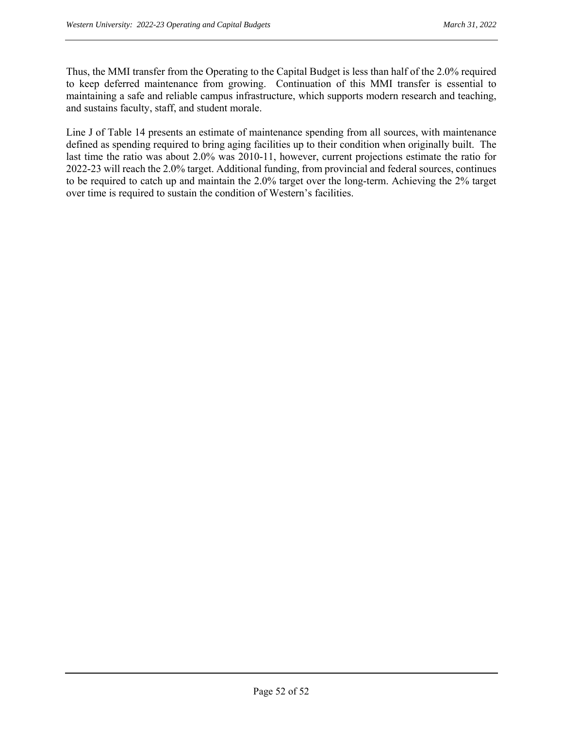Thus, the MMI transfer from the Operating to the Capital Budget is less than half of the 2.0% required to keep deferred maintenance from growing. Continuation of this MMI transfer is essential to maintaining a safe and reliable campus infrastructure, which supports modern research and teaching, and sustains faculty, staff, and student morale.

Line J of Table 14 presents an estimate of maintenance spending from all sources, with maintenance defined as spending required to bring aging facilities up to their condition when originally built. The last time the ratio was about 2.0% was 2010-11, however, current projections estimate the ratio for 2022-23 will reach the 2.0% target. Additional funding, from provincial and federal sources, continues to be required to catch up and maintain the 2.0% target over the long-term. Achieving the 2% target over time is required to sustain the condition of Western's facilities.